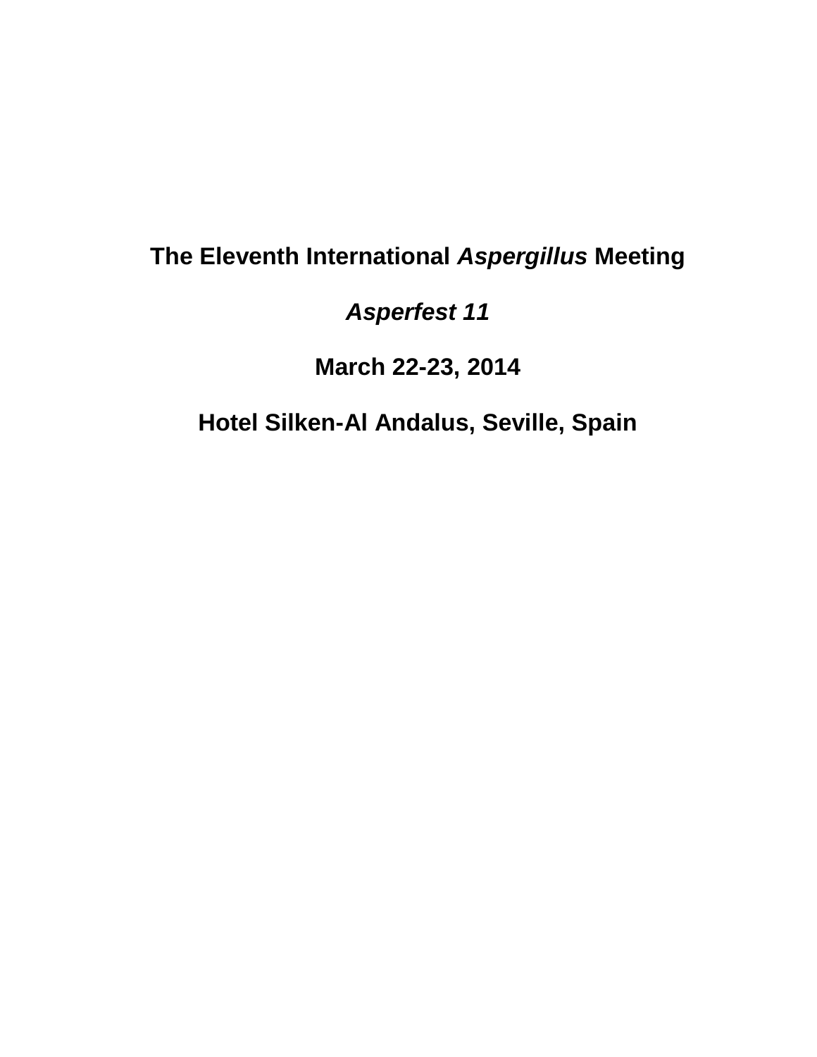# The Eleventh International *Aspergillus* Meeting

## *Asperfest 11*

## March 22-23, 2014

## Hotel Silken-Al Andalus, Seville, Spain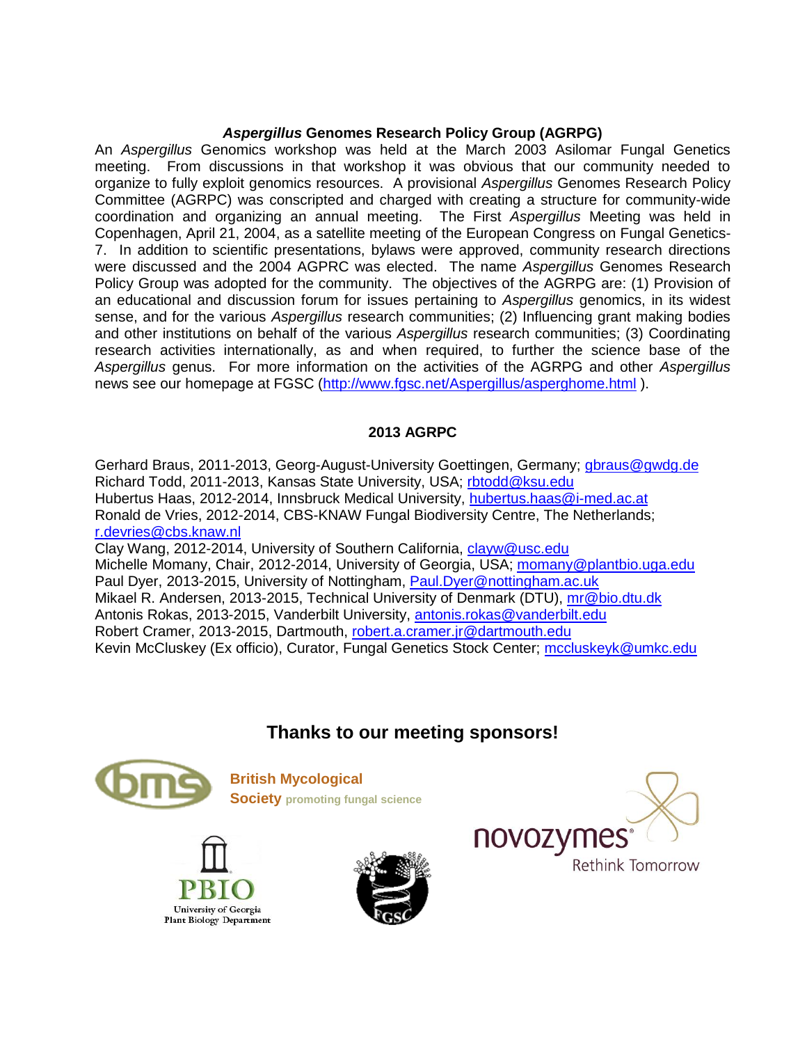## *Aspergillus* Genomes Research Policy Group (AGRPG)

An *Aspergillus* Genomics workshop was held at the March 2003 Asilomar Fungal Genetics meeting. From discussions in that workshop it was obvious that our community needed to organize to fully exploit genomics resources. A provisional *Aspergillus* Genomes Research Policy Committee (AGRPC) was conscripted and charged with creating a structure for community-wide coordination and organizing an annual meeting. The First *Aspergillus* Meeting was held in Copenhagen, April 21, 2004, as a satellite meeting of the European Congress on Fungal Genetics-7. In addition to scientific presentations, bylaws were approved, community research directions were discussed and the 2004 AGPRC was elected. The name *Aspergillus* Genomes Research Policy Group was adopted for the community. The objectives of the AGRPG are: (1) Provision of an educational and discussion forum for issues pertaining to *Aspergillus* genomics, in its widest sense, and for the various *Aspergillus* research communities; (2) Influencing grant making bodies and other institutions on behalf of the various *Aspergillus* research communities; (3) Coordinating research activities internationally, as and when required, to further the science base of the *Aspergillus* genus. For more information on the activities of the AGRPG and other *Aspergillus* news see our homepage at FGSC (http://www.fgsc.net/Aspergillus/asperghome.html ).

## 2013 AGRPC

Gerhard Braus, 2011-2013, Georg-August-University Goettingen, Germany; gbraus@gwdg.de
Richard Todd, 2011-2013, Kansas State University, USA; rbtodd@ksu.edu
Hubertus Haas, 2012-2014, Innsbruck Medical University, hubertus.haas@i-med.ac.at
Ronald de Vries, 2012-2014, CBS-KNAW Fungal Biodiversity Centre, The Netherlands; r.devries@cbs.knaw.nl
Clay Wang, 2012-2014, University of Southern California, clayw@usc.edu
Michelle Momany, Chair, 2012-2014, University of Georgia, USA; momany@plantbio.uga.edu
Paul Dyer, 2013-2015, University of Nottingham, Paul.Dyer@nottingham.ac.uk
Mikael R. Andersen, 2013-2015, Technical University of Denmark (DTU), mr@bio.dtu.dk
Antonis Rokas, 2013-2015, Vanderbilt University, antonis.rokas@vanderbilt.edu
Robert Cramer, 2013-2015, Dartmouth, robert.a.cramer.jr@dartmouth.edu
Kevin McCluskey (Ex officio), Curator, Fungal Genetics Stock Center; mccluskeyk@umkc.edu

## Thanks to our meeting sponsors!

British Mycological Society promoting fungal science

novozymes® Rethink Tomorrow

PBIO University of Georgia Plant Biology Department

FGSC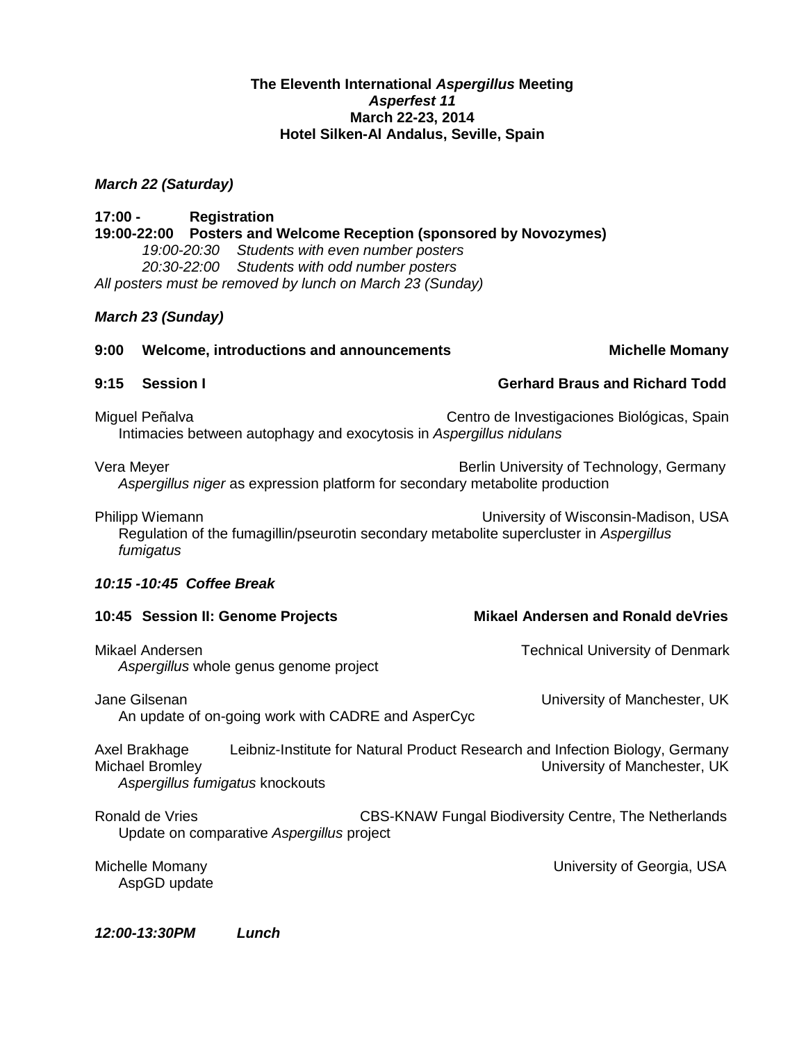**The Eleventh International *Aspergillus* Meeting**
***Asperfest 11***
**March 22-23, 2014**
**Hotel Silken-Al Andalus, Seville, Spain**

***March 22 (Saturday)***

**17:00 -** **Registration**
**19:00-22:00** **Posters and Welcome Reception (sponsored by Novozymes)**
*19:00-20:30 Students with even number posters*
*20:30-22:00 Students with odd number posters*
*All posters must be removed by lunch on March 23 (Sunday)*

***March 23 (Sunday)***

**9:00 Welcome, introductions and announcements** **Michelle Momany**

**9:15 Session I** **Gerhard Braus and Richard Todd**

Miguel Peñalva — Centro de Investigaciones Biológicas, Spain
Intimacies between autophagy and exocytosis in *Aspergillus nidulans*

Vera Meyer — Berlin University of Technology, Germany
*Aspergillus niger* as expression platform for secondary metabolite production

Philipp Wiemann — University of Wisconsin-Madison, USA
Regulation of the fumagillin/pseurotin secondary metabolite supercluster in *Aspergillus fumigatus*

***10:15 -10:45 Coffee Break***

**10:45 Session II: Genome Projects** **Mikael Andersen and Ronald deVries**

Mikael Andersen — Technical University of Denmark
*Aspergillus* whole genus genome project

Jane Gilsenan — University of Manchester, UK
An update of on-going work with CADRE and AsperCyc

Axel Brakhage — Leibniz-Institute for Natural Product Research and Infection Biology, Germany
Michael Bromley — University of Manchester, UK
*Aspergillus fumigatus* knockouts

Ronald de Vries — CBS-KNAW Fungal Biodiversity Centre, The Netherlands
Update on comparative *Aspergillus* project

Michelle Momany — University of Georgia, USA
AspGD update

***12:00-13:30PM Lunch***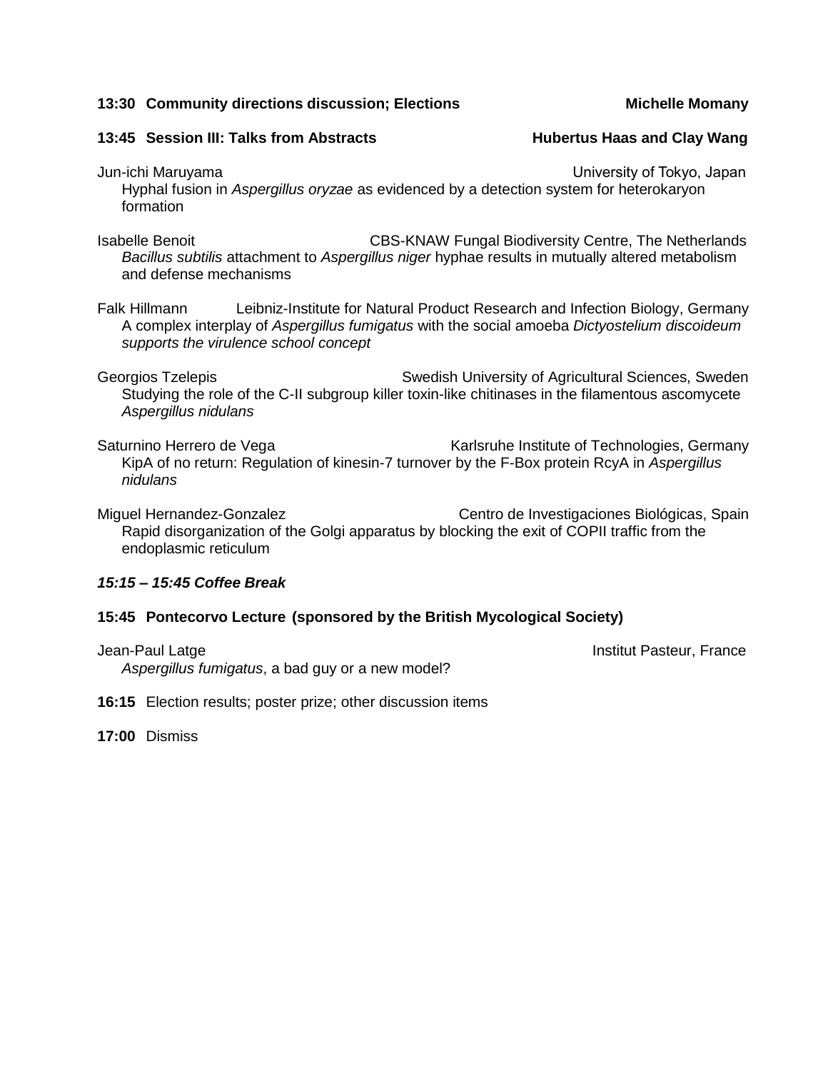**13:30 Community directions discussion; Elections** **Michelle Momany**

**13:45 Session III: Talks from Abstracts** **Hubertus Haas and Clay Wang**

Jun-ichi Maruyama — University of Tokyo, Japan
Hyphal fusion in *Aspergillus oryzae* as evidenced by a detection system for heterokaryon formation

Isabelle Benoit — CBS-KNAW Fungal Biodiversity Centre, The Netherlands
*Bacillus subtilis* attachment to *Aspergillus niger* hyphae results in mutually altered metabolism and defense mechanisms

Falk Hillmann — Leibniz-Institute for Natural Product Research and Infection Biology, Germany
A complex interplay of *Aspergillus fumigatus* with the social amoeba *Dictyostelium discoideum supports the virulence school concept*

Georgios Tzelepis — Swedish University of Agricultural Sciences, Sweden
Studying the role of the C-II subgroup killer toxin-like chitinases in the filamentous ascomycete *Aspergillus nidulans*

Saturnino Herrero de Vega — Karlsruhe Institute of Technologies, Germany
KipA of no return: Regulation of kinesin-7 turnover by the F-Box protein RcyA in *Aspergillus nidulans*

Miguel Hernandez-Gonzalez — Centro de Investigaciones Biológicas, Spain
Rapid disorganization of the Golgi apparatus by blocking the exit of COPII traffic from the endoplasmic reticulum

***15:15 – 15:45 Coffee Break***

**15:45 Pontecorvo Lecture (sponsored by the British Mycological Society)**

Jean-Paul Latge — Institut Pasteur, France
*Aspergillus fumigatus*, a bad guy or a new model?

**16:15** Election results; poster prize; other discussion items

**17:00** Dismiss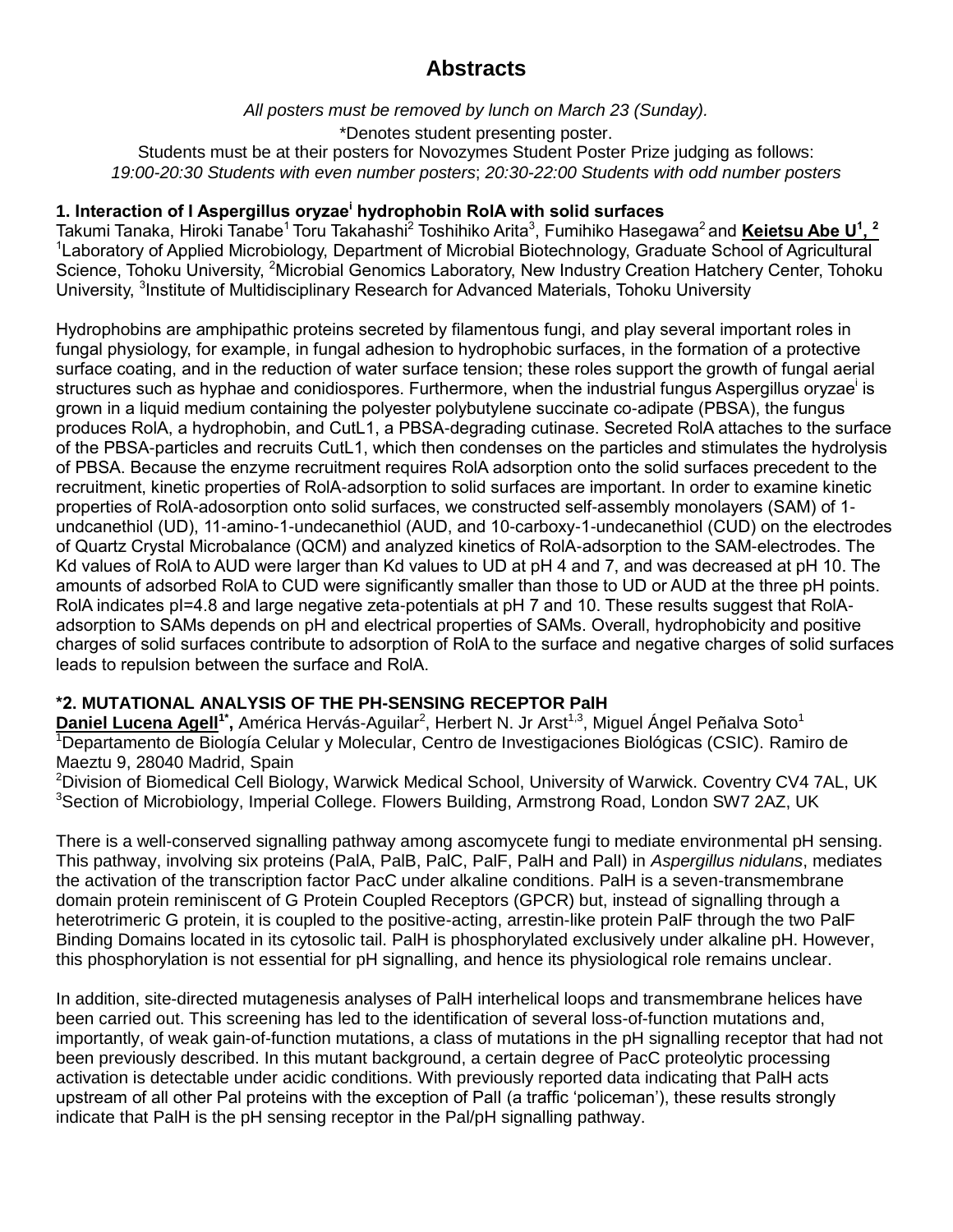# Abstracts

*All posters must be removed by lunch on March 23 (Sunday).*

*Denotes student presenting poster.

Students must be at their posters for Novozymes Student Poster Prize judging as follows:

*19:00-20:30 Students with even number posters*; *20:30-22:00 Students with odd number posters*

### 1. Interaction of I Aspergillus oryzae[i] hydrophobin RolA with solid surfaces

Takumi Tanaka, Hiroki Tanabe[1] Toru Takahashi[2] Toshihiko Arita[3], Fumihiko Hasegawa[2] and **Keietsu Abe U[1, 2]**

[1]Laboratory of Applied Microbiology, Department of Microbial Biotechnology, Graduate School of Agricultural Science, Tohoku University, [2]Microbial Genomics Laboratory, New Industry Creation Hatchery Center, Tohoku University, [3]Institute of Multidisciplinary Research for Advanced Materials, Tohoku University

Hydrophobins are amphipathic proteins secreted by filamentous fungi, and play several important roles in fungal physiology, for example, in fungal adhesion to hydrophobic surfaces, in the formation of a protective surface coating, and in the reduction of water surface tension; these roles support the growth of fungal aerial structures such as hyphae and conidiospores. Furthermore, when the industrial fungus Aspergillus oryzae[i] is grown in a liquid medium containing the polyester polybutylene succinate co-adipate (PBSA), the fungus produces RolA, a hydrophobin, and CutL1, a PBSA-degrading cutinase. Secreted RolA attaches to the surface of the PBSA-particles and recruits CutL1, which then condenses on the particles and stimulates the hydrolysis of PBSA. Because the enzyme recruitment requires RolA adsorption onto the solid surfaces precedent to the recruitment, kinetic properties of RolA-adsorption to solid surfaces are important. In order to examine kinetic properties of RolA-adosorption onto solid surfaces, we constructed self-assembly monolayers (SAM) of 1-undcanethiol (UD), 11-amino-1-undecanethiol (AUD, and 10-carboxy-1-undecanethiol (CUD) on the electrodes of Quartz Crystal Microbalance (QCM) and analyzed kinetics of RolA-adsorption to the SAM-electrodes. The Kd values of RolA to AUD were larger than Kd values to UD at pH 4 and 7, and was decreased at pH 10. The amounts of adsorbed RolA to CUD were significantly smaller than those to UD or AUD at the three pH points. RolA indicates pI=4.8 and large negative zeta-potentials at pH 7 and 10. These results suggest that RolA-adsorption to SAMs depends on pH and electrical properties of SAMs. Overall, hydrophobicity and positive charges of solid surfaces contribute to adsorption of RolA to the surface and negative charges of solid surfaces leads to repulsion between the surface and RolA.

### *2. MUTATIONAL ANALYSIS OF THE PH-SENSING RECEPTOR PalH

**Daniel Lucena Agell[1*]**, América Hervás-Aguilar[2], Herbert N. Jr Arst[1,3], Miguel Ángel Peñalva Soto[1]

[1]Departamento de Biología Celular y Molecular, Centro de Investigaciones Biológicas (CSIC). Ramiro de Maeztu 9, 28040 Madrid, Spain

[2]Division of Biomedical Cell Biology, Warwick Medical School, University of Warwick. Coventry CV4 7AL, UK

[3]Section of Microbiology, Imperial College. Flowers Building, Armstrong Road, London SW7 2AZ, UK

There is a well-conserved signalling pathway among ascomycete fungi to mediate environmental pH sensing. This pathway, involving six proteins (PalA, PalB, PalC, PalF, PalH and PalI) in *Aspergillus nidulans*, mediates the activation of the transcription factor PacC under alkaline conditions. PalH is a seven-transmembrane domain protein reminiscent of G Protein Coupled Receptors (GPCR) but, instead of signalling through a heterotrimeric G protein, it is coupled to the positive-acting, arrestin-like protein PalF through the two PalF Binding Domains located in its cytosolic tail. PalH is phosphorylated exclusively under alkaline pH. However, this phosphorylation is not essential for pH signalling, and hence its physiological role remains unclear.

In addition, site-directed mutagenesis analyses of PalH interhelical loops and transmembrane helices have been carried out. This screening has led to the identification of several loss-of-function mutations and, importantly, of weak gain-of-function mutations, a class of mutations in the pH signalling receptor that had not been previously described. In this mutant background, a certain degree of PacC proteolytic processing activation is detectable under acidic conditions. With previously reported data indicating that PalH acts upstream of all other Pal proteins with the exception of PalI (a traffic 'policeman'), these results strongly indicate that PalH is the pH sensing receptor in the Pal/pH signalling pathway.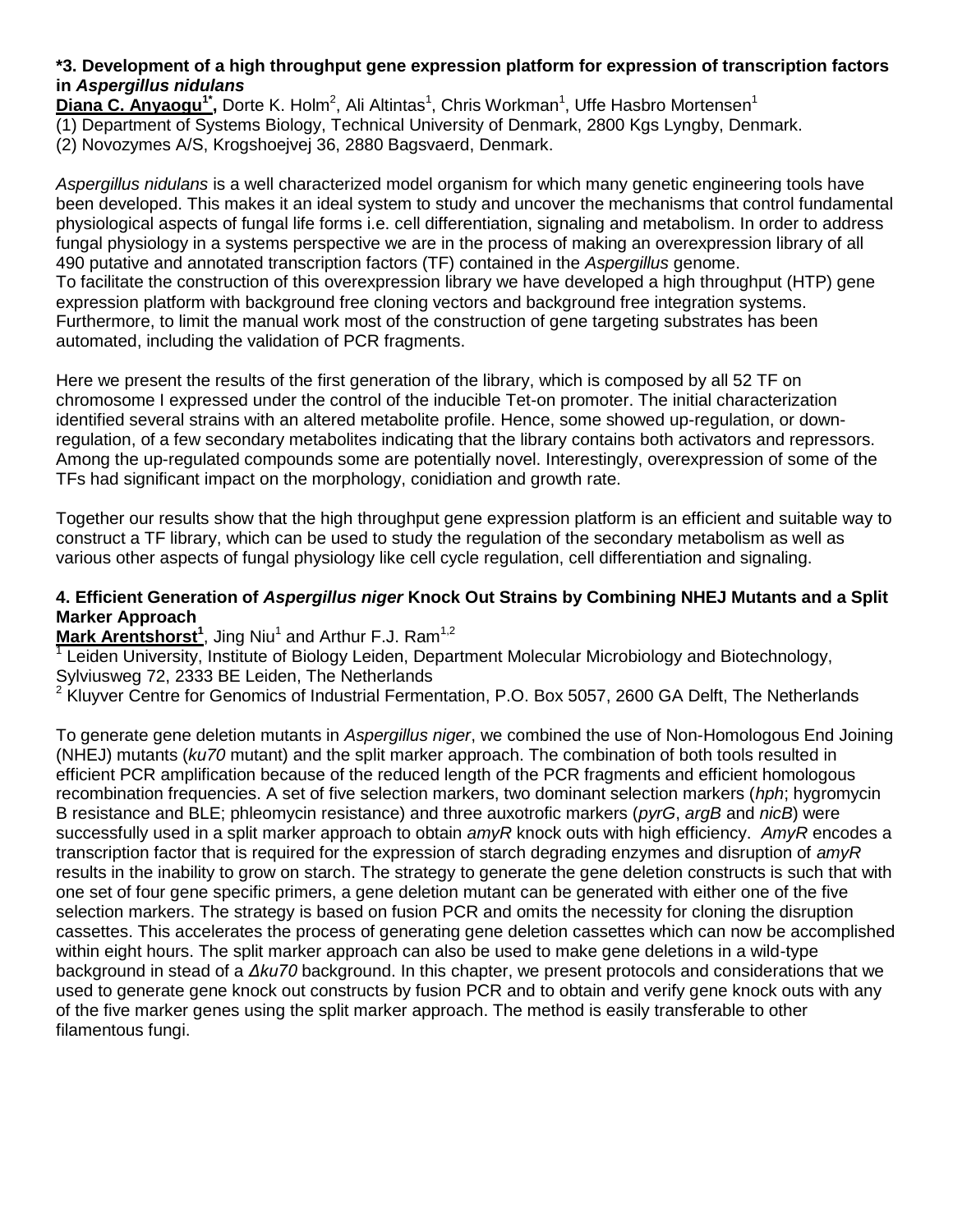### *3. Development of a high throughput gene expression platform for expression of transcription factors in *Aspergillus nidulans*

**Diana C. Anyaogu[1*],** Dorte K. Holm[2], Ali Altintas[1], Chris Workman[1], Uffe Hasbro Mortensen[1]

(1) Department of Systems Biology, Technical University of Denmark, 2800 Kgs Lyngby, Denmark.
(2) Novozymes A/S, Krogshoejvej 36, 2880 Bagsvaerd, Denmark.

*Aspergillus nidulans* is a well characterized model organism for which many genetic engineering tools have been developed. This makes it an ideal system to study and uncover the mechanisms that control fundamental physiological aspects of fungal life forms i.e. cell differentiation, signaling and metabolism. In order to address fungal physiology in a systems perspective we are in the process of making an overexpression library of all 490 putative and annotated transcription factors (TF) contained in the *Aspergillus* genome.
To facilitate the construction of this overexpression library we have developed a high throughput (HTP) gene expression platform with background free cloning vectors and background free integration systems. Furthermore, to limit the manual work most of the construction of gene targeting substrates has been automated, including the validation of PCR fragments.

Here we present the results of the first generation of the library, which is composed by all 52 TF on chromosome I expressed under the control of the inducible Tet-on promoter. The initial characterization identified several strains with an altered metabolite profile. Hence, some showed up-regulation, or down-regulation, of a few secondary metabolites indicating that the library contains both activators and repressors. Among the up-regulated compounds some are potentially novel. Interestingly, overexpression of some of the TFs had significant impact on the morphology, conidiation and growth rate.

Together our results show that the high throughput gene expression platform is an efficient and suitable way to construct a TF library, which can be used to study the regulation of the secondary metabolism as well as various other aspects of fungal physiology like cell cycle regulation, cell differentiation and signaling.

### 4. Efficient Generation of *Aspergillus niger* Knock Out Strains by Combining NHEJ Mutants and a Split Marker Approach

**Mark Arentshorst[1]**, Jing Niu[1] and Arthur F.J. Ram[1,2]

[1] Leiden University, Institute of Biology Leiden, Department Molecular Microbiology and Biotechnology, Sylviusweg 72, 2333 BE Leiden, The Netherlands
[2] Kluyver Centre for Genomics of Industrial Fermentation, P.O. Box 5057, 2600 GA Delft, The Netherlands

To generate gene deletion mutants in *Aspergillus niger*, we combined the use of Non-Homologous End Joining (NHEJ) mutants (*ku70* mutant) and the split marker approach. The combination of both tools resulted in efficient PCR amplification because of the reduced length of the PCR fragments and efficient homologous recombination frequencies. A set of five selection markers, two dominant selection markers (*hph*; hygromycin B resistance and BLE; phleomycin resistance) and three auxotrofic markers (*pyrG*, *argB* and *nicB*) were successfully used in a split marker approach to obtain *amyR* knock outs with high efficiency. *AmyR* encodes a transcription factor that is required for the expression of starch degrading enzymes and disruption of *amyR* results in the inability to grow on starch. The strategy to generate the gene deletion constructs is such that with one set of four gene specific primers, a gene deletion mutant can be generated with either one of the five selection markers. The strategy is based on fusion PCR and omits the necessity for cloning the disruption cassettes. This accelerates the process of generating gene deletion cassettes which can now be accomplished within eight hours. The split marker approach can also be used to make gene deletions in a wild-type background in stead of a *Δku70* background. In this chapter, we present protocols and considerations that we used to generate gene knock out constructs by fusion PCR and to obtain and verify gene knock outs with any of the five marker genes using the split marker approach. The method is easily transferable to other filamentous fungi.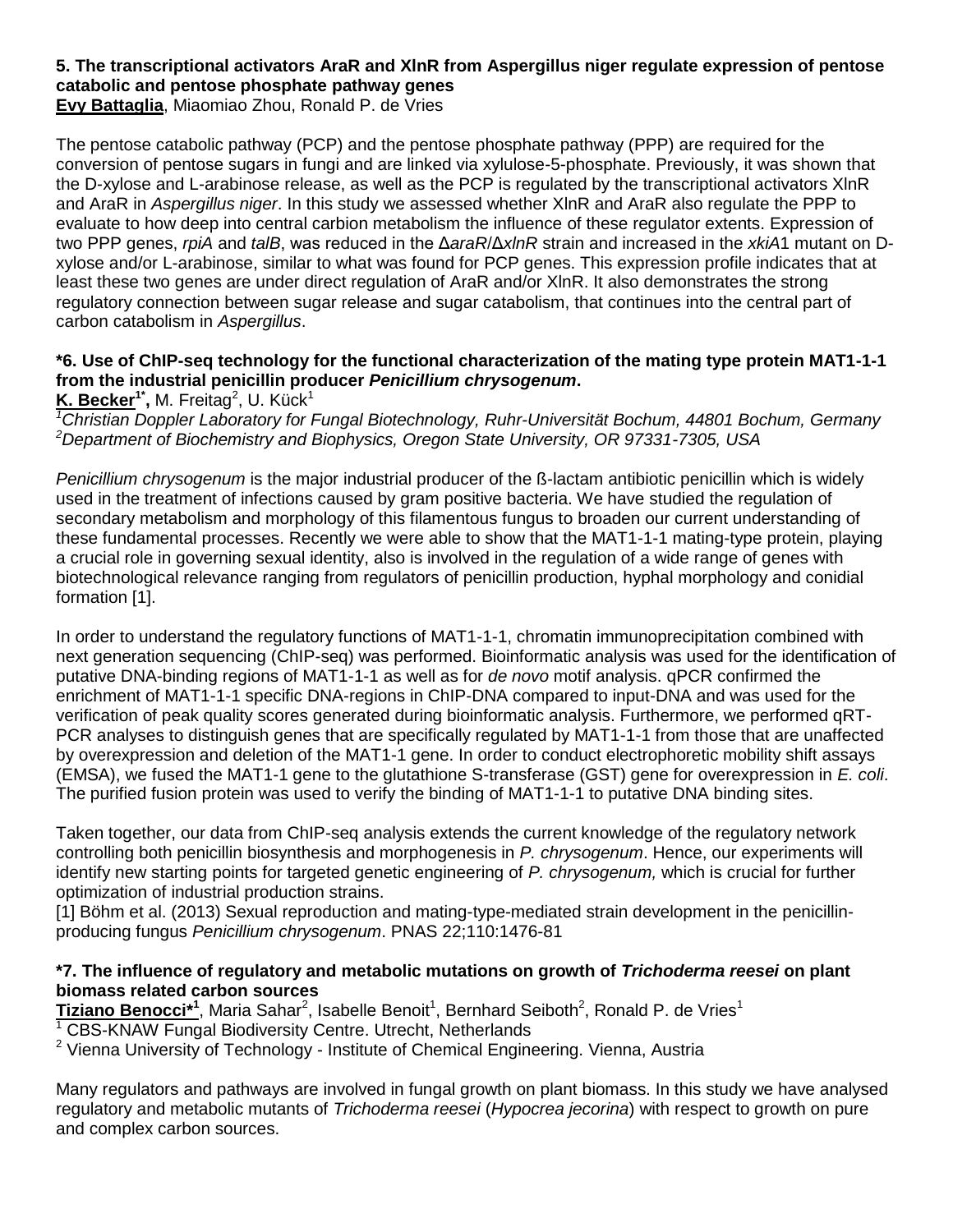### 5. The transcriptional activators AraR and XlnR from Aspergillus niger regulate expression of pentose catabolic and pentose phosphate pathway genes

**Evy Battaglia**, Miaomiao Zhou, Ronald P. de Vries

The pentose catabolic pathway (PCP) and the pentose phosphate pathway (PPP) are required for the conversion of pentose sugars in fungi and are linked via xylulose-5-phosphate. Previously, it was shown that the D-xylose and L-arabinose release, as well as the PCP is regulated by the transcriptional activators XlnR and AraR in *Aspergillus niger*. In this study we assessed whether XlnR and AraR also regulate the PPP to evaluate to how deep into central carbion metabolism the influence of these regulator extents. Expression of two PPP genes, *rpiA* and *talB*, was reduced in the Δ*araR*/Δ*xlnR* strain and increased in the *xkiA*1 mutant on D-xylose and/or L-arabinose, similar to what was found for PCP genes. This expression profile indicates that at least these two genes are under direct regulation of AraR and/or XlnR. It also demonstrates the strong regulatory connection between sugar release and sugar catabolism, that continues into the central part of carbon catabolism in *Aspergillus*.

### *6. Use of ChIP-seq technology for the functional characterization of the mating type protein MAT1-1-1 from the industrial penicillin producer *Penicillium chrysogenum*.

**K. Becker[1*],** M. Freitag[2], U. Kück[1]

[1]*Christian Doppler Laboratory for Fungal Biotechnology, Ruhr-Universität Bochum, 44801 Bochum, Germany*
[2]*Department of Biochemistry and Biophysics, Oregon State University, OR 97331-7305, USA*

*Penicillium chrysogenum* is the major industrial producer of the ß-lactam antibiotic penicillin which is widely used in the treatment of infections caused by gram positive bacteria. We have studied the regulation of secondary metabolism and morphology of this filamentous fungus to broaden our current understanding of these fundamental processes. Recently we were able to show that the MAT1-1-1 mating-type protein, playing a crucial role in governing sexual identity, also is involved in the regulation of a wide range of genes with biotechnological relevance ranging from regulators of penicillin production, hyphal morphology and conidial formation [1].

In order to understand the regulatory functions of MAT1-1-1, chromatin immunoprecipitation combined with next generation sequencing (ChIP-seq) was performed. Bioinformatic analysis was used for the identification of putative DNA-binding regions of MAT1-1-1 as well as for *de novo* motif analysis. qPCR confirmed the enrichment of MAT1-1-1 specific DNA-regions in ChIP-DNA compared to input-DNA and was used for the verification of peak quality scores generated during bioinformatic analysis. Furthermore, we performed qRT-PCR analyses to distinguish genes that are specifically regulated by MAT1-1-1 from those that are unaffected by overexpression and deletion of the MAT1-1 gene. In order to conduct electrophoretic mobility shift assays (EMSA), we fused the MAT1-1 gene to the glutathione S-transferase (GST) gene for overexpression in *E. coli*. The purified fusion protein was used to verify the binding of MAT1-1-1 to putative DNA binding sites.

Taken together, our data from ChIP-seq analysis extends the current knowledge of the regulatory network controlling both penicillin biosynthesis and morphogenesis in *P. chrysogenum*. Hence, our experiments will identify new starting points for targeted genetic engineering of *P. chrysogenum,* which is crucial for further optimization of industrial production strains.

[1] Böhm et al. (2013) Sexual reproduction and mating-type-mediated strain development in the penicillin-producing fungus *Penicillium chrysogenum*. PNAS 22;110:1476-81

### *7. The influence of regulatory and metabolic mutations on growth of *Trichoderma reesei* on plant biomass related carbon sources

**Tiziano Benocci*[1]**, Maria Sahar[2], Isabelle Benoit[1], Bernhard Seiboth[2], Ronald P. de Vries[1]

[1] CBS-KNAW Fungal Biodiversity Centre. Utrecht, Netherlands
[2] Vienna University of Technology - Institute of Chemical Engineering. Vienna, Austria

Many regulators and pathways are involved in fungal growth on plant biomass. In this study we have analysed regulatory and metabolic mutants of *Trichoderma reesei* (*Hypocrea jecorina*) with respect to growth on pure and complex carbon sources.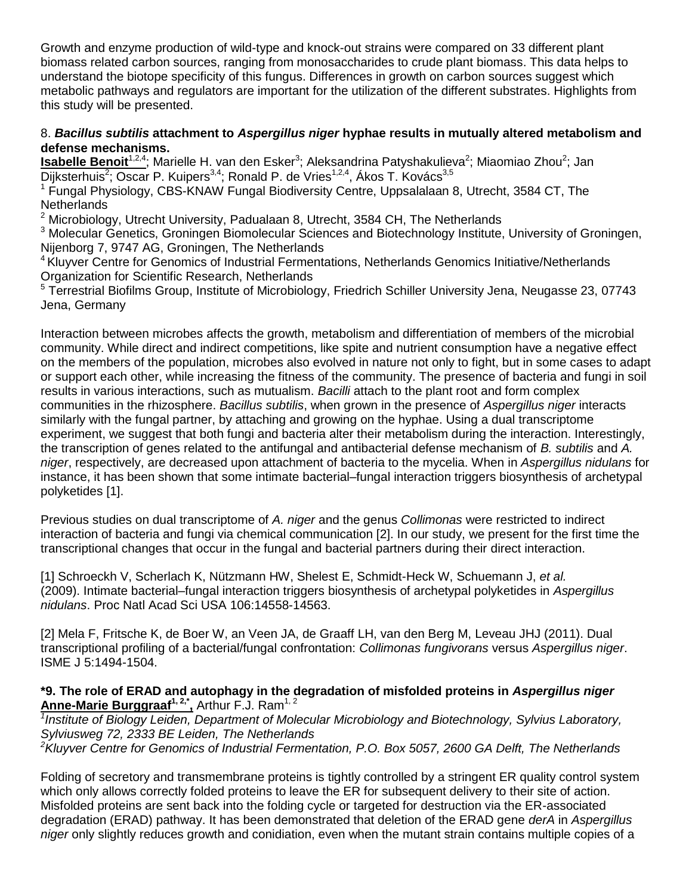Growth and enzyme production of wild-type and knock-out strains were compared on 33 different plant biomass related carbon sources, ranging from monosaccharides to crude plant biomass. This data helps to understand the biotope specificity of this fungus. Differences in growth on carbon sources suggest which metabolic pathways and regulators are important for the utilization of the different substrates. Highlights from this study will be presented.

### 8. ***Bacillus subtilis*** **attachment to** ***Aspergillus niger*** **hyphae results in mutually altered metabolism and defense mechanisms.**

**Isabelle Benoit**[1,2,4]; Marielle H. van den Esker[3]; Aleksandrina Patyshakulieva[2]; Miaomiao Zhou[2]; Jan Dijksterhuis[2]; Oscar P. Kuipers[3,4]; Ronald P. de Vries[1,2,4], Ákos T. Kovács[3,5]

[1] Fungal Physiology, CBS-KNAW Fungal Biodiversity Centre, Uppsalalaan 8, Utrecht, 3584 CT, The Netherlands

[2] Microbiology, Utrecht University, Padualaan 8, Utrecht, 3584 CH, The Netherlands

[3] Molecular Genetics, Groningen Biomolecular Sciences and Biotechnology Institute, University of Groningen, Nijenborg 7, 9747 AG, Groningen, The Netherlands

[4] Kluyver Centre for Genomics of Industrial Fermentations, Netherlands Genomics Initiative/Netherlands Organization for Scientific Research, Netherlands

[5] Terrestrial Biofilms Group, Institute of Microbiology, Friedrich Schiller University Jena, Neugasse 23, 07743 Jena, Germany

Interaction between microbes affects the growth, metabolism and differentiation of members of the microbial community. While direct and indirect competitions, like spite and nutrient consumption have a negative effect on the members of the population, microbes also evolved in nature not only to fight, but in some cases to adapt or support each other, while increasing the fitness of the community. The presence of bacteria and fungi in soil results in various interactions, such as mutualism. *Bacilli* attach to the plant root and form complex communities in the rhizosphere. *Bacillus subtilis*, when grown in the presence of *Aspergillus niger* interacts similarly with the fungal partner, by attaching and growing on the hyphae. Using a dual transcriptome experiment, we suggest that both fungi and bacteria alter their metabolism during the interaction. Interestingly, the transcription of genes related to the antifungal and antibacterial defense mechanism of *B. subtilis* and *A. niger*, respectively, are decreased upon attachment of bacteria to the mycelia. When in *Aspergillus nidulans* for instance, it has been shown that some intimate bacterial–fungal interaction triggers biosynthesis of archetypal polyketides [1].

Previous studies on dual transcriptome of *A. niger* and the genus *Collimonas* were restricted to indirect interaction of bacteria and fungi via chemical communication [2]. In our study, we present for the first time the transcriptional changes that occur in the fungal and bacterial partners during their direct interaction.

[1] Schroeckh V, Scherlach K, Nützmann HW, Shelest E, Schmidt-Heck W, Schuemann J, *et al.* (2009). Intimate bacterial–fungal interaction triggers biosynthesis of archetypal polyketides in *Aspergillus nidulans*. Proc Natl Acad Sci USA 106:14558-14563.

[2] Mela F, Fritsche K, de Boer W, an Veen JA, de Graaff LH, van den Berg M, Leveau JHJ (2011). Dual transcriptional profiling of a bacterial/fungal confrontation: *Collimonas fungivorans* versus *Aspergillus niger*. ISME J 5:1494-1504.

### *9. The role of ERAD and autophagy in the degradation of misfolded proteins in *Aspergillus niger*

**Anne-Marie Burggraaf**[1,2,*], Arthur F.J. Ram[1,2]

*[1] Institute of Biology Leiden, Department of Molecular Microbiology and Biotechnology, Sylvius Laboratory, Sylviusweg 72, 2333 BE Leiden, The Netherlands*

*[2] Kluyver Centre for Genomics of Industrial Fermentation, P.O. Box 5057, 2600 GA Delft, The Netherlands*

Folding of secretory and transmembrane proteins is tightly controlled by a stringent ER quality control system which only allows correctly folded proteins to leave the ER for subsequent delivery to their site of action. Misfolded proteins are sent back into the folding cycle or targeted for destruction via the ER-associated degradation (ERAD) pathway. It has been demonstrated that deletion of the ERAD gene *derA* in *Aspergillus niger* only slightly reduces growth and conidiation, even when the mutant strain contains multiple copies of a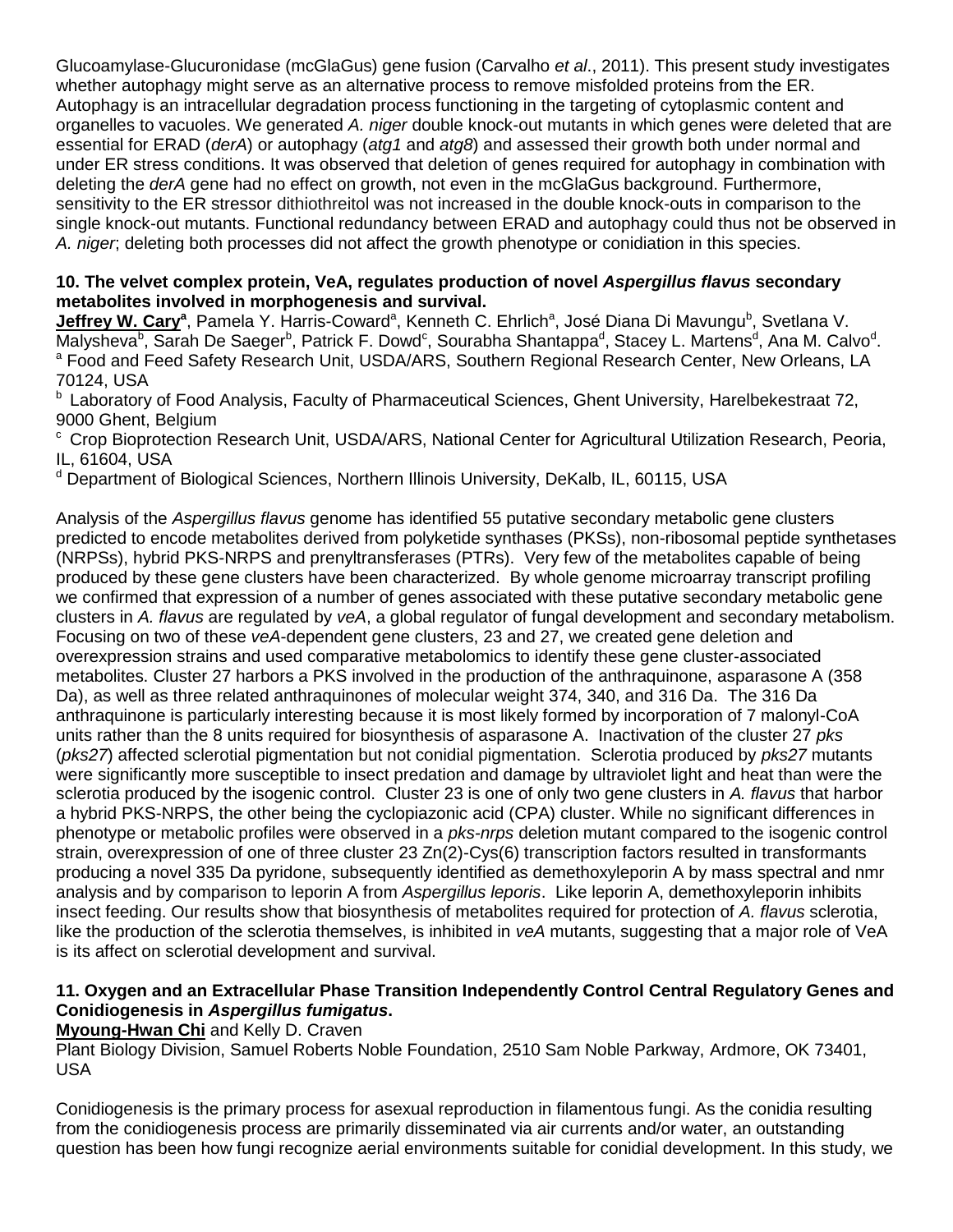Glucoamylase-Glucuronidase (mcGlaGus) gene fusion (Carvalho *et al*., 2011). This present study investigates whether autophagy might serve as an alternative process to remove misfolded proteins from the ER. Autophagy is an intracellular degradation process functioning in the targeting of cytoplasmic content and organelles to vacuoles. We generated *A. niger* double knock-out mutants in which genes were deleted that are essential for ERAD (*derA*) or autophagy (*atg1* and *atg8*) and assessed their growth both under normal and under ER stress conditions. It was observed that deletion of genes required for autophagy in combination with deleting the *derA* gene had no effect on growth, not even in the mcGlaGus background. Furthermore, sensitivity to the ER stressor dithiothreitol was not increased in the double knock-outs in comparison to the single knock-out mutants. Functional redundancy between ERAD and autophagy could thus not be observed in *A. niger*; deleting both processes did not affect the growth phenotype or conidiation in this species.

### 10. The velvet complex protein, VeA, regulates production of novel *Aspergillus flavus* secondary metabolites involved in morphogenesis and survival.

**Jeffrey W. Cary**[a], Pamela Y. Harris-Coward[a], Kenneth C. Ehrlich[a], José Diana Di Mavungu[b], Svetlana V. Malysheva[b], Sarah De Saeger[b], Patrick F. Dowd[c], Sourabha Shantappa[d], Stacey L. Martens[d], Ana M. Calvo[d].

[a] Food and Feed Safety Research Unit, USDA/ARS, Southern Regional Research Center, New Orleans, LA 70124, USA

[b] Laboratory of Food Analysis, Faculty of Pharmaceutical Sciences, Ghent University, Harelbekestraat 72, 9000 Ghent, Belgium

[c] Crop Bioprotection Research Unit, USDA/ARS, National Center for Agricultural Utilization Research, Peoria, IL, 61604, USA

[d] Department of Biological Sciences, Northern Illinois University, DeKalb, IL, 60115, USA

Analysis of the *Aspergillus flavus* genome has identified 55 putative secondary metabolic gene clusters predicted to encode metabolites derived from polyketide synthases (PKSs), non-ribosomal peptide synthetases (NRPSs), hybrid PKS-NRPS and prenyltransferases (PTRs). Very few of the metabolites capable of being produced by these gene clusters have been characterized. By whole genome microarray transcript profiling we confirmed that expression of a number of genes associated with these putative secondary metabolic gene clusters in *A. flavus* are regulated by *veA*, a global regulator of fungal development and secondary metabolism. Focusing on two of these *veA*-dependent gene clusters, 23 and 27, we created gene deletion and overexpression strains and used comparative metabolomics to identify these gene cluster-associated metabolites. Cluster 27 harbors a PKS involved in the production of the anthraquinone, asparasone A (358 Da), as well as three related anthraquinones of molecular weight 374, 340, and 316 Da. The 316 Da anthraquinone is particularly interesting because it is most likely formed by incorporation of 7 malonyl-CoA units rather than the 8 units required for biosynthesis of asparasone A. Inactivation of the cluster 27 *pks* (*pks27*) affected sclerotial pigmentation but not conidial pigmentation. Sclerotia produced by *pks27* mutants were significantly more susceptible to insect predation and damage by ultraviolet light and heat than were the sclerotia produced by the isogenic control. Cluster 23 is one of only two gene clusters in *A. flavus* that harbor a hybrid PKS-NRPS, the other being the cyclopiazonic acid (CPA) cluster. While no significant differences in phenotype or metabolic profiles were observed in a *pks-nrps* deletion mutant compared to the isogenic control strain, overexpression of one of three cluster 23 Zn(2)-Cys(6) transcription factors resulted in transformants producing a novel 335 Da pyridone, subsequently identified as demethoxyleporin A by mass spectral and nmr analysis and by comparison to leporin A from *Aspergillus leporis*. Like leporin A, demethoxyleporin inhibits insect feeding. Our results show that biosynthesis of metabolites required for protection of *A. flavus* sclerotia, like the production of the sclerotia themselves, is inhibited in *veA* mutants, suggesting that a major role of VeA is its affect on sclerotial development and survival.

### 11. Oxygen and an Extracellular Phase Transition Independently Control Central Regulatory Genes and Conidiogenesis in *Aspergillus fumigatus*.

**Myoung-Hwan Chi** and Kelly D. Craven

Plant Biology Division, Samuel Roberts Noble Foundation, 2510 Sam Noble Parkway, Ardmore, OK 73401, USA

Conidiogenesis is the primary process for asexual reproduction in filamentous fungi. As the conidia resulting from the conidiogenesis process are primarily disseminated via air currents and/or water, an outstanding question has been how fungi recognize aerial environments suitable for conidial development. In this study, we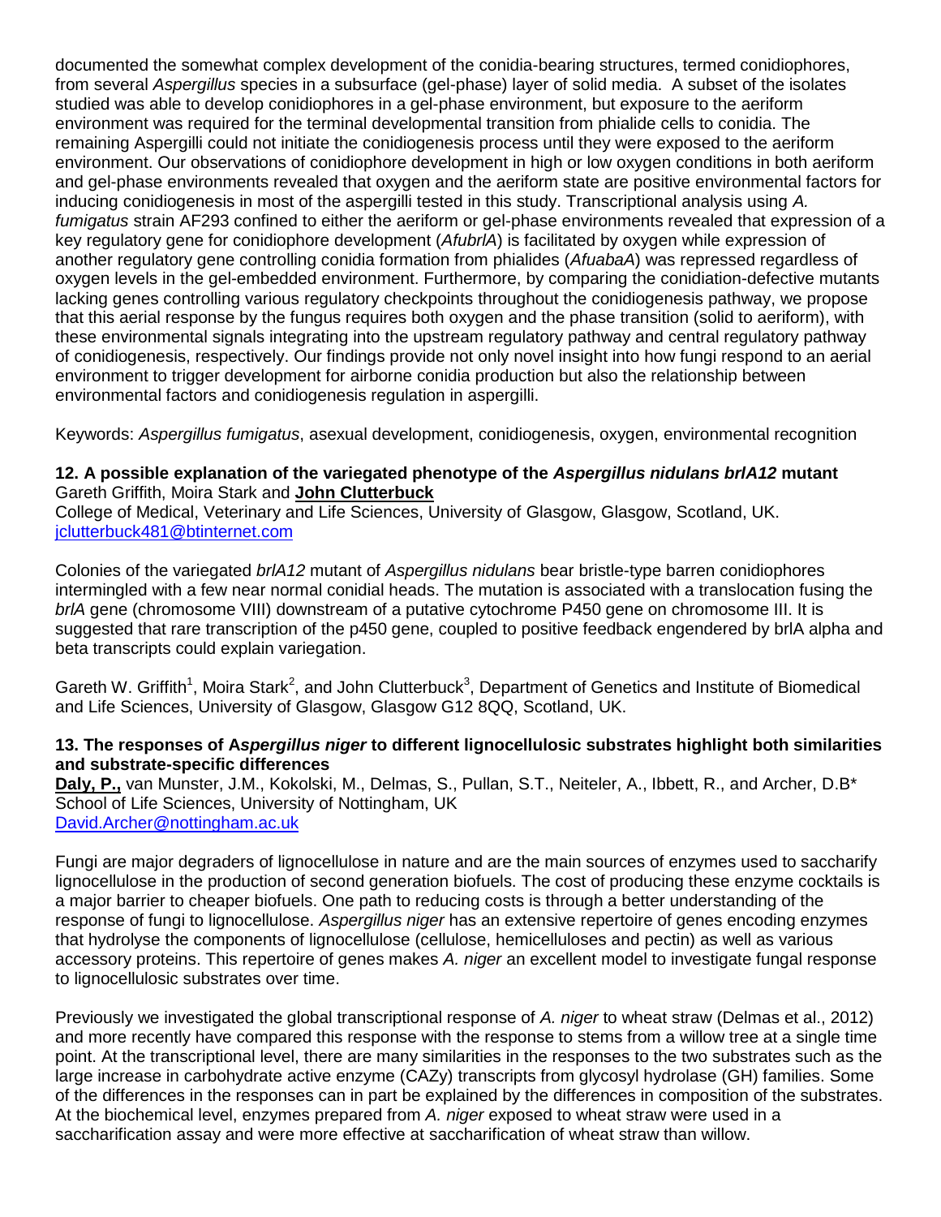documented the somewhat complex development of the conidia-bearing structures, termed conidiophores, from several *Aspergillus* species in a subsurface (gel-phase) layer of solid media. A subset of the isolates studied was able to develop conidiophores in a gel-phase environment, but exposure to the aeriform environment was required for the terminal developmental transition from phialide cells to conidia. The remaining Aspergilli could not initiate the conidiogenesis process until they were exposed to the aeriform environment. Our observations of conidiophore development in high or low oxygen conditions in both aeriform and gel-phase environments revealed that oxygen and the aeriform state are positive environmental factors for inducing conidiogenesis in most of the aspergilli tested in this study. Transcriptional analysis using *A. fumigatus* strain AF293 confined to either the aeriform or gel-phase environments revealed that expression of a key regulatory gene for conidiophore development (*AfubrlA*) is facilitated by oxygen while expression of another regulatory gene controlling conidia formation from phialides (*AfuabaA*) was repressed regardless of oxygen levels in the gel-embedded environment. Furthermore, by comparing the conidiation-defective mutants lacking genes controlling various regulatory checkpoints throughout the conidiogenesis pathway, we propose that this aerial response by the fungus requires both oxygen and the phase transition (solid to aeriform), with these environmental signals integrating into the upstream regulatory pathway and central regulatory pathway of conidiogenesis, respectively. Our findings provide not only novel insight into how fungi respond to an aerial environment to trigger development for airborne conidia production but also the relationship between environmental factors and conidiogenesis regulation in aspergilli.

Keywords: *Aspergillus fumigatus*, asexual development, conidiogenesis, oxygen, environmental recognition

### 12. A possible explanation of the variegated phenotype of the *Aspergillus nidulans brlA12* mutant

Gareth Griffith, Moira Stark and **John Clutterbuck**
College of Medical, Veterinary and Life Sciences, University of Glasgow, Glasgow, Scotland, UK.
jclutterbuck481@btinternet.com

Colonies of the variegated *brlA12* mutant of *Aspergillus nidulans* bear bristle-type barren conidiophores intermingled with a few near normal conidial heads. The mutation is associated with a translocation fusing the *brlA* gene (chromosome VIII) downstream of a putative cytochrome P450 gene on chromosome III. It is suggested that rare transcription of the p450 gene, coupled to positive feedback engendered by brlA alpha and beta transcripts could explain variegation.

Gareth W. Griffith[1], Moira Stark[2], and John Clutterbuck[3], Department of Genetics and Institute of Biomedical and Life Sciences, University of Glasgow, Glasgow G12 8QQ, Scotland, UK.

### 13. The responses of A*spergillus niger* to different lignocellulosic substrates highlight both similarities and substrate-specific differences

**Daly, P.,** van Munster, J.M., Kokolski, M., Delmas, S., Pullan, S.T., Neiteler, A., Ibbett, R., and Archer, D.B*
School of Life Sciences, University of Nottingham, UK
David.Archer@nottingham.ac.uk

Fungi are major degraders of lignocellulose in nature and are the main sources of enzymes used to saccharify lignocellulose in the production of second generation biofuels. The cost of producing these enzyme cocktails is a major barrier to cheaper biofuels. One path to reducing costs is through a better understanding of the response of fungi to lignocellulose. *Aspergillus niger* has an extensive repertoire of genes encoding enzymes that hydrolyse the components of lignocellulose (cellulose, hemicelluloses and pectin) as well as various accessory proteins. This repertoire of genes makes *A. niger* an excellent model to investigate fungal response to lignocellulosic substrates over time.

Previously we investigated the global transcriptional response of *A. niger* to wheat straw (Delmas et al., 2012) and more recently have compared this response with the response to stems from a willow tree at a single time point. At the transcriptional level, there are many similarities in the responses to the two substrates such as the large increase in carbohydrate active enzyme (CAZy) transcripts from glycosyl hydrolase (GH) families. Some of the differences in the responses can in part be explained by the differences in composition of the substrates. At the biochemical level, enzymes prepared from *A. niger* exposed to wheat straw were used in a saccharification assay and were more effective at saccharification of wheat straw than willow.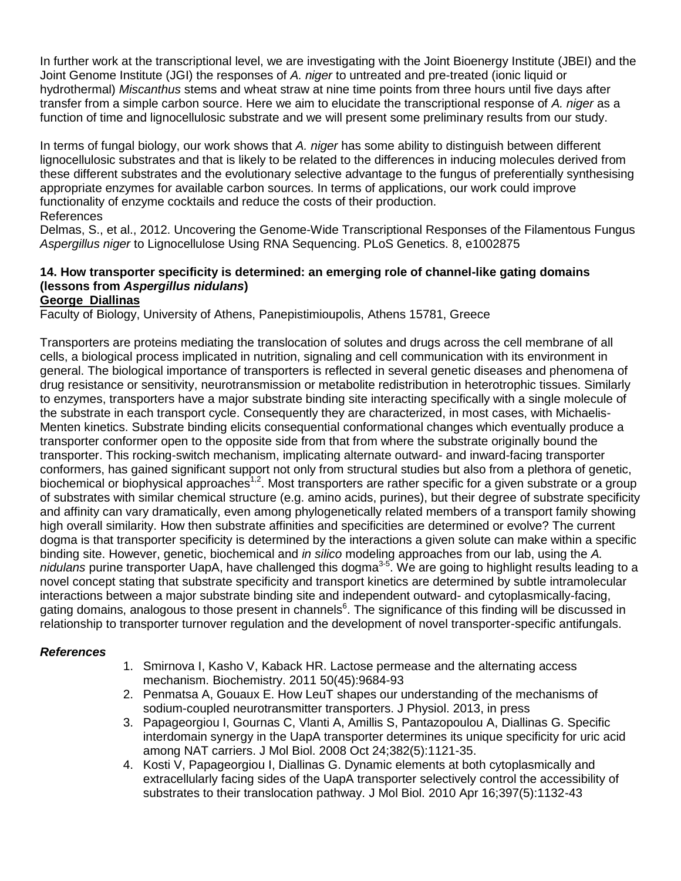In further work at the transcriptional level, we are investigating with the Joint Bioenergy Institute (JBEI) and the Joint Genome Institute (JGI) the responses of *A. niger* to untreated and pre-treated (ionic liquid or hydrothermal) *Miscanthus* stems and wheat straw at nine time points from three hours until five days after transfer from a simple carbon source. Here we aim to elucidate the transcriptional response of *A. niger* as a function of time and lignocellulosic substrate and we will present some preliminary results from our study.

In terms of fungal biology, our work shows that *A. niger* has some ability to distinguish between different lignocellulosic substrates and that is likely to be related to the differences in inducing molecules derived from these different substrates and the evolutionary selective advantage to the fungus of preferentially synthesising appropriate enzymes for available carbon sources. In terms of applications, our work could improve functionality of enzyme cocktails and reduce the costs of their production.

References

Delmas, S., et al., 2012. Uncovering the Genome-Wide Transcriptional Responses of the Filamentous Fungus *Aspergillus niger* to Lignocellulose Using RNA Sequencing. PLoS Genetics. 8, e1002875

### 14. How transporter specificity is determined: an emerging role of channel-like gating domains (lessons from *Aspergillus nidulans*)

**George Diallinas**

Faculty of Biology, University of Athens, Panepistimioupolis, Athens 15781, Greece

Transporters are proteins mediating the translocation of solutes and drugs across the cell membrane of all cells, a biological process implicated in nutrition, signaling and cell communication with its environment in general. The biological importance of transporters is reflected in several genetic diseases and phenomena of drug resistance or sensitivity, neurotransmission or metabolite redistribution in heterotrophic tissues. Similarly to enzymes, transporters have a major substrate binding site interacting specifically with a single molecule of the substrate in each transport cycle. Consequently they are characterized, in most cases, with Michaelis-Menten kinetics. Substrate binding elicits consequential conformational changes which eventually produce a transporter conformer open to the opposite side from that from where the substrate originally bound the transporter. This rocking-switch mechanism, implicating alternate outward- and inward-facing transporter conformers, has gained significant support not only from structural studies but also from a plethora of genetic, biochemical or biophysical approaches[1,2]. Most transporters are rather specific for a given substrate or a group of substrates with similar chemical structure (e.g. amino acids, purines), but their degree of substrate specificity and affinity can vary dramatically, even among phylogenetically related members of a transport family showing high overall similarity. How then substrate affinities and specificities are determined or evolve? The current dogma is that transporter specificity is determined by the interactions a given solute can make within a specific binding site. However, genetic, biochemical and *in silico* modeling approaches from our lab, using the *A. nidulans* purine transporter UapA, have challenged this dogma[3-5]. We are going to highlight results leading to a novel concept stating that substrate specificity and transport kinetics are determined by subtle intramolecular interactions between a major substrate binding site and independent outward- and cytoplasmically-facing, gating domains, analogous to those present in channels[6]. The significance of this finding will be discussed in relationship to transporter turnover regulation and the development of novel transporter-specific antifungals.

***References***

1. Smirnova I, Kasho V, Kaback HR. Lactose permease and the alternating access mechanism. Biochemistry. 2011 50(45):9684-93
2. Penmatsa A, Gouaux E. How LeuT shapes our understanding of the mechanisms of sodium-coupled neurotransmitter transporters. J Physiol. 2013, in press
3. Papageorgiou I, Gournas C, Vlanti A, Amillis S, Pantazopoulou A, Diallinas G. Specific interdomain synergy in the UapA transporter determines its unique specificity for uric acid among NAT carriers. J Mol Biol. 2008 Oct 24;382(5):1121-35.
4. Kosti V, Papageorgiou I, Diallinas G. Dynamic elements at both cytoplasmically and extracellularly facing sides of the UapA transporter selectively control the accessibility of substrates to their translocation pathway. J Mol Biol. 2010 Apr 16;397(5):1132-43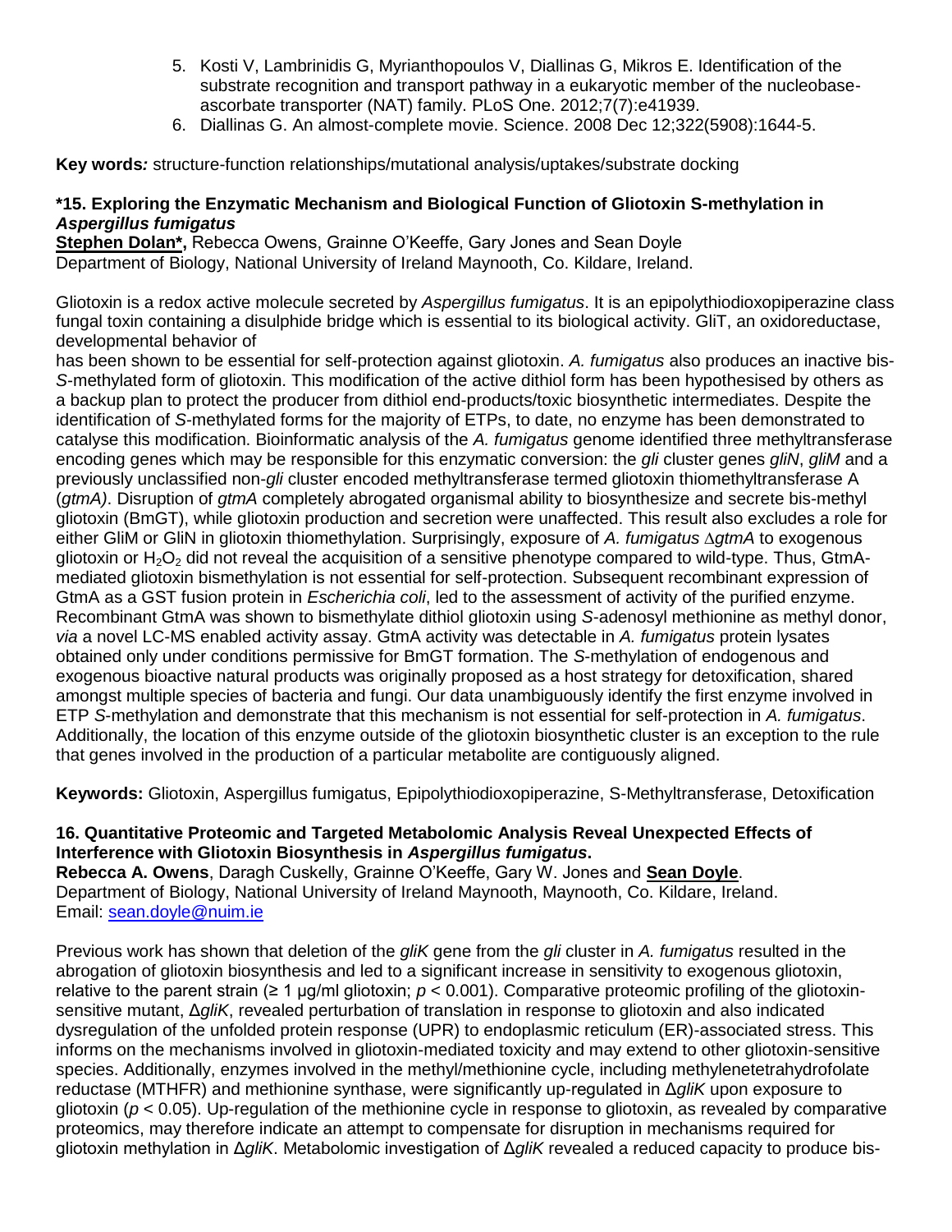5. Kosti V, Lambrinidis G, Myrianthopoulos V, Diallinas G, Mikros E. Identification of the substrate recognition and transport pathway in a eukaryotic member of the nucleobase-ascorbate transporter (NAT) family. PLoS One. 2012;7(7):e41939.
6. Diallinas G. An almost-complete movie. Science. 2008 Dec 12;322(5908):1644-5.

**Key words:** structure-function relationships/mutational analysis/uptakes/substrate docking

### *15. Exploring the Enzymatic Mechanism and Biological Function of Gliotoxin S-methylation in *Aspergillus fumigatus*

**Stephen Dolan*,** Rebecca Owens, Grainne O'Keeffe, Gary Jones and Sean Doyle
Department of Biology, National University of Ireland Maynooth, Co. Kildare, Ireland.

Gliotoxin is a redox active molecule secreted by *Aspergillus fumigatus*. It is an epipolythiodioxopiperazine class fungal toxin containing a disulphide bridge which is essential to its biological activity. GliT, an oxidoreductase, developmental behavior of
has been shown to be essential for self-protection against gliotoxin. *A. fumigatus* also produces an inactive bis-*S*-methylated form of gliotoxin. This modification of the active dithiol form has been hypothesised by others as a backup plan to protect the producer from dithiol end-products/toxic biosynthetic intermediates. Despite the identification of *S*-methylated forms for the majority of ETPs, to date, no enzyme has been demonstrated to catalyse this modification. Bioinformatic analysis of the *A. fumigatus* genome identified three methyltransferase encoding genes which may be responsible for this enzymatic conversion: the *gli* cluster genes *gliN*, *gliM* and a previously unclassified non-*gli* cluster encoded methyltransferase termed gliotoxin thiomethyltransferase A (*gtmA)*. Disruption of *gtmA* completely abrogated organismal ability to biosynthesize and secrete bis-methyl gliotoxin (BmGT), while gliotoxin production and secretion were unaffected. This result also excludes a role for either GliM or GliN in gliotoxin thiomethylation. Surprisingly, exposure of *A. fumigatus* ∆*gtmA* to exogenous gliotoxin or $H_2O_2$ did not reveal the acquisition of a sensitive phenotype compared to wild-type. Thus, GtmA-mediated gliotoxin bismethylation is not essential for self-protection. Subsequent recombinant expression of GtmA as a GST fusion protein in *Escherichia coli*, led to the assessment of activity of the purified enzyme. Recombinant GtmA was shown to bismethylate dithiol gliotoxin using *S*-adenosyl methionine as methyl donor, *via* a novel LC-MS enabled activity assay. GtmA activity was detectable in *A. fumigatus* protein lysates obtained only under conditions permissive for BmGT formation. The *S*-methylation of endogenous and exogenous bioactive natural products was originally proposed as a host strategy for detoxification, shared amongst multiple species of bacteria and fungi. Our data unambiguously identify the first enzyme involved in ETP *S*-methylation and demonstrate that this mechanism is not essential for self-protection in *A. fumigatus*. Additionally, the location of this enzyme outside of the gliotoxin biosynthetic cluster is an exception to the rule that genes involved in the production of a particular metabolite are contiguously aligned.

**Keywords:** Gliotoxin, Aspergillus fumigatus, Epipolythiodioxopiperazine, S-Methyltransferase, Detoxification

### 16. Quantitative Proteomic and Targeted Metabolomic Analysis Reveal Unexpected Effects of Interference with Gliotoxin Biosynthesis in *Aspergillus fumigatus*.

**Rebecca A. Owens**, Daragh Cuskelly, Grainne O'Keeffe, Gary W. Jones and **Sean Doyle**.
Department of Biology, National University of Ireland Maynooth, Maynooth, Co. Kildare, Ireland.
Email: sean.doyle@nuim.ie

Previous work has shown that deletion of the *gliK* gene from the *gli* cluster in *A. fumigatus* resulted in the abrogation of gliotoxin biosynthesis and led to a significant increase in sensitivity to exogenous gliotoxin, relative to the parent strain (≥ 1 µg/ml gliotoxin; $p < 0.001$). Comparative proteomic profiling of the gliotoxin-sensitive mutant, Δ*gliK*, revealed perturbation of translation in response to gliotoxin and also indicated dysregulation of the unfolded protein response (UPR) to endoplasmic reticulum (ER)-associated stress. This informs on the mechanisms involved in gliotoxin-mediated toxicity and may extend to other gliotoxin-sensitive species. Additionally, enzymes involved in the methyl/methionine cycle, including methylenetetrahydrofolate reductase (MTHFR) and methionine synthase, were significantly up-regulated in Δ*gliK* upon exposure to gliotoxin ($p < 0.05$). Up-regulation of the methionine cycle in response to gliotoxin, as revealed by comparative proteomics, may therefore indicate an attempt to compensate for disruption in mechanisms required for gliotoxin methylation in Δ*gliK*. Metabolomic investigation of Δ*gliK* revealed a reduced capacity to produce bis-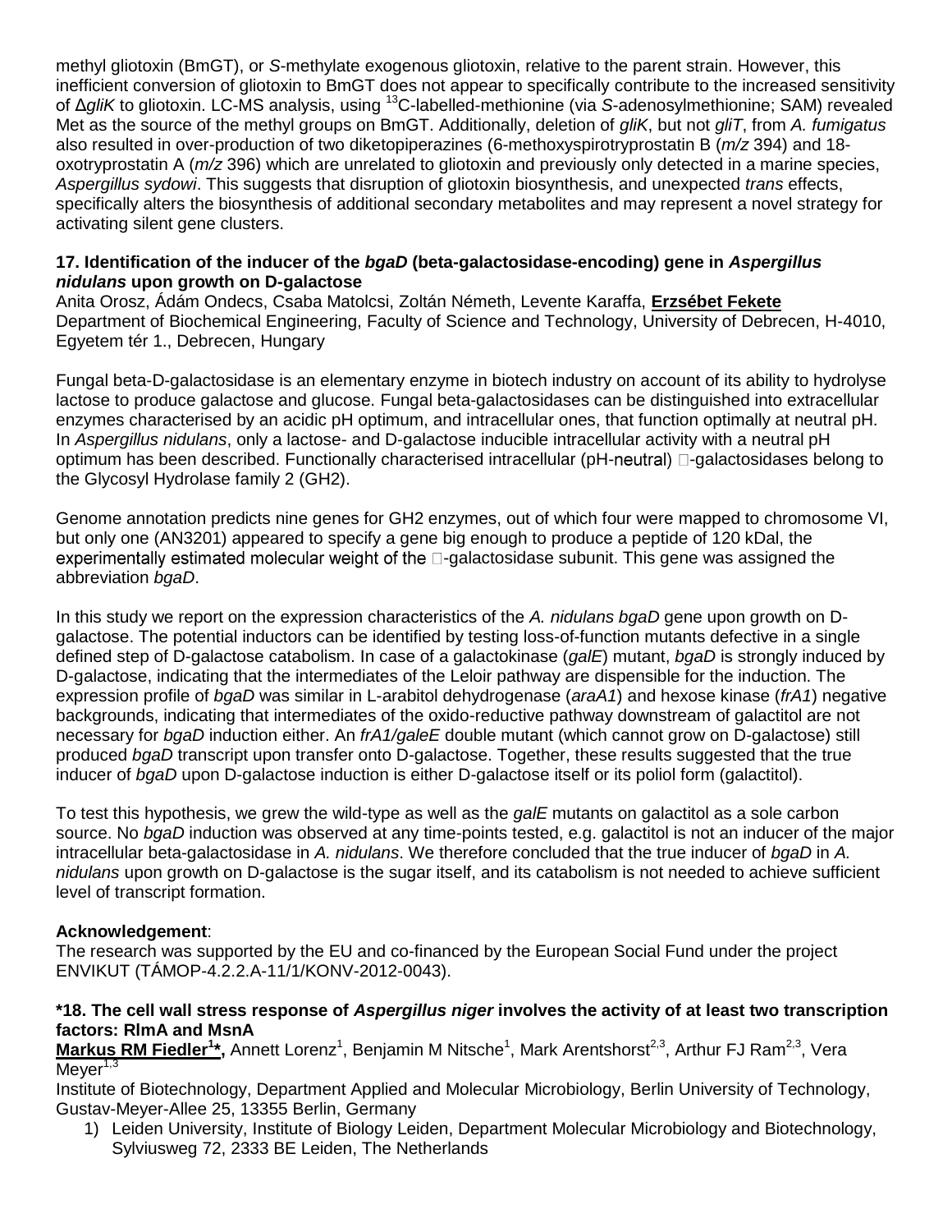methyl gliotoxin (BmGT), or *S*-methylate exogenous gliotoxin, relative to the parent strain. However, this inefficient conversion of gliotoxin to BmGT does not appear to specifically contribute to the increased sensitivity of Δ*gliK* to gliotoxin. LC-MS analysis, using $^{13}$C-labelled-methionine (via *S*-adenosylmethionine; SAM) revealed Met as the source of the methyl groups on BmGT. Additionally, deletion of *gliK*, but not *gliT*, from *A. fumigatus* also resulted in over-production of two diketopiperazines (6-methoxyspirotryprostatin B (*m/z* 394) and 18-oxotryprostatin A (*m/z* 396) which are unrelated to gliotoxin and previously only detected in a marine species, *Aspergillus sydowi*. This suggests that disruption of gliotoxin biosynthesis, and unexpected *trans* effects, specifically alters the biosynthesis of additional secondary metabolites and may represent a novel strategy for activating silent gene clusters.

### 17. Identification of the inducer of the *bgaD* (beta-galactosidase-encoding) gene in *Aspergillus nidulans* upon growth on D-galactose

Anita Orosz, Ádám Ondecs, Csaba Matolcsi, Zoltán Németh, Levente Karaffa, **Erzsébet Fekete**
Department of Biochemical Engineering, Faculty of Science and Technology, University of Debrecen, H-4010, Egyetem tér 1., Debrecen, Hungary

Fungal beta-D-galactosidase is an elementary enzyme in biotech industry on account of its ability to hydrolyse lactose to produce galactose and glucose. Fungal beta-galactosidases can be distinguished into extracellular enzymes characterised by an acidic pH optimum, and intracellular ones, that function optimally at neutral pH. In *Aspergillus nidulans*, only a lactose- and D-galactose inducible intracellular activity with a neutral pH optimum has been described. Functionally characterised intracellular (pH-neutral) □-galactosidases belong to the Glycosyl Hydrolase family 2 (GH2).

Genome annotation predicts nine genes for GH2 enzymes, out of which four were mapped to chromosome VI, but only one (AN3201) appeared to specify a gene big enough to produce a peptide of 120 kDal, the experimentally estimated molecular weight of the □-galactosidase subunit. This gene was assigned the abbreviation *bgaD*.

In this study we report on the expression characteristics of the *A. nidulans bgaD* gene upon growth on D-galactose. The potential inductors can be identified by testing loss-of-function mutants defective in a single defined step of D-galactose catabolism. In case of a galactokinase (*galE*) mutant, *bgaD* is strongly induced by D-galactose, indicating that the intermediates of the Leloir pathway are dispensible for the induction. The expression profile of *bgaD* was similar in L-arabitol dehydrogenase (*araA1*) and hexose kinase (*frA1*) negative backgrounds, indicating that intermediates of the oxido-reductive pathway downstream of galactitol are not necessary for *bgaD* induction either. An *frA1/galeE* double mutant (which cannot grow on D-galactose) still produced *bgaD* transcript upon transfer onto D-galactose. Together, these results suggested that the true inducer of *bgaD* upon D-galactose induction is either D-galactose itself or its poliol form (galactitol).

To test this hypothesis, we grew the wild-type as well as the *galE* mutants on galactitol as a sole carbon source. No *bgaD* induction was observed at any time-points tested, e.g. galactitol is not an inducer of the major intracellular beta-galactosidase in *A. nidulans*. We therefore concluded that the true inducer of *bgaD* in *A. nidulans* upon growth on D-galactose is the sugar itself, and its catabolism is not needed to achieve sufficient level of transcript formation.

**Acknowledgement**:
The research was supported by the EU and co-financed by the European Social Fund under the project ENVIKUT (TÁMOP-4.2.2.A-11/1/KONV-2012-0043).

### *18. The cell wall stress response of *Aspergillus niger* involves the activity of at least two transcription factors: RlmA and MsnA

**Markus RM Fiedler[1]***, Annett Lorenz[1], Benjamin M Nitsche[1], Mark Arentshorst[2,3], Arthur FJ Ram[2,3], Vera Meyer[1,3]
Institute of Biotechnology, Department Applied and Molecular Microbiology, Berlin University of Technology, Gustav-Meyer-Allee 25, 13355 Berlin, Germany

1) Leiden University, Institute of Biology Leiden, Department Molecular Microbiology and Biotechnology, Sylviusweg 72, 2333 BE Leiden, The Netherlands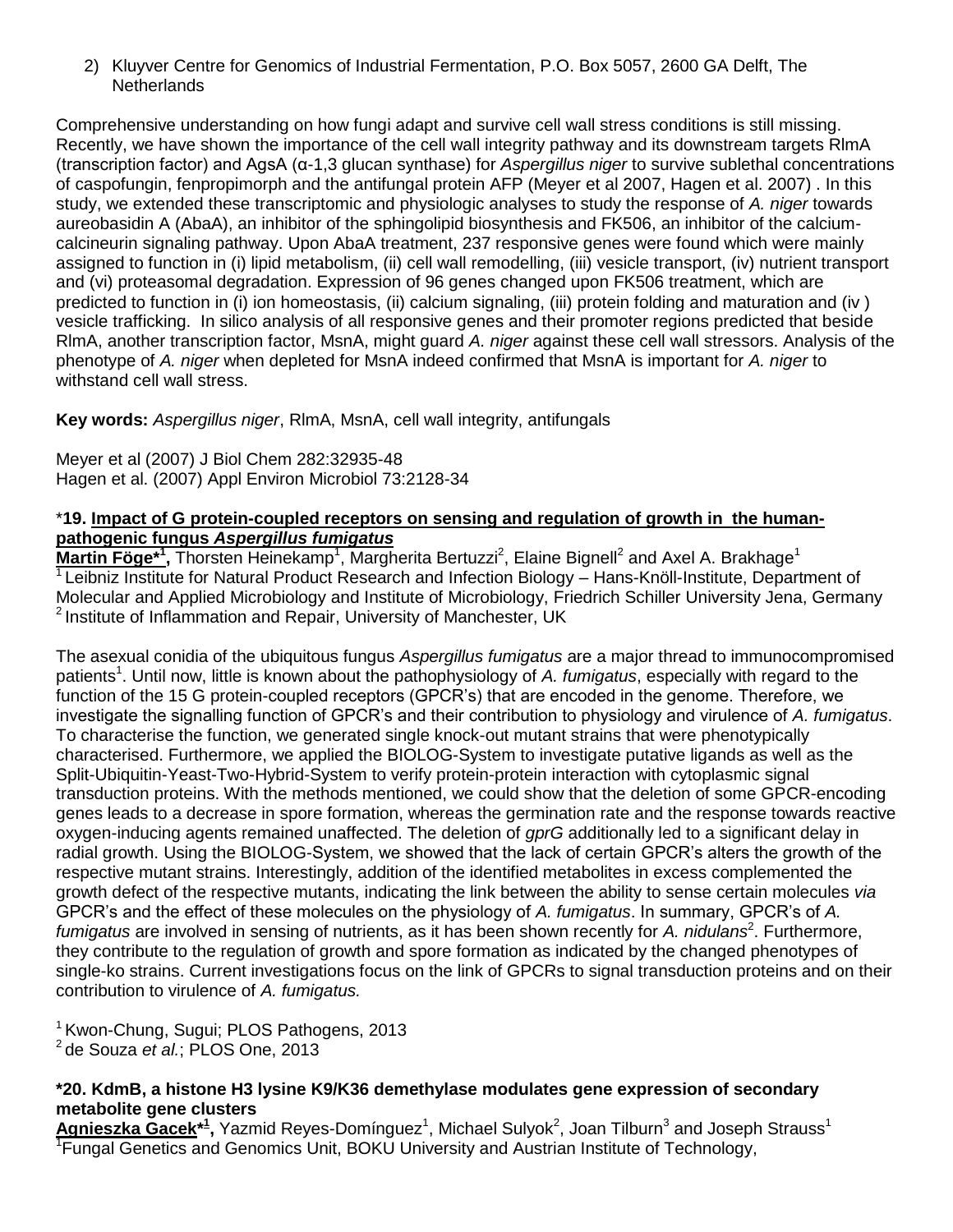2) Kluyver Centre for Genomics of Industrial Fermentation, P.O. Box 5057, 2600 GA Delft, The Netherlands

Comprehensive understanding on how fungi adapt and survive cell wall stress conditions is still missing. Recently, we have shown the importance of the cell wall integrity pathway and its downstream targets RlmA (transcription factor) and AgsA (α-1,3 glucan synthase) for *Aspergillus niger* to survive sublethal concentrations of caspofungin, fenpropimorph and the antifungal protein AFP (Meyer et al 2007, Hagen et al. 2007) . In this study, we extended these transcriptomic and physiologic analyses to study the response of *A. niger* towards aureobasidin A (AbaA), an inhibitor of the sphingolipid biosynthesis and FK506, an inhibitor of the calcium-calcineurin signaling pathway. Upon AbaA treatment, 237 responsive genes were found which were mainly assigned to function in (i) lipid metabolism, (ii) cell wall remodelling, (iii) vesicle transport, (iv) nutrient transport and (vi) proteasomal degradation. Expression of 96 genes changed upon FK506 treatment, which are predicted to function in (i) ion homeostasis, (ii) calcium signaling, (iii) protein folding and maturation and (iv ) vesicle trafficking. In silico analysis of all responsive genes and their promoter regions predicted that beside RlmA, another transcription factor, MsnA, might guard *A. niger* against these cell wall stressors. Analysis of the phenotype of *A. niger* when depleted for MsnA indeed confirmed that MsnA is important for *A. niger* to withstand cell wall stress.

**Key words:** *Aspergillus niger*, RlmA, MsnA, cell wall integrity, antifungals

Meyer et al (2007) J Biol Chem 282:32935-48
Hagen et al. (2007) Appl Environ Microbiol 73:2128-34

### *19. Impact of G protein-coupled receptors on sensing and regulation of growth in the human-pathogenic fungus *Aspergillus fumigatus*

**Martin Föge*[1]**, Thorsten Heinekamp[1], Margherita Bertuzzi[2], Elaine Bignell[2] and Axel A. Brakhage[1]

[1] Leibniz Institute for Natural Product Research and Infection Biology – Hans-Knöll-Institute, Department of Molecular and Applied Microbiology and Institute of Microbiology, Friedrich Schiller University Jena, Germany
[2] Institute of Inflammation and Repair, University of Manchester, UK

The asexual conidia of the ubiquitous fungus *Aspergillus fumigatus* are a major thread to immunocompromised patients[1]. Until now, little is known about the pathophysiology of *A. fumigatus*, especially with regard to the function of the 15 G protein-coupled receptors (GPCR's) that are encoded in the genome. Therefore, we investigate the signalling function of GPCR's and their contribution to physiology and virulence of *A. fumigatus*. To characterise the function, we generated single knock-out mutant strains that were phenotypically characterised. Furthermore, we applied the BIOLOG-System to investigate putative ligands as well as the Split-Ubiquitin-Yeast-Two-Hybrid-System to verify protein-protein interaction with cytoplasmic signal transduction proteins. With the methods mentioned, we could show that the deletion of some GPCR-encoding genes leads to a decrease in spore formation, whereas the germination rate and the response towards reactive oxygen-inducing agents remained unaffected. The deletion of *gprG* additionally led to a significant delay in radial growth. Using the BIOLOG-System, we showed that the lack of certain GPCR's alters the growth of the respective mutant strains. Interestingly, addition of the identified metabolites in excess complemented the growth defect of the respective mutants, indicating the link between the ability to sense certain molecules *via* GPCR's and the effect of these molecules on the physiology of *A. fumigatus*. In summary, GPCR's of *A. fumigatus* are involved in sensing of nutrients, as it has been shown recently for *A. nidulans*[2]. Furthermore, they contribute to the regulation of growth and spore formation as indicated by the changed phenotypes of single-ko strains. Current investigations focus on the link of GPCRs to signal transduction proteins and on their contribution to virulence of *A. fumigatus.*

[1] Kwon-Chung, Sugui; PLOS Pathogens, 2013
[2] de Souza *et al.*; PLOS One, 2013

### *20. KdmB, a histone H3 lysine K9/K36 demethylase modulates gene expression of secondary metabolite gene clusters

**Agnieszka Gacek*[1]**, Yazmid Reyes-Domínguez[1], Michael Sulyok[2], Joan Tilburn[3] and Joseph Strauss[1]

[1]Fungal Genetics and Genomics Unit, BOKU University and Austrian Institute of Technology,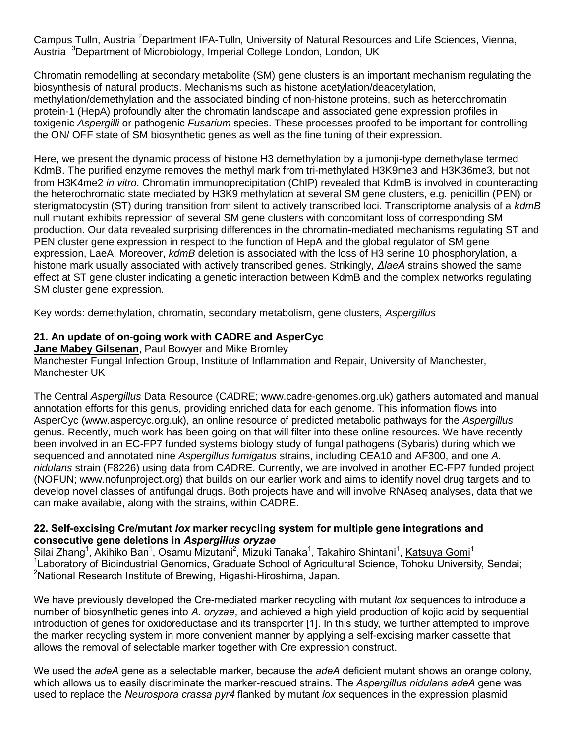Campus Tulln, Austria [2]Department IFA-Tulln, University of Natural Resources and Life Sciences, Vienna, Austria [3]Department of Microbiology, Imperial College London, London, UK

Chromatin remodelling at secondary metabolite (SM) gene clusters is an important mechanism regulating the biosynthesis of natural products. Mechanisms such as histone acetylation/deacetylation, methylation/demethylation and the associated binding of non-histone proteins, such as heterochromatin protein-1 (HepA) profoundly alter the chromatin landscape and associated gene expression profiles in toxigenic *Aspergilli* or pathogenic *Fusarium* species. These processes proofed to be important for controlling the ON/ OFF state of SM biosynthetic genes as well as the fine tuning of their expression.

Here, we present the dynamic process of histone H3 demethylation by a jumonji-type demethylase termed KdmB. The purified enzyme removes the methyl mark from tri-methylated H3K9me3 and H3K36me3, but not from H3K4me2 *in vitro*. Chromatin immunoprecipitation (ChIP) revealed that KdmB is involved in counteracting the heterochromatic state mediated by H3K9 methylation at several SM gene clusters, e.g. penicillin (PEN) or sterigmatocystin (ST) during transition from silent to actively transcribed loci. Transcriptome analysis of a *kdmB* null mutant exhibits repression of several SM gene clusters with concomitant loss of corresponding SM production. Our data revealed surprising differences in the chromatin-mediated mechanisms regulating ST and PEN cluster gene expression in respect to the function of HepA and the global regulator of SM gene expression, LaeA. Moreover, *kdmB* deletion is associated with the loss of H3 serine 10 phosphorylation, a histone mark usually associated with actively transcribed genes. Strikingly, *ΔlaeA* strains showed the same effect at ST gene cluster indicating a genetic interaction between KdmB and the complex networks regulating SM cluster gene expression.

Key words: demethylation, chromatin, secondary metabolism, gene clusters, *Aspergillus*

### 21. An update of on-going work with CADRE and AsperCyc

**Jane Mabey Gilsenan**, Paul Bowyer and Mike Bromley
Manchester Fungal Infection Group, Institute of Inflammation and Repair, University of Manchester, Manchester UK

The Central *Aspergillus* Data Resource (C*A*DRE; www.cadre-genomes.org.uk) gathers automated and manual annotation efforts for this genus, providing enriched data for each genome. This information flows into AsperCyc (www.aspercyc.org.uk), an online resource of predicted metabolic pathways for the *Aspergillus* genus. Recently, much work has been going on that will filter into these online resources. We have recently been involved in an EC-FP7 funded systems biology study of fungal pathogens (Sybaris) during which we sequenced and annotated nine *Aspergillus fumigatus* strains, including CEA10 and AF300, and one *A. nidulans* strain (F8226) using data from C*A*DRE. Currently, we are involved in another EC-FP7 funded project (NOFUN; www.nofunproject.org) that builds on our earlier work and aims to identify novel drug targets and to develop novel classes of antifungal drugs. Both projects have and will involve RNAseq analyses, data that we can make available, along with the strains, within C*A*DRE.

### 22. Self-excising Cre/mutant *lox* marker recycling system for multiple gene integrations and consecutive gene deletions in *Aspergillus oryzae*

Silai Zhang[1], Akihiko Ban[1], Osamu Mizutani[2], Mizuki Tanaka[1], Takahiro Shintani[1], Katsuya Gomi[1]
[1]Laboratory of Bioindustrial Genomics, Graduate School of Agricultural Science, Tohoku University, Sendai; [2]National Research Institute of Brewing, Higashi-Hiroshima, Japan.

We have previously developed the Cre-mediated marker recycling with mutant *lox* sequences to introduce a number of biosynthetic genes into *A. oryzae*, and achieved a high yield production of kojic acid by sequential introduction of genes for oxidoreductase and its transporter [1]. In this study, we further attempted to improve the marker recycling system in more convenient manner by applying a self-excising marker cassette that allows the removal of selectable marker together with Cre expression construct.

We used the *adeA* gene as a selectable marker, because the *adeA* deficient mutant shows an orange colony, which allows us to easily discriminate the marker-rescued strains. The *Aspergillus nidulans adeA* gene was used to replace the *Neurospora crassa pyr4* flanked by mutant *lox* sequences in the expression plasmid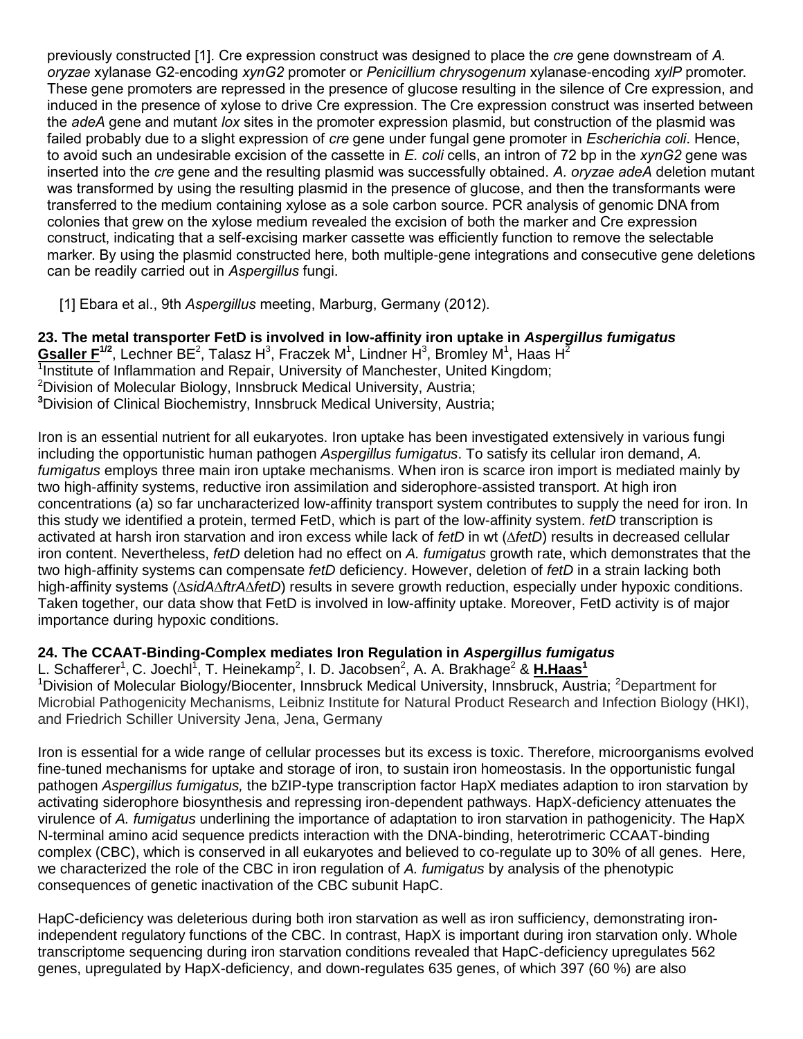previously constructed [1]. Cre expression construct was designed to place the *cre* gene downstream of *A. oryzae* xylanase G2-encoding *xynG2* promoter or *Penicillium chrysogenum* xylanase-encoding *xylP* promoter. These gene promoters are repressed in the presence of glucose resulting in the silence of Cre expression, and induced in the presence of xylose to drive Cre expression. The Cre expression construct was inserted between the *adeA* gene and mutant *lox* sites in the promoter expression plasmid, but construction of the plasmid was failed probably due to a slight expression of *cre* gene under fungal gene promoter in *Escherichia coli*. Hence, to avoid such an undesirable excision of the cassette in *E. coli* cells, an intron of 72 bp in the *xynG2* gene was inserted into the *cre* gene and the resulting plasmid was successfully obtained. *A. oryzae adeA* deletion mutant was transformed by using the resulting plasmid in the presence of glucose, and then the transformants were transferred to the medium containing xylose as a sole carbon source. PCR analysis of genomic DNA from colonies that grew on the xylose medium revealed the excision of both the marker and Cre expression construct, indicating that a self-excising marker cassette was efficiently function to remove the selectable marker. By using the plasmid constructed here, both multiple-gene integrations and consecutive gene deletions can be readily carried out in *Aspergillus* fungi.

[1] Ebara et al., 9th *Aspergillus* meeting, Marburg, Germany (2012).

### 23. The metal transporter FetD is involved in low-affinity iron uptake in *Aspergillus fumigatus*

**Gsaller F**[1/2], Lechner BE[2], Talasz H[3], Fraczek M[1], Lindner H[3], Bromley M[1], Haas H[2]

[1]Institute of Inflammation and Repair, University of Manchester, United Kingdom;
[2]Division of Molecular Biology, Innsbruck Medical University, Austria;
[3]Division of Clinical Biochemistry, Innsbruck Medical University, Austria;

Iron is an essential nutrient for all eukaryotes. Iron uptake has been investigated extensively in various fungi including the opportunistic human pathogen *Aspergillus fumigatus*. To satisfy its cellular iron demand, *A. fumigatus* employs three main iron uptake mechanisms. When iron is scarce iron import is mediated mainly by two high-affinity systems, reductive iron assimilation and siderophore-assisted transport. At high iron concentrations (a) so far uncharacterized low-affinity transport system contributes to supply the need for iron. In this study we identified a protein, termed FetD, which is part of the low-affinity system. *fetD* transcription is activated at harsh iron starvation and iron excess while lack of *fetD* in wt (Δ*fetD*) results in decreased cellular iron content. Nevertheless, *fetD* deletion had no effect on *A. fumigatus* growth rate, which demonstrates that the two high-affinity systems can compensate *fetD* deficiency. However, deletion of *fetD* in a strain lacking both high-affinity systems (Δ*sidA*Δ*ftrA*Δ*fetD*) results in severe growth reduction, especially under hypoxic conditions. Taken together, our data show that FetD is involved in low-affinity uptake. Moreover, FetD activity is of major importance during hypoxic conditions.

### 24. The CCAAT-Binding-Complex mediates Iron Regulation in *Aspergillus fumigatus*

L. Schafferer[1], C. Joechl[1], T. Heinekamp[2], I. D. Jacobsen[2], A. A. Brakhage[2] & **H.Haas**[1]

[1]Division of Molecular Biology/Biocenter, Innsbruck Medical University, Innsbruck, Austria; [2]Department for Microbial Pathogenicity Mechanisms, Leibniz Institute for Natural Product Research and Infection Biology (HKI), and Friedrich Schiller University Jena, Jena, Germany

Iron is essential for a wide range of cellular processes but its excess is toxic. Therefore, microorganisms evolved fine-tuned mechanisms for uptake and storage of iron, to sustain iron homeostasis. In the opportunistic fungal pathogen *Aspergillus fumigatus,* the bZIP-type transcription factor HapX mediates adaption to iron starvation by activating siderophore biosynthesis and repressing iron-dependent pathways. HapX-deficiency attenuates the virulence of *A. fumigatus* underlining the importance of adaptation to iron starvation in pathogenicity. The HapX N-terminal amino acid sequence predicts interaction with the DNA-binding, heterotrimeric CCAAT-binding complex (CBC), which is conserved in all eukaryotes and believed to co-regulate up to 30% of all genes. Here, we characterized the role of the CBC in iron regulation of *A. fumigatus* by analysis of the phenotypic consequences of genetic inactivation of the CBC subunit HapC.

HapC-deficiency was deleterious during both iron starvation as well as iron sufficiency, demonstrating iron-independent regulatory functions of the CBC. In contrast, HapX is important during iron starvation only. Whole transcriptome sequencing during iron starvation conditions revealed that HapC-deficiency upregulates 562 genes, upregulated by HapX-deficiency, and down-regulates 635 genes, of which 397 (60 %) are also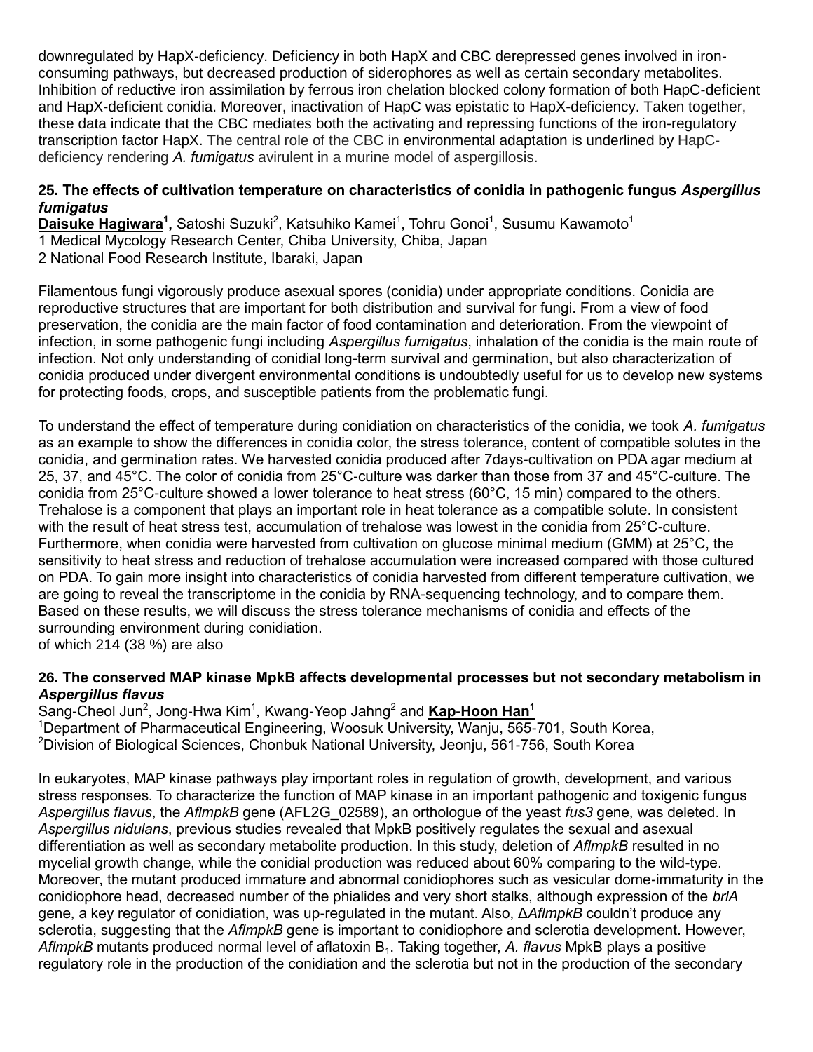downregulated by HapX-deficiency. Deficiency in both HapX and CBC derepressed genes involved in iron-consuming pathways, but decreased production of siderophores as well as certain secondary metabolites. Inhibition of reductive iron assimilation by ferrous iron chelation blocked colony formation of both HapC-deficient and HapX-deficient conidia. Moreover, inactivation of HapC was epistatic to HapX-deficiency. Taken together, these data indicate that the CBC mediates both the activating and repressing functions of the iron-regulatory transcription factor HapX. The central role of the CBC in environmental adaptation is underlined by HapC-deficiency rendering *A. fumigatus* avirulent in a murine model of aspergillosis.

### 25. The effects of cultivation temperature on characteristics of conidia in pathogenic fungus *Aspergillus fumigatus*

**Daisuke Hagiwara[1]**, Satoshi Suzuki[2], Katsuhiko Kamei[1], Tohru Gonoi[1], Susumu Kawamoto[1]
1 Medical Mycology Research Center, Chiba University, Chiba, Japan
2 National Food Research Institute, Ibaraki, Japan

Filamentous fungi vigorously produce asexual spores (conidia) under appropriate conditions. Conidia are reproductive structures that are important for both distribution and survival for fungi. From a view of food preservation, the conidia are the main factor of food contamination and deterioration. From the viewpoint of infection, in some pathogenic fungi including *Aspergillus fumigatus*, inhalation of the conidia is the main route of infection. Not only understanding of conidial long-term survival and germination, but also characterization of conidia produced under divergent environmental conditions is undoubtedly useful for us to develop new systems for protecting foods, crops, and susceptible patients from the problematic fungi.

To understand the effect of temperature during conidiation on characteristics of the conidia, we took *A. fumigatus* as an example to show the differences in conidia color, the stress tolerance, content of compatible solutes in the conidia, and germination rates. We harvested conidia produced after 7days-cultivation on PDA agar medium at 25, 37, and 45°C. The color of conidia from 25°C-culture was darker than those from 37 and 45°C-culture. The conidia from 25°C-culture showed a lower tolerance to heat stress (60°C, 15 min) compared to the others. Trehalose is a component that plays an important role in heat tolerance as a compatible solute. In consistent with the result of heat stress test, accumulation of trehalose was lowest in the conidia from 25°C-culture. Furthermore, when conidia were harvested from cultivation on glucose minimal medium (GMM) at 25°C, the sensitivity to heat stress and reduction of trehalose accumulation were increased compared with those cultured on PDA. To gain more insight into characteristics of conidia harvested from different temperature cultivation, we are going to reveal the transcriptome in the conidia by RNA-sequencing technology, and to compare them. Based on these results, we will discuss the stress tolerance mechanisms of conidia and effects of the surrounding environment during conidiation.
of which 214 (38 %) are also

### 26. The conserved MAP kinase MpkB affects developmental processes but not secondary metabolism in *Aspergillus flavus*

Sang-Cheol Jun[2], Jong-Hwa Kim[1], Kwang-Yeop Jahng[2] and **Kap-Hoon Han[1]**
[1]Department of Pharmaceutical Engineering, Woosuk University, Wanju, 565-701, South Korea,
[2]Division of Biological Sciences, Chonbuk National University, Jeonju, 561-756, South Korea

In eukaryotes, MAP kinase pathways play important roles in regulation of growth, development, and various stress responses. To characterize the function of MAP kinase in an important pathogenic and toxigenic fungus *Aspergillus flavus*, the *AflmpkB* gene (AFL2G_02589), an orthologue of the yeast *fus3* gene, was deleted. In *Aspergillus nidulans*, previous studies revealed that MpkB positively regulates the sexual and asexual differentiation as well as secondary metabolite production. In this study, deletion of *AflmpkB* resulted in no mycelial growth change, while the conidial production was reduced about 60% comparing to the wild-type. Moreover, the mutant produced immature and abnormal conidiophores such as vesicular dome-immaturity in the conidiophore head, decreased number of the phialides and very short stalks, although expression of the *brlA* gene, a key regulator of conidiation, was up-regulated in the mutant. Also, Δ*AflmpkB* couldn't produce any sclerotia, suggesting that the *AflmpkB* gene is important to conidiophore and sclerotia development. However, *AflmpkB* mutants produced normal level of aflatoxin $B_1$. Taking together, *A. flavus* MpkB plays a positive regulatory role in the production of the conidiation and the sclerotia but not in the production of the secondary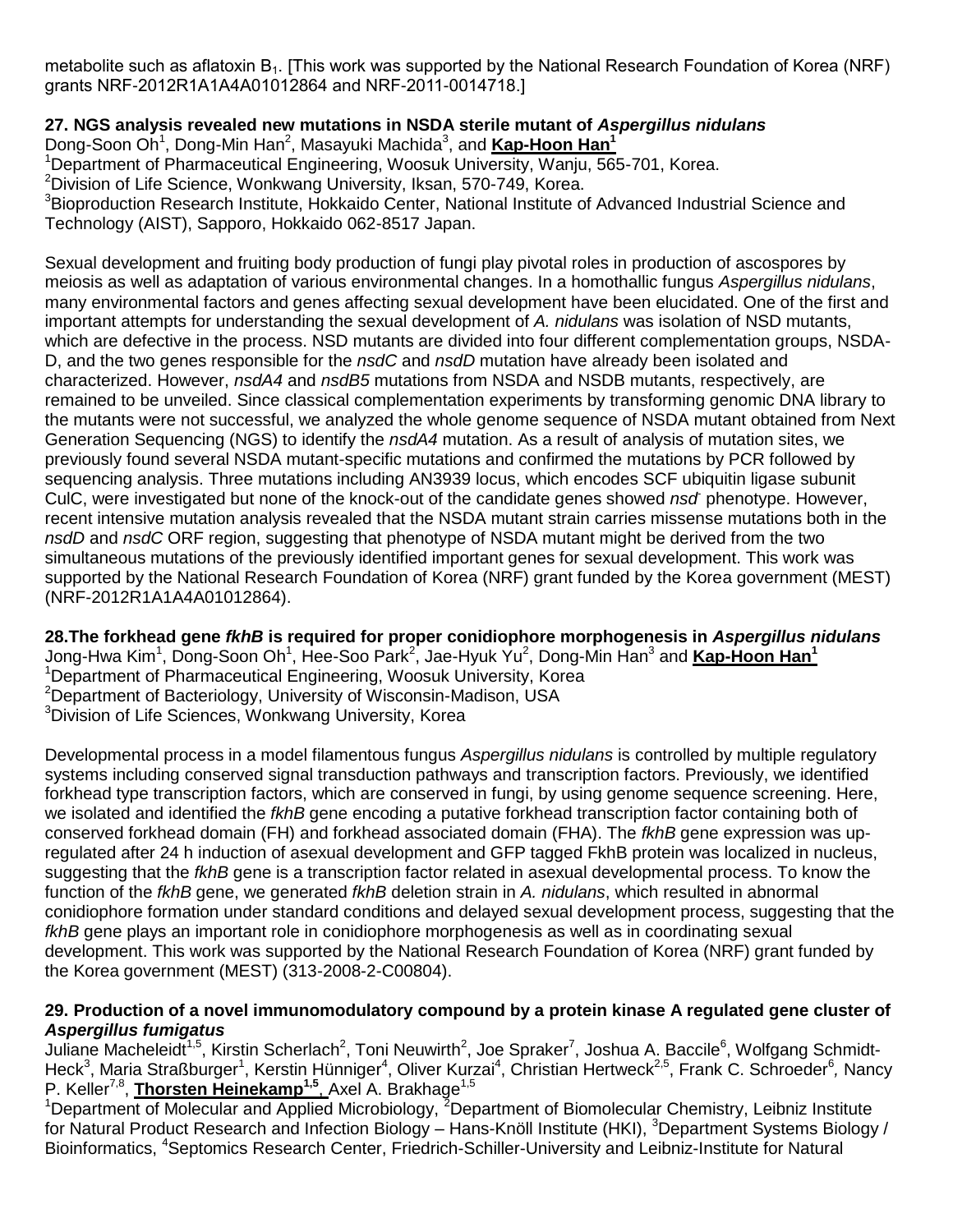metabolite such as aflatoxin $B_1$. [This work was supported by the National Research Foundation of Korea (NRF) grants NRF-2012R1A1A4A01012864 and NRF-2011-0014718.]

**27. NGS analysis revealed new mutations in NSDA sterile mutant of *Aspergillus nidulans***

Dong-Soon Oh[1], Dong-Min Han[2], Masayuki Machida[3], and **Kap-Hoon Han[1]**

[1]Department of Pharmaceutical Engineering, Woosuk University, Wanju, 565-701, Korea.
[2]Division of Life Science, Wonkwang University, Iksan, 570-749, Korea.
[3]Bioproduction Research Institute, Hokkaido Center, National Institute of Advanced Industrial Science and Technology (AIST), Sapporo, Hokkaido 062-8517 Japan.

Sexual development and fruiting body production of fungi play pivotal roles in production of ascospores by meiosis as well as adaptation of various environmental changes. In a homothallic fungus *Aspergillus nidulans*, many environmental factors and genes affecting sexual development have been elucidated. One of the first and important attempts for understanding the sexual development of *A. nidulans* was isolation of NSD mutants, which are defective in the process. NSD mutants are divided into four different complementation groups, NSDA-D, and the two genes responsible for the *nsdC* and *nsdD* mutation have already been isolated and characterized. However, *nsdA4* and *nsdB5* mutations from NSDA and NSDB mutants, respectively, are remained to be unveiled. Since classical complementation experiments by transforming genomic DNA library to the mutants were not successful, we analyzed the whole genome sequence of NSDA mutant obtained from Next Generation Sequencing (NGS) to identify the *nsdA4* mutation. As a result of analysis of mutation sites, we previously found several NSDA mutant-specific mutations and confirmed the mutations by PCR followed by sequencing analysis. Three mutations including AN3939 locus, which encodes SCF ubiquitin ligase subunit CulC, were investigated but none of the knock-out of the candidate genes showed *nsd*⁻ phenotype. However, recent intensive mutation analysis revealed that the NSDA mutant strain carries missense mutations both in the *nsdD* and *nsdC* ORF region, suggesting that phenotype of NSDA mutant might be derived from the two simultaneous mutations of the previously identified important genes for sexual development. This work was supported by the National Research Foundation of Korea (NRF) grant funded by the Korea government (MEST) (NRF-2012R1A1A4A01012864).

**28.The forkhead gene *fkhB* is required for proper conidiophore morphogenesis in *Aspergillus nidulans***

Jong-Hwa Kim[1], Dong-Soon Oh[1], Hee-Soo Park[2], Jae-Hyuk Yu[2], Dong-Min Han[3] and **Kap-Hoon Han[1]**

[1]Department of Pharmaceutical Engineering, Woosuk University, Korea
[2]Department of Bacteriology, University of Wisconsin-Madison, USA
[3]Division of Life Sciences, Wonkwang University, Korea

Developmental process in a model filamentous fungus *Aspergillus nidulans* is controlled by multiple regulatory systems including conserved signal transduction pathways and transcription factors. Previously, we identified forkhead type transcription factors, which are conserved in fungi, by using genome sequence screening. Here, we isolated and identified the *fkhB* gene encoding a putative forkhead transcription factor containing both of conserved forkhead domain (FH) and forkhead associated domain (FHA). The *fkhB* gene expression was up-regulated after 24 h induction of asexual development and GFP tagged FkhB protein was localized in nucleus, suggesting that the *fkhB* gene is a transcription factor related in asexual developmental process. To know the function of the *fkhB* gene, we generated *fkhB* deletion strain in *A. nidulans*, which resulted in abnormal conidiophore formation under standard conditions and delayed sexual development process, suggesting that the *fkhB* gene plays an important role in conidiophore morphogenesis as well as in coordinating sexual development. This work was supported by the National Research Foundation of Korea (NRF) grant funded by the Korea government (MEST) (313-2008-2-C00804).

**29. Production of a novel immunomodulatory compound by a protein kinase A regulated gene cluster of *Aspergillus fumigatus***

Juliane Macheleidt[1,5], Kirstin Scherlach[2], Toni Neuwirth[2], Joe Spraker[7], Joshua A. Baccile[6], Wolfgang Schmidt-Heck[3], Maria Straßburger[1], Kerstin Hünniger[4], Oliver Kurzai[4], Christian Hertweck[2,5], Frank C. Schroeder[6], Nancy P. Keller[7,8], **Thorsten Heinekamp[1,5]**, Axel A. Brakhage[1,5]

[1]Department of Molecular and Applied Microbiology, [2]Department of Biomolecular Chemistry, Leibniz Institute for Natural Product Research and Infection Biology – Hans-Knöll Institute (HKI), [3]Department Systems Biology / Bioinformatics, [4]Septomics Research Center, Friedrich-Schiller-University and Leibniz-Institute for Natural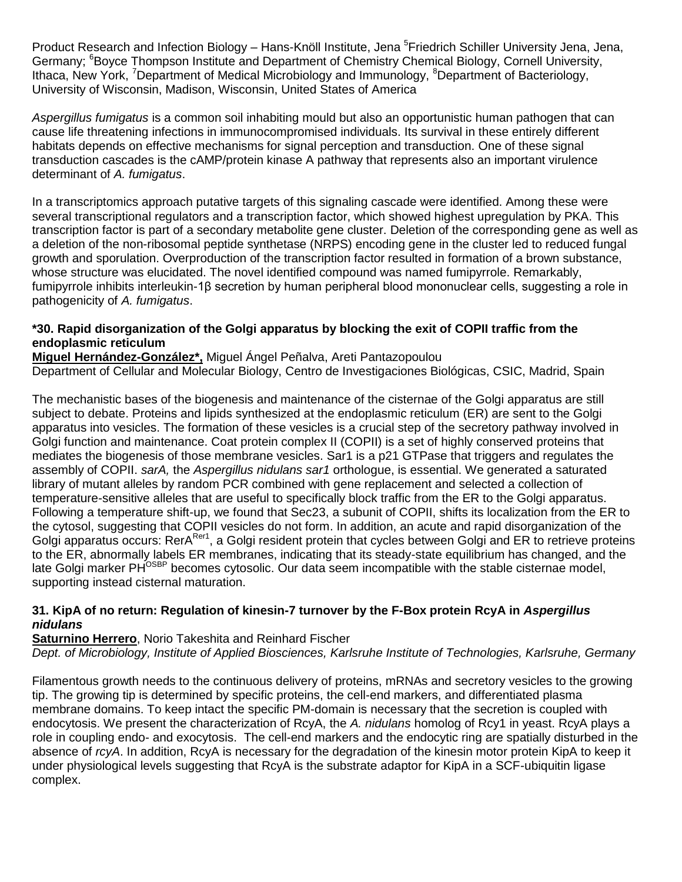Product Research and Infection Biology – Hans-Knöll Institute, Jena [5]Friedrich Schiller University Jena, Jena, Germany; [6]Boyce Thompson Institute and Department of Chemistry Chemical Biology, Cornell University, Ithaca, New York, [7]Department of Medical Microbiology and Immunology, [8]Department of Bacteriology, University of Wisconsin, Madison, Wisconsin, United States of America

*Aspergillus fumigatus* is a common soil inhabiting mould but also an opportunistic human pathogen that can cause life threatening infections in immunocompromised individuals. Its survival in these entirely different habitats depends on effective mechanisms for signal perception and transduction. One of these signal transduction cascades is the cAMP/protein kinase A pathway that represents also an important virulence determinant of *A. fumigatus*.

In a transcriptomics approach putative targets of this signaling cascade were identified. Among these were several transcriptional regulators and a transcription factor, which showed highest upregulation by PKA. This transcription factor is part of a secondary metabolite gene cluster. Deletion of the corresponding gene as well as a deletion of the non-ribosomal peptide synthetase (NRPS) encoding gene in the cluster led to reduced fungal growth and sporulation. Overproduction of the transcription factor resulted in formation of a brown substance, whose structure was elucidated. The novel identified compound was named fumipyrrole. Remarkably, fumipyrrole inhibits interleukin-1β secretion by human peripheral blood mononuclear cells, suggesting a role in pathogenicity of *A. fumigatus*.

### *30. Rapid disorganization of the Golgi apparatus by blocking the exit of COPII traffic from the endoplasmic reticulum

**Miguel Hernández-González*,** Miguel Ángel Peñalva, Areti Pantazopoulou
Department of Cellular and Molecular Biology, Centro de Investigaciones Biológicas, CSIC, Madrid, Spain

The mechanistic bases of the biogenesis and maintenance of the cisternae of the Golgi apparatus are still subject to debate. Proteins and lipids synthesized at the endoplasmic reticulum (ER) are sent to the Golgi apparatus into vesicles. The formation of these vesicles is a crucial step of the secretory pathway involved in Golgi function and maintenance. Coat protein complex II (COPII) is a set of highly conserved proteins that mediates the biogenesis of those membrane vesicles. Sar1 is a p21 GTPase that triggers and regulates the assembly of COPII. *sarA,* the *Aspergillus nidulans sar1* orthologue, is essential. We generated a saturated library of mutant alleles by random PCR combined with gene replacement and selected a collection of temperature-sensitive alleles that are useful to specifically block traffic from the ER to the Golgi apparatus. Following a temperature shift-up, we found that Sec23, a subunit of COPII, shifts its localization from the ER to the cytosol, suggesting that COPII vesicles do not form. In addition, an acute and rapid disorganization of the Golgi apparatus occurs: $\mathrm{RerA}^{\mathrm{Rer1}}$, a Golgi resident protein that cycles between Golgi and ER to retrieve proteins to the ER, abnormally labels ER membranes, indicating that its steady-state equilibrium has changed, and the late Golgi marker $\mathrm{PH}^{\mathrm{OSBP}}$ becomes cytosolic. Our data seem incompatible with the stable cisternae model, supporting instead cisternal maturation.

### 31. KipA of no return: Regulation of kinesin-7 turnover by the F-Box protein RcyA in *Aspergillus nidulans*

**Saturnino Herrero**, Norio Takeshita and Reinhard Fischer
*Dept. of Microbiology, Institute of Applied Biosciences, Karlsruhe Institute of Technologies, Karlsruhe, Germany*

Filamentous growth needs to the continuous delivery of proteins, mRNAs and secretory vesicles to the growing tip. The growing tip is determined by specific proteins, the cell-end markers, and differentiated plasma membrane domains. To keep intact the specific PM-domain is necessary that the secretion is coupled with endocytosis. We present the characterization of RcyA, the *A. nidulans* homolog of Rcy1 in yeast. RcyA plays a role in coupling endo- and exocytosis. The cell-end markers and the endocytic ring are spatially disturbed in the absence of *rcyA*. In addition, RcyA is necessary for the degradation of the kinesin motor protein KipA to keep it under physiological levels suggesting that RcyA is the substrate adaptor for KipA in a SCF-ubiquitin ligase complex.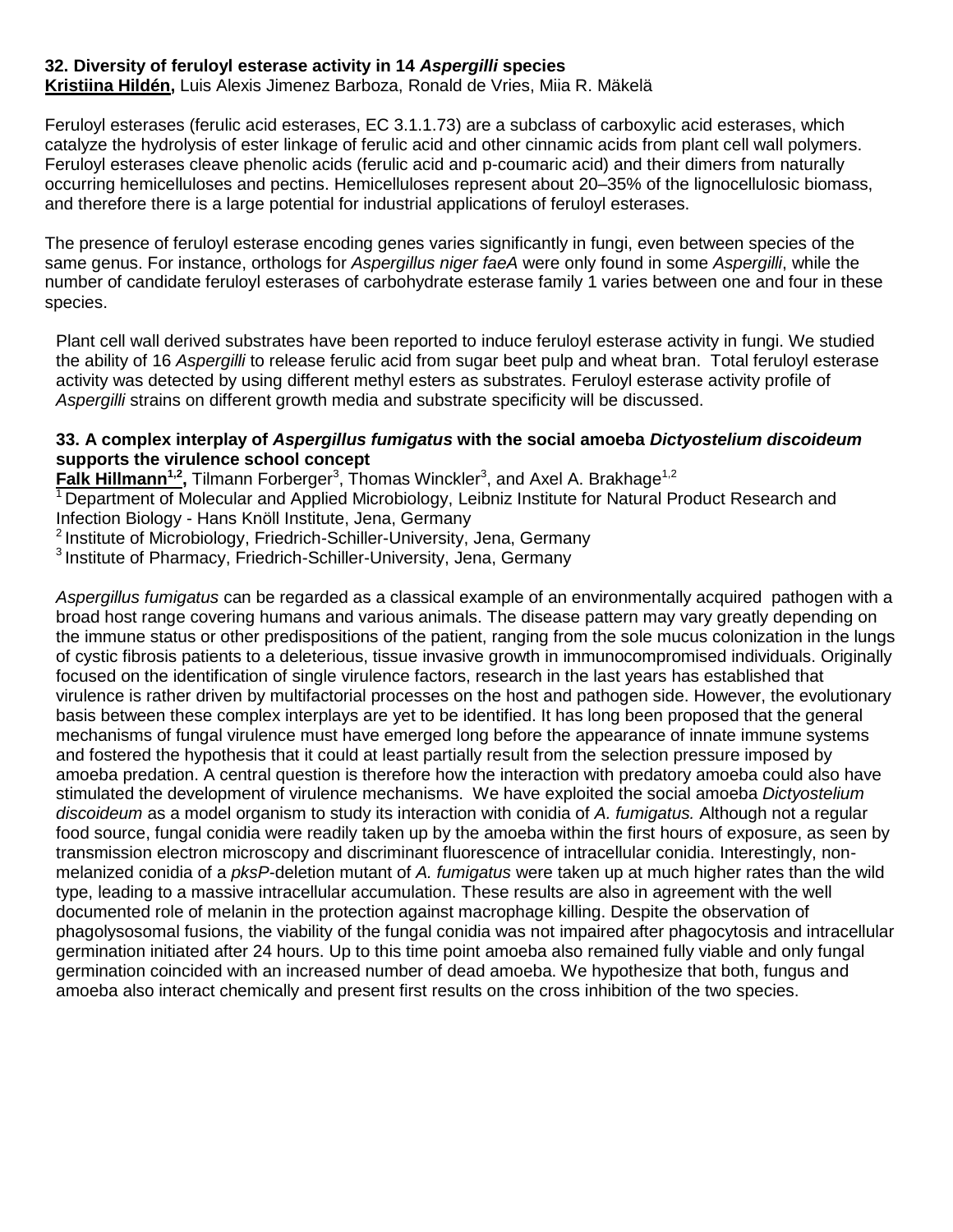### 32. Diversity of feruloyl esterase activity in 14 *Aspergilli* species

**Kristiina Hildén,** Luis Alexis Jimenez Barboza, Ronald de Vries, Miia R. Mäkelä

Feruloyl esterases (ferulic acid esterases, EC 3.1.1.73) are a subclass of carboxylic acid esterases, which catalyze the hydrolysis of ester linkage of ferulic acid and other cinnamic acids from plant cell wall polymers. Feruloyl esterases cleave phenolic acids (ferulic acid and p-coumaric acid) and their dimers from naturally occurring hemicelluloses and pectins. Hemicelluloses represent about 20–35% of the lignocellulosic biomass, and therefore there is a large potential for industrial applications of feruloyl esterases.

The presence of feruloyl esterase encoding genes varies significantly in fungi, even between species of the same genus. For instance, orthologs for *Aspergillus niger faeA* were only found in some *Aspergilli*, while the number of candidate feruloyl esterases of carbohydrate esterase family 1 varies between one and four in these species.

Plant cell wall derived substrates have been reported to induce feruloyl esterase activity in fungi. We studied the ability of 16 *Aspergilli* to release ferulic acid from sugar beet pulp and wheat bran. Total feruloyl esterase activity was detected by using different methyl esters as substrates. Feruloyl esterase activity profile of *Aspergilli* strains on different growth media and substrate specificity will be discussed.

### 33. A complex interplay of *Aspergillus fumigatus* with the social amoeba *Dictyostelium discoideum* supports the virulence school concept

**Falk Hillmann[1,2],** Tilmann Forberger[3], Thomas Winckler[3], and Axel A. Brakhage[1,2]

[1] Department of Molecular and Applied Microbiology, Leibniz Institute for Natural Product Research and Infection Biology - Hans Knöll Institute, Jena, Germany
[2] Institute of Microbiology, Friedrich-Schiller-University, Jena, Germany
[3] Institute of Pharmacy, Friedrich-Schiller-University, Jena, Germany

*Aspergillus fumigatus* can be regarded as a classical example of an environmentally acquired pathogen with a broad host range covering humans and various animals. The disease pattern may vary greatly depending on the immune status or other predispositions of the patient, ranging from the sole mucus colonization in the lungs of cystic fibrosis patients to a deleterious, tissue invasive growth in immunocompromised individuals. Originally focused on the identification of single virulence factors, research in the last years has established that virulence is rather driven by multifactorial processes on the host and pathogen side. However, the evolutionary basis between these complex interplays are yet to be identified. It has long been proposed that the general mechanisms of fungal virulence must have emerged long before the appearance of innate immune systems and fostered the hypothesis that it could at least partially result from the selection pressure imposed by amoeba predation. A central question is therefore how the interaction with predatory amoeba could also have stimulated the development of virulence mechanisms. We have exploited the social amoeba *Dictyostelium discoideum* as a model organism to study its interaction with conidia of *A. fumigatus.* Although not a regular food source, fungal conidia were readily taken up by the amoeba within the first hours of exposure, as seen by transmission electron microscopy and discriminant fluorescence of intracellular conidia. Interestingly, non-melanized conidia of a *pksP*-deletion mutant of *A. fumigatus* were taken up at much higher rates than the wild type, leading to a massive intracellular accumulation. These results are also in agreement with the well documented role of melanin in the protection against macrophage killing. Despite the observation of phagolysosomal fusions, the viability of the fungal conidia was not impaired after phagocytosis and intracellular germination initiated after 24 hours. Up to this time point amoeba also remained fully viable and only fungal germination coincided with an increased number of dead amoeba. We hypothesize that both, fungus and amoeba also interact chemically and present first results on the cross inhibition of the two species.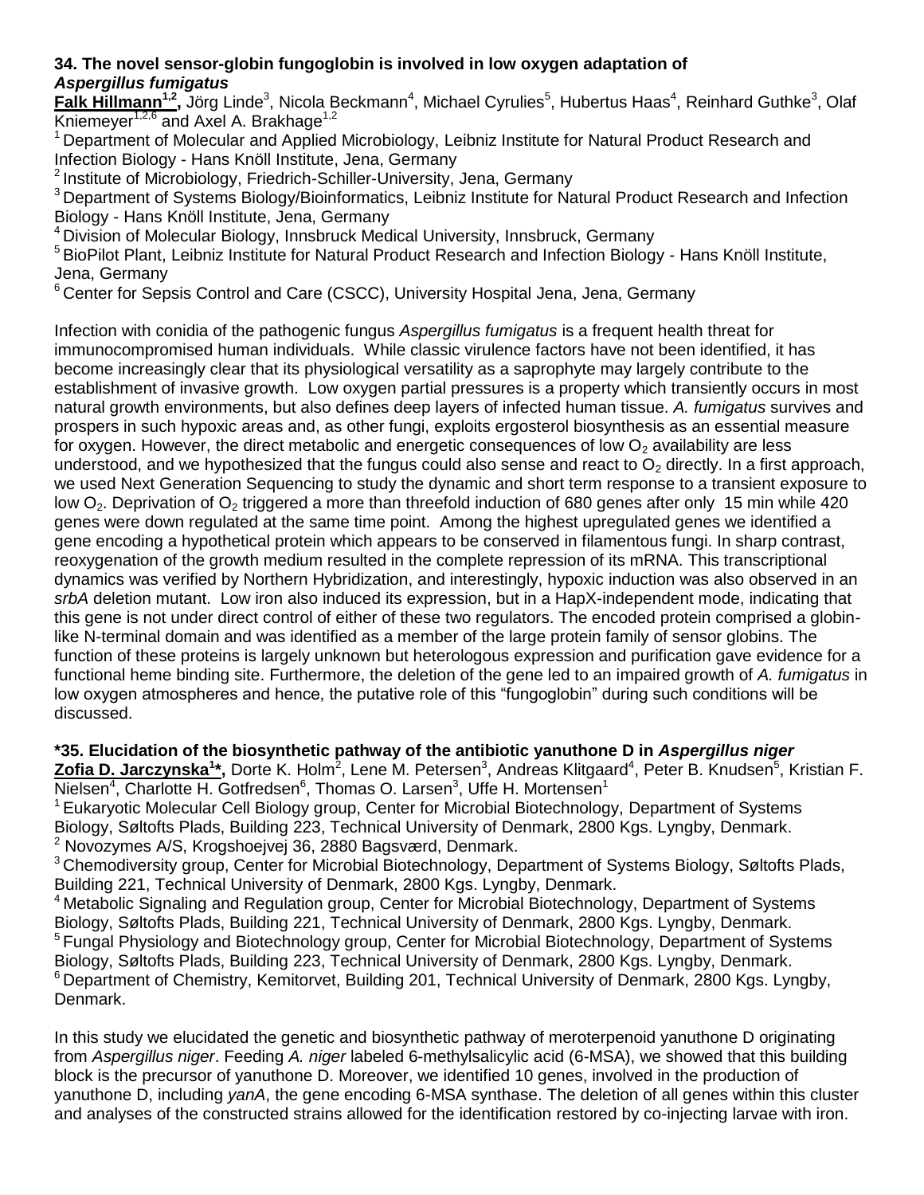### 34. The novel sensor-globin fungoglobin is involved in low oxygen adaptation of *Aspergillus fumigatus*

**Falk Hillmann[1,2],** Jörg Linde[3], Nicola Beckmann[4], Michael Cyrulies[5], Hubertus Haas[4], Reinhard Guthke[3], Olaf Kniemeyer[1,2,6] and Axel A. Brakhage[1,2]

[1] Department of Molecular and Applied Microbiology, Leibniz Institute for Natural Product Research and Infection Biology - Hans Knöll Institute, Jena, Germany
[2] Institute of Microbiology, Friedrich-Schiller-University, Jena, Germany
[3] Department of Systems Biology/Bioinformatics, Leibniz Institute for Natural Product Research and Infection Biology - Hans Knöll Institute, Jena, Germany
[4] Division of Molecular Biology, Innsbruck Medical University, Innsbruck, Germany
[5] BioPilot Plant, Leibniz Institute for Natural Product Research and Infection Biology - Hans Knöll Institute, Jena, Germany
[6] Center for Sepsis Control and Care (CSCC), University Hospital Jena, Jena, Germany

Infection with conidia of the pathogenic fungus *Aspergillus fumigatus* is a frequent health threat for immunocompromised human individuals. While classic virulence factors have not been identified, it has become increasingly clear that its physiological versatility as a saprophyte may largely contribute to the establishment of invasive growth. Low oxygen partial pressures is a property which transiently occurs in most natural growth environments, but also defines deep layers of infected human tissue. *A. fumigatus* survives and prospers in such hypoxic areas and, as other fungi, exploits ergosterol biosynthesis as an essential measure for oxygen. However, the direct metabolic and energetic consequences of low $O_2$ availability are less understood, and we hypothesized that the fungus could also sense and react to $O_2$ directly. In a first approach, we used Next Generation Sequencing to study the dynamic and short term response to a transient exposure to low $O_2$. Deprivation of $O_2$ triggered a more than threefold induction of 680 genes after only 15 min while 420 genes were down regulated at the same time point. Among the highest upregulated genes we identified a gene encoding a hypothetical protein which appears to be conserved in filamentous fungi. In sharp contrast, reoxygenation of the growth medium resulted in the complete repression of its mRNA. This transcriptional dynamics was verified by Northern Hybridization, and interestingly, hypoxic induction was also observed in an *srbA* deletion mutant. Low iron also induced its expression, but in a HapX-independent mode, indicating that this gene is not under direct control of either of these two regulators. The encoded protein comprised a globin-like N-terminal domain and was identified as a member of the large protein family of sensor globins. The function of these proteins is largely unknown but heterologous expression and purification gave evidence for a functional heme binding site. Furthermore, the deletion of the gene led to an impaired growth of *A. fumigatus* in low oxygen atmospheres and hence, the putative role of this "fungoglobin" during such conditions will be discussed.

### *35. Elucidation of the biosynthetic pathway of the antibiotic yanuthone D in *Aspergillus niger*

**Zofia D. Jarczynska[1]*,** Dorte K. Holm[2], Lene M. Petersen[3], Andreas Klitgaard[4], Peter B. Knudsen[5], Kristian F. Nielsen[4], Charlotte H. Gotfredsen[6], Thomas O. Larsen[3], Uffe H. Mortensen[1]

[1] Eukaryotic Molecular Cell Biology group, Center for Microbial Biotechnology, Department of Systems Biology, Søltofts Plads, Building 223, Technical University of Denmark, 2800 Kgs. Lyngby, Denmark.
[2] Novozymes A/S, Krogshoejvej 36, 2880 Bagsværd, Denmark.
[3] Chemodiversity group, Center for Microbial Biotechnology, Department of Systems Biology, Søltofts Plads, Building 221, Technical University of Denmark, 2800 Kgs. Lyngby, Denmark.
[4] Metabolic Signaling and Regulation group, Center for Microbial Biotechnology, Department of Systems Biology, Søltofts Plads, Building 221, Technical University of Denmark, 2800 Kgs. Lyngby, Denmark.
[5] Fungal Physiology and Biotechnology group, Center for Microbial Biotechnology, Department of Systems Biology, Søltofts Plads, Building 223, Technical University of Denmark, 2800 Kgs. Lyngby, Denmark.
[6] Department of Chemistry, Kemitorvet, Building 201, Technical University of Denmark, 2800 Kgs. Lyngby, Denmark.

In this study we elucidated the genetic and biosynthetic pathway of meroterpenoid yanuthone D originating from *Aspergillus niger*. Feeding *A. niger* labeled 6-methylsalicylic acid (6-MSA), we showed that this building block is the precursor of yanuthone D. Moreover, we identified 10 genes, involved in the production of yanuthone D, including *yanA*, the gene encoding 6-MSA synthase. The deletion of all genes within this cluster and analyses of the constructed strains allowed for the identification restored by co-injecting larvae with iron.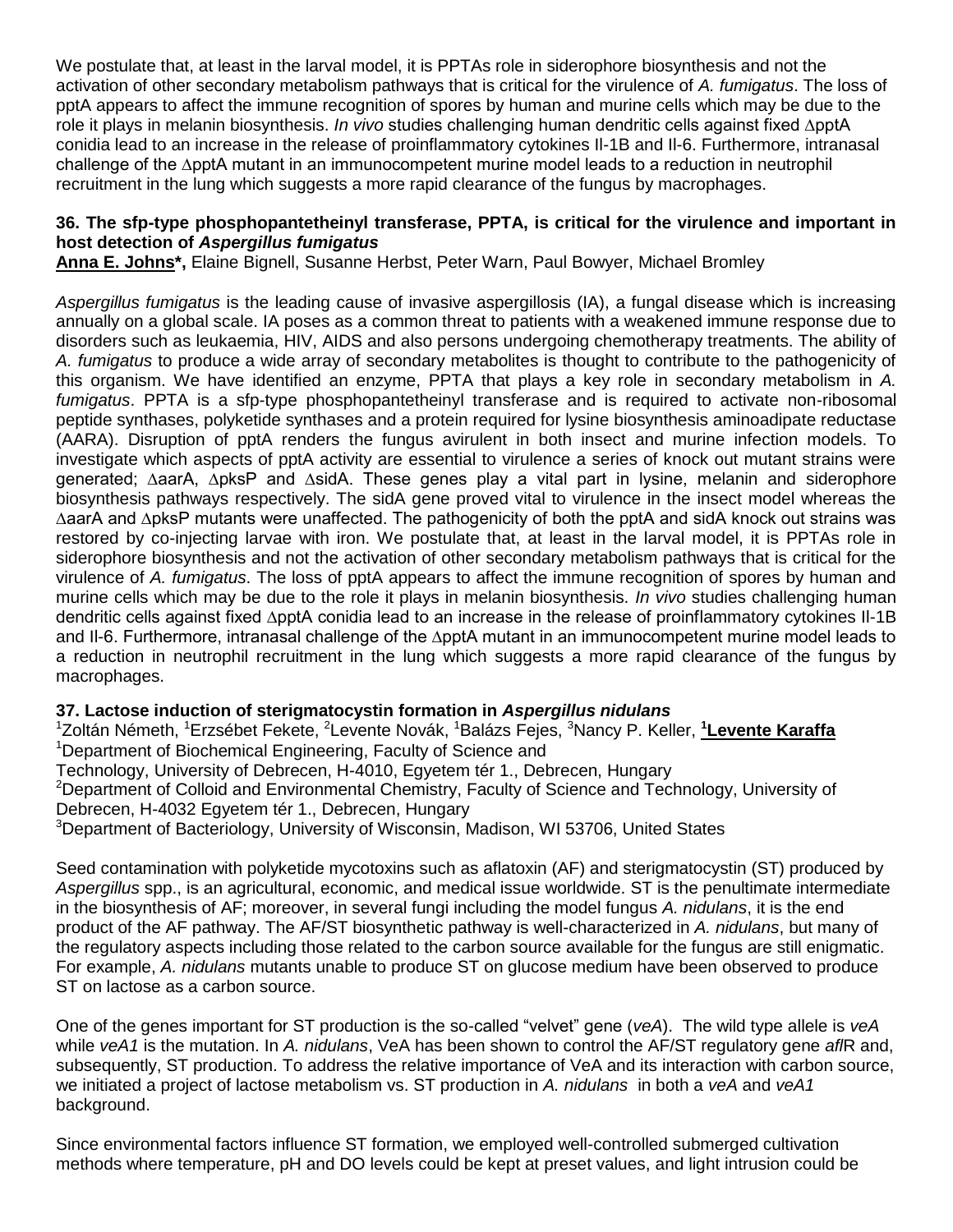We postulate that, at least in the larval model, it is PPTAs role in siderophore biosynthesis and not the activation of other secondary metabolism pathways that is critical for the virulence of *A. fumigatus*. The loss of pptA appears to affect the immune recognition of spores by human and murine cells which may be due to the role it plays in melanin biosynthesis. *In vivo* studies challenging human dendritic cells against fixed ΔpptA conidia lead to an increase in the release of proinflammatory cytokines Il-1B and Il-6. Furthermore, intranasal challenge of the ΔpptA mutant in an immunocompetent murine model leads to a reduction in neutrophil recruitment in the lung which suggests a more rapid clearance of the fungus by macrophages.

### 36. The sfp-type phosphopantetheinyl transferase, PPTA, is critical for the virulence and important in host detection of *Aspergillus fumigatus*

**Anna E. Johns\***, Elaine Bignell, Susanne Herbst, Peter Warn, Paul Bowyer, Michael Bromley

*Aspergillus fumigatus* is the leading cause of invasive aspergillosis (IA), a fungal disease which is increasing annually on a global scale. IA poses as a common threat to patients with a weakened immune response due to disorders such as leukaemia, HIV, AIDS and also persons undergoing chemotherapy treatments. The ability of *A. fumigatus* to produce a wide array of secondary metabolites is thought to contribute to the pathogenicity of this organism. We have identified an enzyme, PPTA that plays a key role in secondary metabolism in *A. fumigatus*. PPTA is a sfp-type phosphopantetheinyl transferase and is required to activate non-ribosomal peptide synthases, polyketide synthases and a protein required for lysine biosynthesis aminoadipate reductase (AARA). Disruption of pptA renders the fungus avirulent in both insect and murine infection models. To investigate which aspects of pptA activity are essential to virulence a series of knock out mutant strains were generated; ΔaarA, ΔpksP and ΔsidA. These genes play a vital part in lysine, melanin and siderophore biosynthesis pathways respectively. The sidA gene proved vital to virulence in the insect model whereas the ΔaarA and ΔpksP mutants were unaffected. The pathogenicity of both the pptA and sidA knock out strains was restored by co-injecting larvae with iron. We postulate that, at least in the larval model, it is PPTAs role in siderophore biosynthesis and not the activation of other secondary metabolism pathways that is critical for the virulence of *A. fumigatus*. The loss of pptA appears to affect the immune recognition of spores by human and murine cells which may be due to the role it plays in melanin biosynthesis. *In vivo* studies challenging human dendritic cells against fixed ΔpptA conidia lead to an increase in the release of proinflammatory cytokines Il-1B and Il-6. Furthermore, intranasal challenge of the ΔpptA mutant in an immunocompetent murine model leads to a reduction in neutrophil recruitment in the lung which suggests a more rapid clearance of the fungus by macrophages.

### 37. Lactose induction of sterigmatocystin formation in *Aspergillus nidulans*

[1]Zoltán Németh, [1]Erzsébet Fekete, [2]Levente Novák, [1]Balázs Fejes, [3]Nancy P. Keller, **[1]Levente Karaffa**
[1]Department of Biochemical Engineering, Faculty of Science and Technology, University of Debrecen, H-4010, Egyetem tér 1., Debrecen, Hungary
[2]Department of Colloid and Environmental Chemistry, Faculty of Science and Technology, University of Debrecen, H-4032 Egyetem tér 1., Debrecen, Hungary
[3]Department of Bacteriology, University of Wisconsin, Madison, WI 53706, United States

Seed contamination with polyketide mycotoxins such as aflatoxin (AF) and sterigmatocystin (ST) produced by *Aspergillus* spp., is an agricultural, economic, and medical issue worldwide. ST is the penultimate intermediate in the biosynthesis of AF; moreover, in several fungi including the model fungus *A. nidulans*, it is the end product of the AF pathway. The AF/ST biosynthetic pathway is well-characterized in *A. nidulans*, but many of the regulatory aspects including those related to the carbon source available for the fungus are still enigmatic. For example, *A. nidulans* mutants unable to produce ST on glucose medium have been observed to produce ST on lactose as a carbon source.

One of the genes important for ST production is the so-called "velvet" gene (*veA*). The wild type allele is *veA* while *veA1* is the mutation. In *A. nidulans*, VeA has been shown to control the AF/ST regulatory gene *afl*R and, subsequently, ST production. To address the relative importance of VeA and its interaction with carbon source, we initiated a project of lactose metabolism vs. ST production in *A. nidulans* in both a *veA* and *veA1* background.

Since environmental factors influence ST formation, we employed well-controlled submerged cultivation methods where temperature, pH and DO levels could be kept at preset values, and light intrusion could be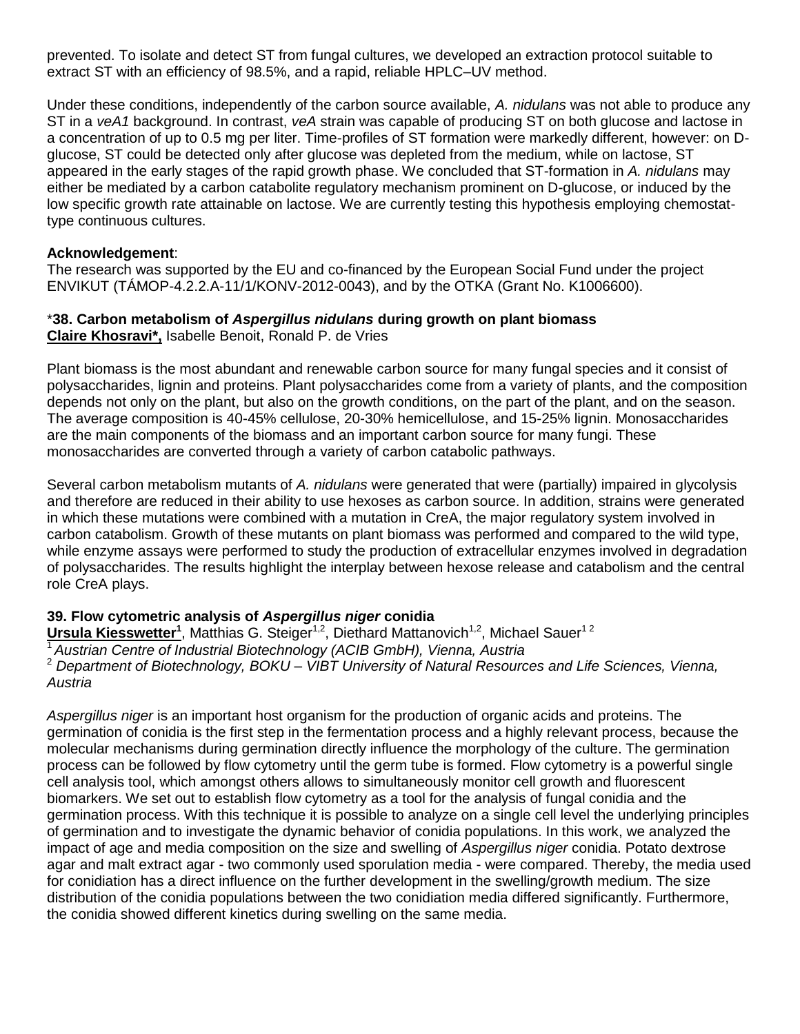prevented. To isolate and detect ST from fungal cultures, we developed an extraction protocol suitable to extract ST with an efficiency of 98.5%, and a rapid, reliable HPLC–UV method.

Under these conditions, independently of the carbon source available, *A. nidulans* was not able to produce any ST in a *veA1* background. In contrast, *veA* strain was capable of producing ST on both glucose and lactose in a concentration of up to 0.5 mg per liter. Time-profiles of ST formation were markedly different, however: on D-glucose, ST could be detected only after glucose was depleted from the medium, while on lactose, ST appeared in the early stages of the rapid growth phase. We concluded that ST-formation in *A. nidulans* may either be mediated by a carbon catabolite regulatory mechanism prominent on D-glucose, or induced by the low specific growth rate attainable on lactose. We are currently testing this hypothesis employing chemostat-type continuous cultures.

**Acknowledgement**:
The research was supported by the EU and co-financed by the European Social Fund under the project ENVIKUT (TÁMOP-4.2.2.A-11/1/KONV-2012-0043), and by the OTKA (Grant No. K1006600).

### *38. Carbon metabolism of *Aspergillus nidulans* during growth on plant biomass

**Claire Khosravi*,** Isabelle Benoit, Ronald P. de Vries

Plant biomass is the most abundant and renewable carbon source for many fungal species and it consist of polysaccharides, lignin and proteins. Plant polysaccharides come from a variety of plants, and the composition depends not only on the plant, but also on the growth conditions, on the part of the plant, and on the season. The average composition is 40-45% cellulose, 20-30% hemicellulose, and 15-25% lignin. Monosaccharides are the main components of the biomass and an important carbon source for many fungi. These monosaccharides are converted through a variety of carbon catabolic pathways.

Several carbon metabolism mutants of *A. nidulans* were generated that were (partially) impaired in glycolysis and therefore are reduced in their ability to use hexoses as carbon source. In addition, strains were generated in which these mutations were combined with a mutation in CreA, the major regulatory system involved in carbon catabolism. Growth of these mutants on plant biomass was performed and compared to the wild type, while enzyme assays were performed to study the production of extracellular enzymes involved in degradation of polysaccharides. The results highlight the interplay between hexose release and catabolism and the central role CreA plays.

### 39. Flow cytometric analysis of *Aspergillus niger* conidia

**Ursula Kiesswetter[1]**, Matthias G. Steiger[1,2], Diethard Mattanovich[1,2], Michael Sauer[1,2]

[1] *Austrian Centre of Industrial Biotechnology (ACIB GmbH), Vienna, Austria*
[2] *Department of Biotechnology, BOKU – VIBT University of Natural Resources and Life Sciences, Vienna, Austria*

*Aspergillus niger* is an important host organism for the production of organic acids and proteins. The germination of conidia is the first step in the fermentation process and a highly relevant process, because the molecular mechanisms during germination directly influence the morphology of the culture. The germination process can be followed by flow cytometry until the germ tube is formed. Flow cytometry is a powerful single cell analysis tool, which amongst others allows to simultaneously monitor cell growth and fluorescent biomarkers. We set out to establish flow cytometry as a tool for the analysis of fungal conidia and the germination process. With this technique it is possible to analyze on a single cell level the underlying principles of germination and to investigate the dynamic behavior of conidia populations. In this work, we analyzed the impact of age and media composition on the size and swelling of *Aspergillus niger* conidia. Potato dextrose agar and malt extract agar - two commonly used sporulation media - were compared. Thereby, the media used for conidiation has a direct influence on the further development in the swelling/growth medium. The size distribution of the conidia populations between the two conidiation media differed significantly. Furthermore, the conidia showed different kinetics during swelling on the same media.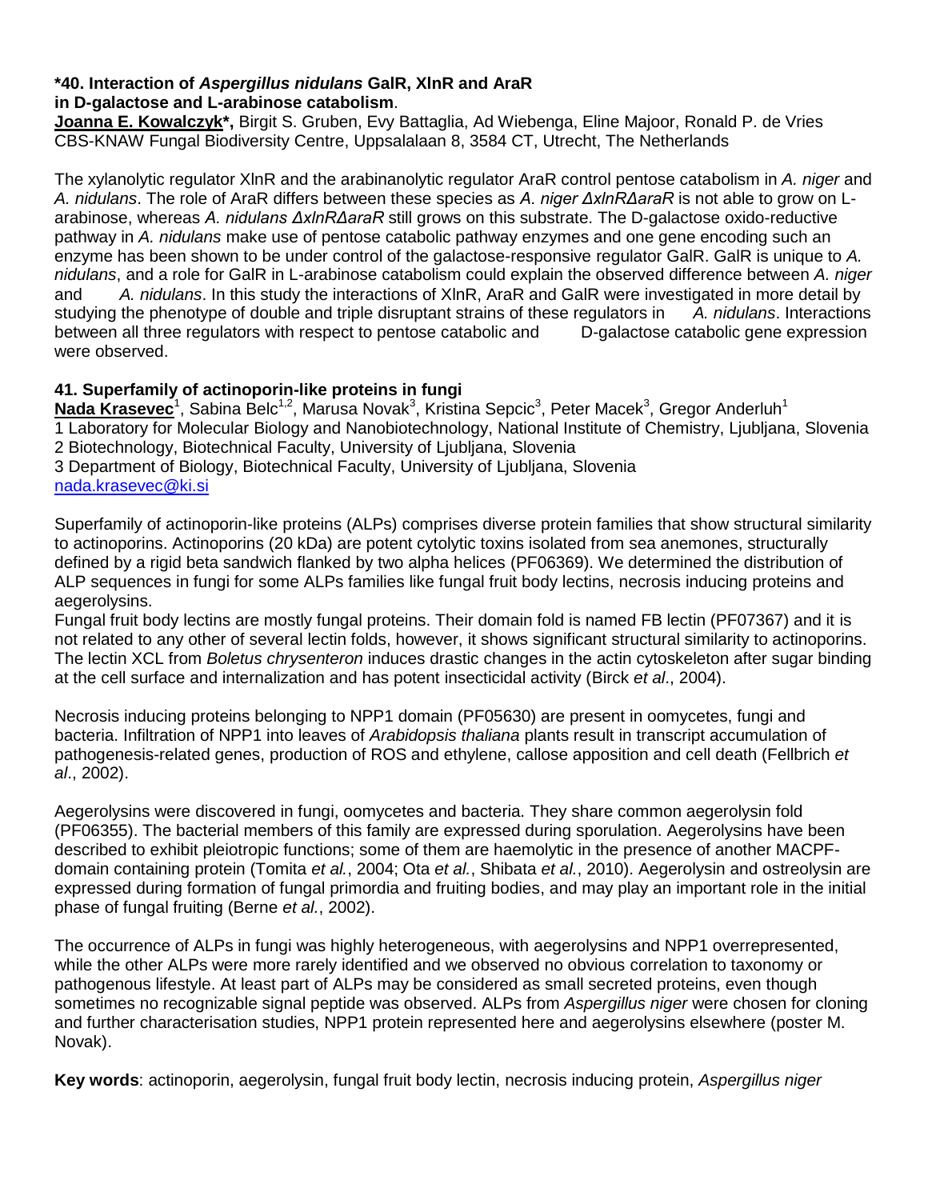**\*40. Interaction of *Aspergillus nidulans* GalR, XlnR and AraR in D-galactose and L-arabinose catabolism**.

**<u>Joanna E. Kowalczyk</u>\*,** Birgit S. Gruben, Evy Battaglia, Ad Wiebenga, Eline Majoor, Ronald P. de Vries
CBS-KNAW Fungal Biodiversity Centre, Uppsalalaan 8, 3584 CT, Utrecht, The Netherlands

The xylanolytic regulator XlnR and the arabinanolytic regulator AraR control pentose catabolism in *A. niger* and *A. nidulans*. The role of AraR differs between these species as *A. niger ΔxlnRΔaraR* is not able to grow on L-arabinose, whereas *A. nidulans ΔxlnRΔaraR* still grows on this substrate. The D-galactose oxido-reductive pathway in *A. nidulans* make use of pentose catabolic pathway enzymes and one gene encoding such an enzyme has been shown to be under control of the galactose-responsive regulator GalR. GalR is unique to *A. nidulans*, and a role for GalR in L-arabinose catabolism could explain the observed difference between *A. niger* and *A. nidulans*. In this study the interactions of XlnR, AraR and GalR were investigated in more detail by studying the phenotype of double and triple disruptant strains of these regulators in *A. nidulans*. Interactions between all three regulators with respect to pentose catabolic and D-galactose catabolic gene expression were observed.

**41. Superfamily of actinoporin-like proteins in fungi**

**<u>Nada Krasevec</u>**[1], Sabina Belc[1,2], Marusa Novak[3], Kristina Sepcic[3], Peter Macek[3], Gregor Anderluh[1]
1 Laboratory for Molecular Biology and Nanobiotechnology, National Institute of Chemistry, Ljubljana, Slovenia
2 Biotechnology, Biotechnical Faculty, University of Ljubljana, Slovenia
3 Department of Biology, Biotechnical Faculty, University of Ljubljana, Slovenia
nada.krasevec@ki.si

Superfamily of actinoporin-like proteins (ALPs) comprises diverse protein families that show structural similarity to actinoporins. Actinoporins (20 kDa) are potent cytolytic toxins isolated from sea anemones, structurally defined by a rigid beta sandwich flanked by two alpha helices (PF06369). We determined the distribution of ALP sequences in fungi for some ALPs families like fungal fruit body lectins, necrosis inducing proteins and aegerolysins.
Fungal fruit body lectins are mostly fungal proteins. Their domain fold is named FB lectin (PF07367) and it is not related to any other of several lectin folds, however, it shows significant structural similarity to actinoporins. The lectin XCL from *Boletus chrysenteron* induces drastic changes in the actin cytoskeleton after sugar binding at the cell surface and internalization and has potent insecticidal activity (Birck *et al*., 2004).

Necrosis inducing proteins belonging to NPP1 domain (PF05630) are present in oomycetes, fungi and bacteria. Infiltration of NPP1 into leaves of *Arabidopsis thaliana* plants result in transcript accumulation of pathogenesis-related genes, production of ROS and ethylene, callose apposition and cell death (Fellbrich *et al*., 2002).

Aegerolysins were discovered in fungi, oomycetes and bacteria. They share common aegerolysin fold (PF06355). The bacterial members of this family are expressed during sporulation. Aegerolysins have been described to exhibit pleiotropic functions; some of them are haemolytic in the presence of another MACPF-domain containing protein (Tomita *et al.*, 2004; Ota *et al.*, Shibata *et al.*, 2010). Aegerolysin and ostreolysin are expressed during formation of fungal primordia and fruiting bodies, and may play an important role in the initial phase of fungal fruiting (Berne *et al.*, 2002).

The occurrence of ALPs in fungi was highly heterogeneous, with aegerolysins and NPP1 overrepresented, while the other ALPs were more rarely identified and we observed no obvious correlation to taxonomy or pathogenous lifestyle. At least part of ALPs may be considered as small secreted proteins, even though sometimes no recognizable signal peptide was observed. ALPs from *Aspergillus niger* were chosen for cloning and further characterisation studies, NPP1 protein represented here and aegerolysins elsewhere (poster M. Novak).

**Key words**: actinoporin, aegerolysin, fungal fruit body lectin, necrosis inducing protein, *Aspergillus niger*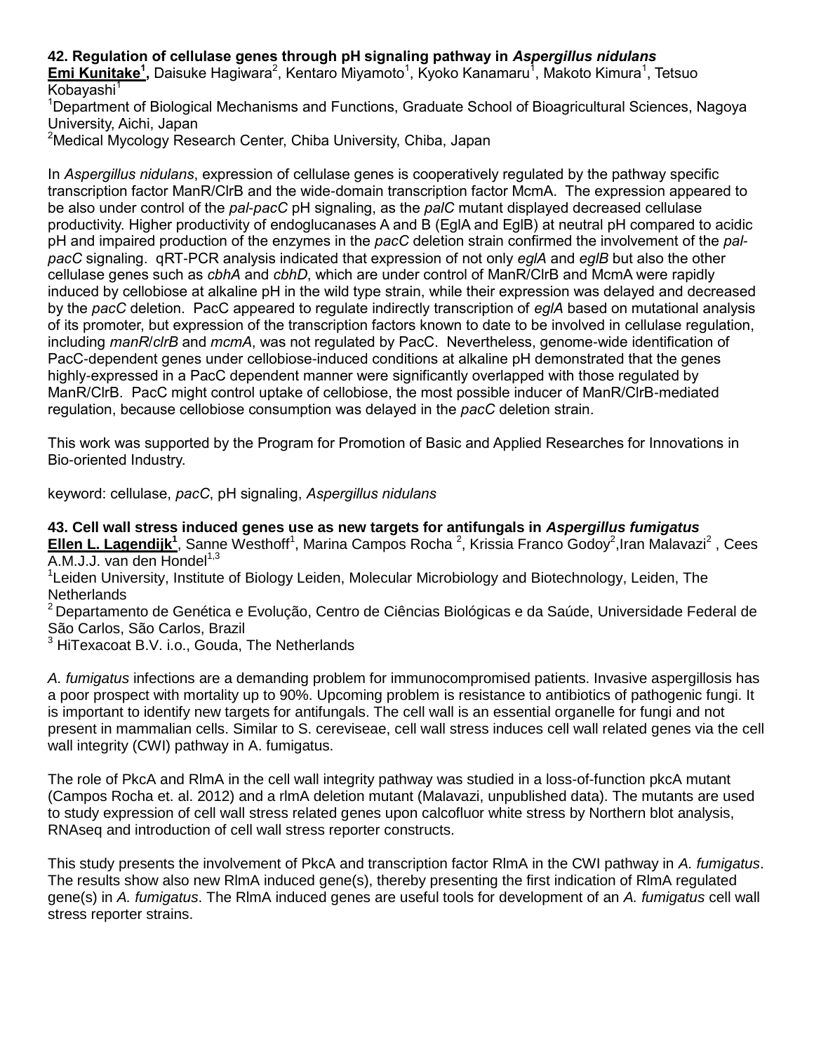### 42. Regulation of cellulase genes through pH signaling pathway in *Aspergillus nidulans*

**Emi Kunitake[1],** Daisuke Hagiwara[2], Kentaro Miyamoto[1], Kyoko Kanamaru[1], Makoto Kimura[1], Tetsuo Kobayashi[1]

[1]Department of Biological Mechanisms and Functions, Graduate School of Bioagricultural Sciences, Nagoya University, Aichi, Japan

[2]Medical Mycology Research Center, Chiba University, Chiba, Japan

In *Aspergillus nidulans*, expression of cellulase genes is cooperatively regulated by the pathway specific transcription factor ManR/ClrB and the wide-domain transcription factor McmA. The expression appeared to be also under control of the *pal-pacC* pH signaling, as the *palC* mutant displayed decreased cellulase productivity. Higher productivity of endoglucanases A and B (EglA and EglB) at neutral pH compared to acidic pH and impaired production of the enzymes in the *pacC* deletion strain confirmed the involvement of the *pal-pacC* signaling. qRT-PCR analysis indicated that expression of not only *eglA* and *eglB* but also the other cellulase genes such as *cbhA* and *cbhD*, which are under control of ManR/ClrB and McmA were rapidly induced by cellobiose at alkaline pH in the wild type strain, while their expression was delayed and decreased by the *pacC* deletion. PacC appeared to regulate indirectly transcription of *eglA* based on mutational analysis of its promoter, but expression of the transcription factors known to date to be involved in cellulase regulation, including *manR*/*clrB* and *mcmA*, was not regulated by PacC. Nevertheless, genome-wide identification of PacC-dependent genes under cellobiose-induced conditions at alkaline pH demonstrated that the genes highly-expressed in a PacC dependent manner were significantly overlapped with those regulated by ManR/ClrB. PacC might control uptake of cellobiose, the most possible inducer of ManR/ClrB-mediated regulation, because cellobiose consumption was delayed in the *pacC* deletion strain.

This work was supported by the Program for Promotion of Basic and Applied Researches for Innovations in Bio-oriented Industry.

keyword: cellulase, *pacC*, pH signaling, *Aspergillus nidulans*

### 43. Cell wall stress induced genes use as new targets for antifungals in *Aspergillus fumigatus*

**Ellen L. Lagendijk[1]**, Sanne Westhoff[1], Marina Campos Rocha [2], Krissia Franco Godoy[2],Iran Malavazi[2] , Cees A.M.J.J. van den Hondel[1,3]

[1]Leiden University, Institute of Biology Leiden, Molecular Microbiology and Biotechnology, Leiden, The Netherlands

[2] Departamento de Genética e Evolução, Centro de Ciências Biológicas e da Saúde, Universidade Federal de São Carlos, São Carlos, Brazil

[3] HiTexacoat B.V. i.o., Gouda, The Netherlands

*A. fumigatus* infections are a demanding problem for immunocompromised patients. Invasive aspergillosis has a poor prospect with mortality up to 90%. Upcoming problem is resistance to antibiotics of pathogenic fungi. It is important to identify new targets for antifungals. The cell wall is an essential organelle for fungi and not present in mammalian cells. Similar to S. cereviseae, cell wall stress induces cell wall related genes via the cell wall integrity (CWI) pathway in A. fumigatus.

The role of PkcA and RlmA in the cell wall integrity pathway was studied in a loss-of-function pkcA mutant (Campos Rocha et. al. 2012) and a rlmA deletion mutant (Malavazi, unpublished data). The mutants are used to study expression of cell wall stress related genes upon calcofluor white stress by Northern blot analysis, RNAseq and introduction of cell wall stress reporter constructs.

This study presents the involvement of PkcA and transcription factor RlmA in the CWI pathway in *A. fumigatus*. The results show also new RlmA induced gene(s), thereby presenting the first indication of RlmA regulated gene(s) in *A. fumigatus*. The RlmA induced genes are useful tools for development of an *A. fumigatus* cell wall stress reporter strains.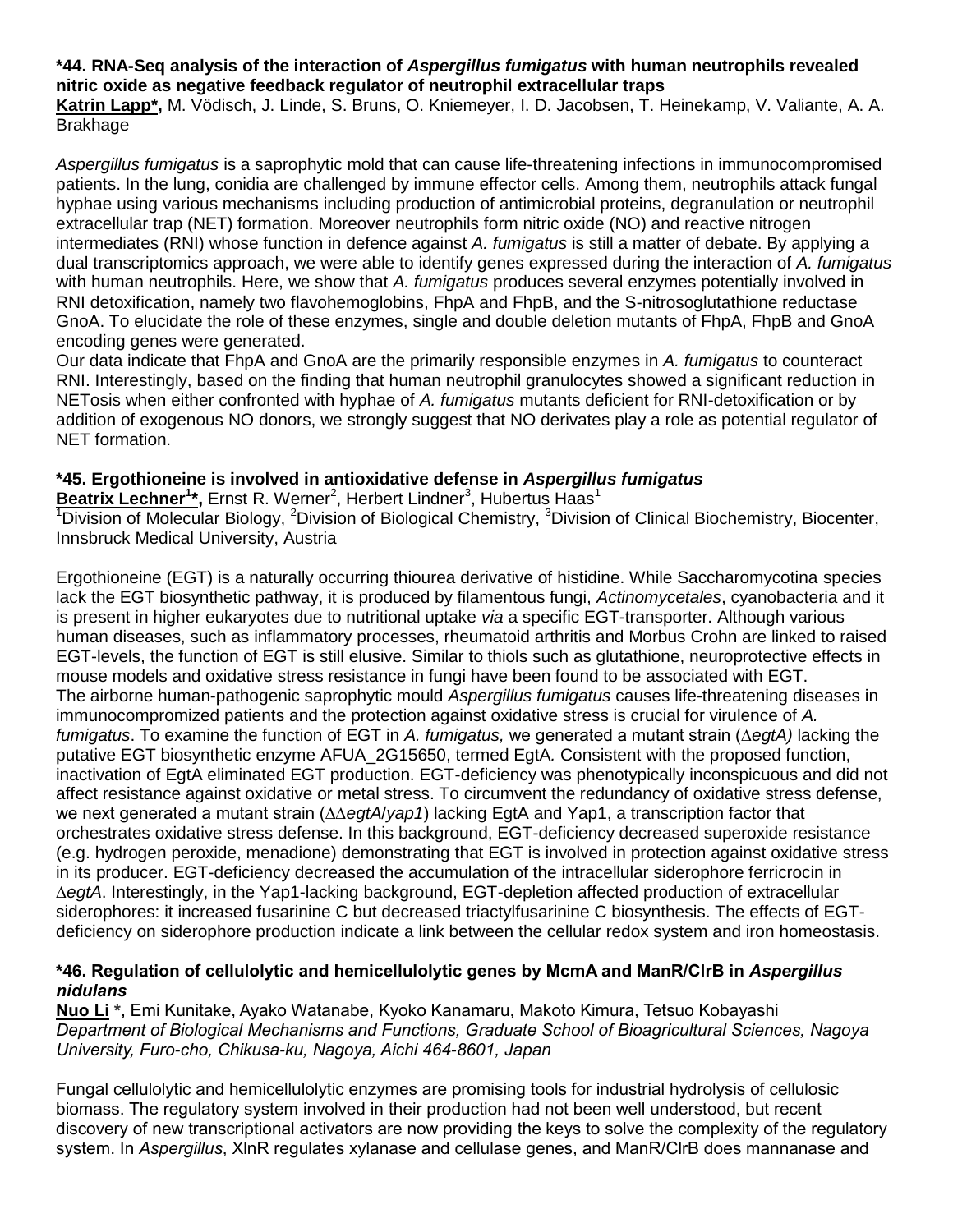### *44. RNA-Seq analysis of the interaction of *Aspergillus fumigatus* with human neutrophils revealed nitric oxide as negative feedback regulator of neutrophil extracellular traps

**Katrin Lapp***, M. Vödisch, J. Linde, S. Bruns, O. Kniemeyer, I. D. Jacobsen, T. Heinekamp, V. Valiante, A. A. Brakhage

*Aspergillus fumigatus* is a saprophytic mold that can cause life-threatening infections in immunocompromised patients. In the lung, conidia are challenged by immune effector cells. Among them, neutrophils attack fungal hyphae using various mechanisms including production of antimicrobial proteins, degranulation or neutrophil extracellular trap (NET) formation. Moreover neutrophils form nitric oxide (NO) and reactive nitrogen intermediates (RNI) whose function in defence against *A. fumigatus* is still a matter of debate. By applying a dual transcriptomics approach, we were able to identify genes expressed during the interaction of *A. fumigatus* with human neutrophils. Here, we show that *A. fumigatus* produces several enzymes potentially involved in RNI detoxification, namely two flavohemoglobins, FhpA and FhpB, and the S-nitrosoglutathione reductase GnoA. To elucidate the role of these enzymes, single and double deletion mutants of FhpA, FhpB and GnoA encoding genes were generated.

Our data indicate that FhpA and GnoA are the primarily responsible enzymes in *A. fumigatus* to counteract RNI. Interestingly, based on the finding that human neutrophil granulocytes showed a significant reduction in NETosis when either confronted with hyphae of *A. fumigatus* mutants deficient for RNI-detoxification or by addition of exogenous NO donors, we strongly suggest that NO derivates play a role as potential regulator of NET formation.

### *45. Ergothioneine is involved in antioxidative defense in *Aspergillus fumigatus*

**Beatrix Lechner[1]***, Ernst R. Werner[2], Herbert Lindner[3], Hubertus Haas[1]

[1]Division of Molecular Biology, [2]Division of Biological Chemistry, [3]Division of Clinical Biochemistry, Biocenter, Innsbruck Medical University, Austria

Ergothioneine (EGT) is a naturally occurring thiourea derivative of histidine. While Saccharomycotina species lack the EGT biosynthetic pathway, it is produced by filamentous fungi, *Actinomycetales*, cyanobacteria and it is present in higher eukaryotes due to nutritional uptake *via* a specific EGT-transporter. Although various human diseases, such as inflammatory processes, rheumatoid arthritis and Morbus Crohn are linked to raised EGT-levels, the function of EGT is still elusive. Similar to thiols such as glutathione, neuroprotective effects in mouse models and oxidative stress resistance in fungi have been found to be associated with EGT.

The airborne human-pathogenic saprophytic mould *Aspergillus fumigatus* causes life-threatening diseases in immunocompromized patients and the protection against oxidative stress is crucial for virulence of *A. fumigatus*. To examine the function of EGT in *A. fumigatus,* we generated a mutant strain (Δ*egtA)* lacking the putative EGT biosynthetic enzyme AFUA_2G15650, termed EgtA*.* Consistent with the proposed function, inactivation of EgtA eliminated EGT production. EGT-deficiency was phenotypically inconspicuous and did not affect resistance against oxidative or metal stress. To circumvent the redundancy of oxidative stress defense, we next generated a mutant strain (ΔΔ*egtA*/*yap1*) lacking EgtA and Yap1, a transcription factor that orchestrates oxidative stress defense. In this background, EGT-deficiency decreased superoxide resistance (e.g. hydrogen peroxide, menadione) demonstrating that EGT is involved in protection against oxidative stress in its producer. EGT-deficiency decreased the accumulation of the intracellular siderophore ferricrocin in Δ*egtA*. Interestingly, in the Yap1-lacking background, EGT-depletion affected production of extracellular siderophores: it increased fusarinine C but decreased triactylfusarinine C biosynthesis. The effects of EGT-deficiency on siderophore production indicate a link between the cellular redox system and iron homeostasis.

### *46. Regulation of cellulolytic and hemicellulolytic genes by McmA and ManR/ClrB in *Aspergillus nidulans*

**Nuo Li** *, Emi Kunitake, Ayako Watanabe, Kyoko Kanamaru, Makoto Kimura, Tetsuo Kobayashi

*Department of Biological Mechanisms and Functions, Graduate School of Bioagricultural Sciences, Nagoya University, Furo-cho, Chikusa-ku, Nagoya, Aichi 464-8601, Japan*

Fungal cellulolytic and hemicellulolytic enzymes are promising tools for industrial hydrolysis of cellulosic biomass. The regulatory system involved in their production had not been well understood, but recent discovery of new transcriptional activators are now providing the keys to solve the complexity of the regulatory system. In *Aspergillus*, XlnR regulates xylanase and cellulase genes, and ManR/ClrB does mannanase and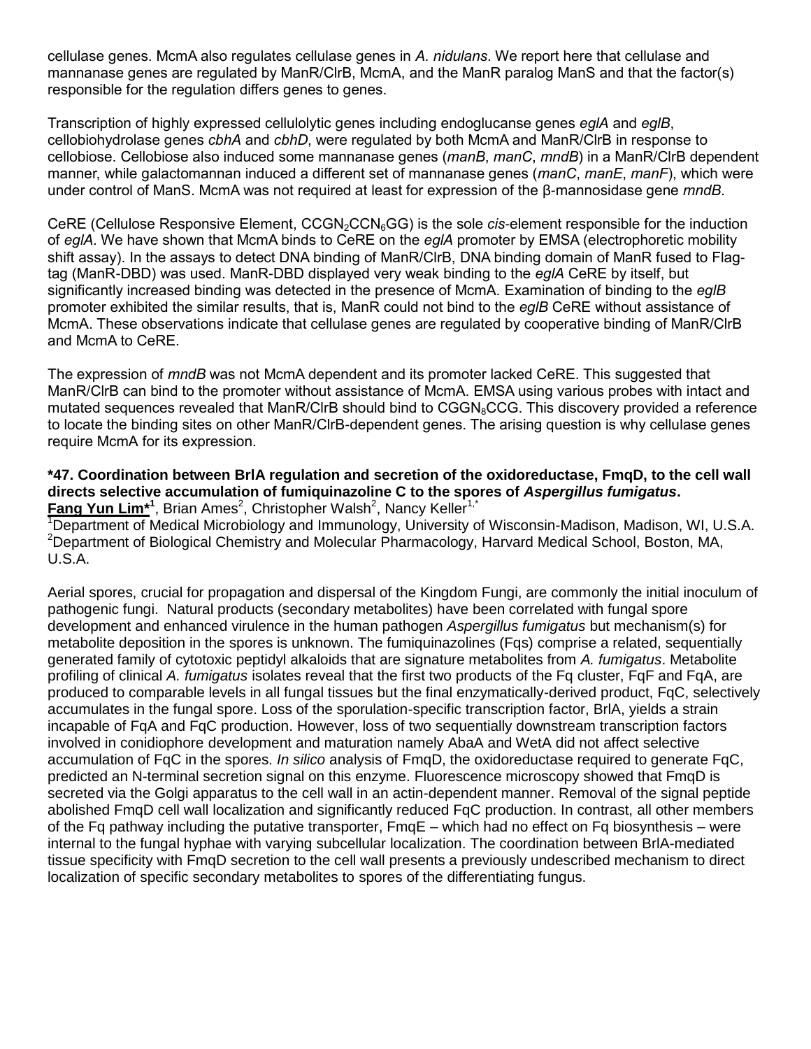cellulase genes. McmA also regulates cellulase genes in *A. nidulans*. We report here that cellulase and mannanase genes are regulated by ManR/ClrB, McmA, and the ManR paralog ManS and that the factor(s) responsible for the regulation differs genes to genes.

Transcription of highly expressed cellulolytic genes including endoglucanse genes *eglA* and *eglB*, cellobiohydrolase genes *cbhA* and *cbhD*, were regulated by both McmA and ManR/ClrB in response to cellobiose. Cellobiose also induced some mannanase genes (*manB*, *manC*, *mndB*) in a ManR/ClrB dependent manner, while galactomannan induced a different set of mannanase genes (*manC*, *manE*, *manF*), which were under control of ManS. McmA was not required at least for expression of the β-mannosidase gene *mndB*.

CeRE (Cellulose Responsive Element, $CCGN_2CCN_6GG$) is the sole *cis*-element responsible for the induction of *eglA*. We have shown that McmA binds to CeRE on the *eglA* promoter by EMSA (electrophoretic mobility shift assay). In the assays to detect DNA binding of ManR/ClrB, DNA binding domain of ManR fused to Flag-tag (ManR-DBD) was used. ManR-DBD displayed very weak binding to the *eglA* CeRE by itself, but significantly increased binding was detected in the presence of McmA. Examination of binding to the *eglB* promoter exhibited the similar results, that is, ManR could not bind to the *eglB* CeRE without assistance of McmA. These observations indicate that cellulase genes are regulated by cooperative binding of ManR/ClrB and McmA to CeRE.

The expression of *mndB* was not McmA dependent and its promoter lacked CeRE. This suggested that ManR/ClrB can bind to the promoter without assistance of McmA. EMSA using various probes with intact and mutated sequences revealed that ManR/ClrB should bind to $CGGN_8CCG$. This discovery provided a reference to locate the binding sites on other ManR/ClrB-dependent genes. The arising question is why cellulase genes require McmA for its expression.

### *47. Coordination between BrlA regulation and secretion of the oxidoreductase, FmqD, to the cell wall directs selective accumulation of fumiquinazoline C to the spores of *Aspergillus fumigatus*.

**Fang Yun Lim***[1], Brian Ames[2], Christopher Walsh[2], Nancy Keller[1,*]
[1]Department of Medical Microbiology and Immunology, University of Wisconsin-Madison, Madison, WI, U.S.A.
[2]Department of Biological Chemistry and Molecular Pharmacology, Harvard Medical School, Boston, MA, U.S.A.

Aerial spores, crucial for propagation and dispersal of the Kingdom Fungi, are commonly the initial inoculum of pathogenic fungi. Natural products (secondary metabolites) have been correlated with fungal spore development and enhanced virulence in the human pathogen *Aspergillus fumigatus* but mechanism(s) for metabolite deposition in the spores is unknown. The fumiquinazolines (Fqs) comprise a related, sequentially generated family of cytotoxic peptidyl alkaloids that are signature metabolites from *A. fumigatus*. Metabolite profiling of clinical *A. fumigatus* isolates reveal that the first two products of the Fq cluster, FqF and FqA, are produced to comparable levels in all fungal tissues but the final enzymatically-derived product, FqC, selectively accumulates in the fungal spore. Loss of the sporulation-specific transcription factor, BrlA, yields a strain incapable of FqA and FqC production. However, loss of two sequentially downstream transcription factors involved in conidiophore development and maturation namely AbaA and WetA did not affect selective accumulation of FqC in the spores. *In silico* analysis of FmqD, the oxidoreductase required to generate FqC, predicted an N-terminal secretion signal on this enzyme. Fluorescence microscopy showed that FmqD is secreted via the Golgi apparatus to the cell wall in an actin-dependent manner. Removal of the signal peptide abolished FmqD cell wall localization and significantly reduced FqC production. In contrast, all other members of the Fq pathway including the putative transporter, FmqE – which had no effect on Fq biosynthesis – were internal to the fungal hyphae with varying subcellular localization. The coordination between BrlA-mediated tissue specificity with FmqD secretion to the cell wall presents a previously undescribed mechanism to direct localization of specific secondary metabolites to spores of the differentiating fungus.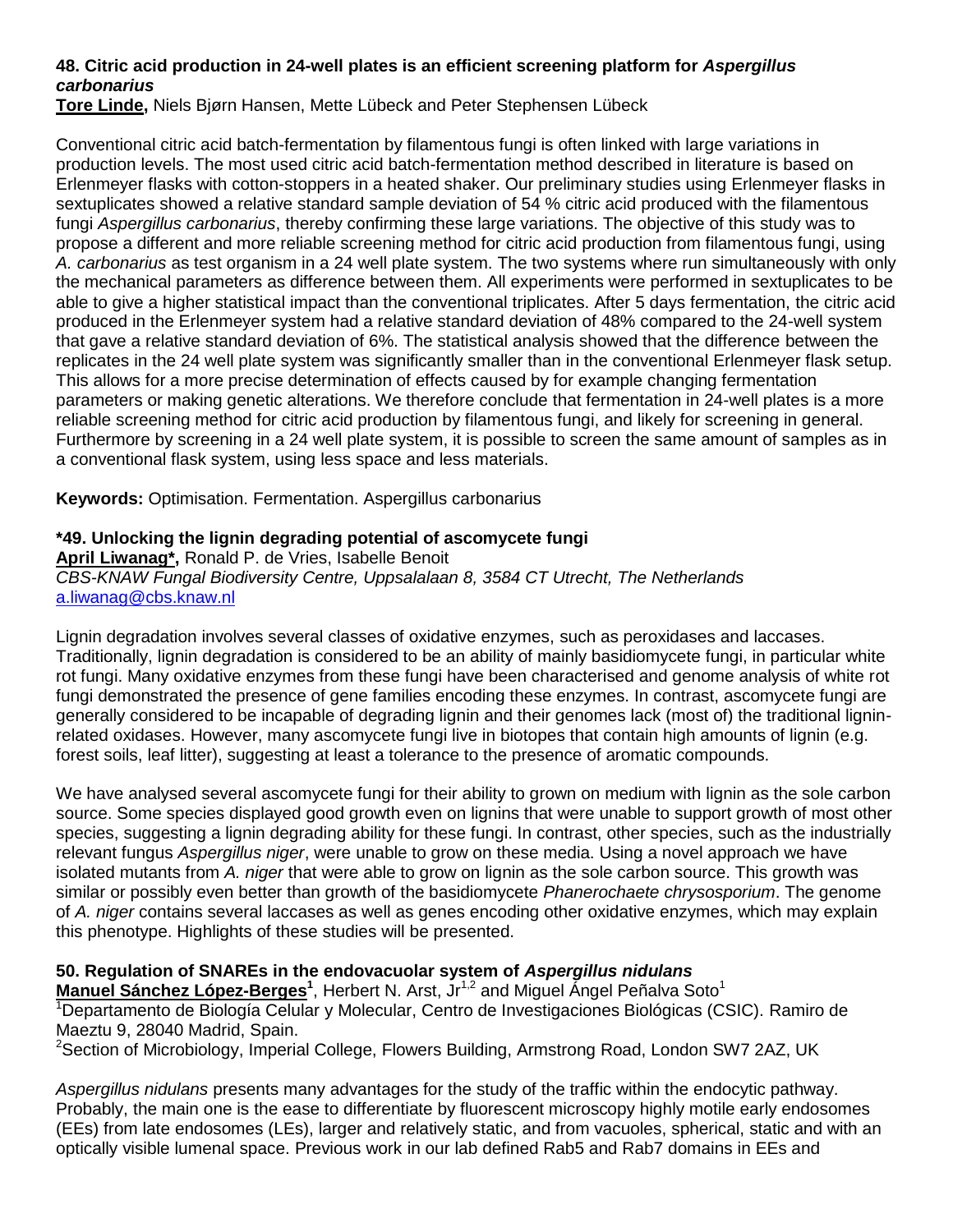### 48. Citric acid production in 24-well plates is an efficient screening platform for *Aspergillus carbonarius*

**Tore Linde,** Niels Bjørn Hansen, Mette Lübeck and Peter Stephensen Lübeck

Conventional citric acid batch-fermentation by filamentous fungi is often linked with large variations in production levels. The most used citric acid batch-fermentation method described in literature is based on Erlenmeyer flasks with cotton-stoppers in a heated shaker. Our preliminary studies using Erlenmeyer flasks in sextuplicates showed a relative standard sample deviation of 54 % citric acid produced with the filamentous fungi *Aspergillus carbonarius*, thereby confirming these large variations. The objective of this study was to propose a different and more reliable screening method for citric acid production from filamentous fungi, using *A. carbonarius* as test organism in a 24 well plate system. The two systems where run simultaneously with only the mechanical parameters as difference between them. All experiments were performed in sextuplicates to be able to give a higher statistical impact than the conventional triplicates. After 5 days fermentation, the citric acid produced in the Erlenmeyer system had a relative standard deviation of 48% compared to the 24-well system that gave a relative standard deviation of 6%. The statistical analysis showed that the difference between the replicates in the 24 well plate system was significantly smaller than in the conventional Erlenmeyer flask setup. This allows for a more precise determination of effects caused by for example changing fermentation parameters or making genetic alterations. We therefore conclude that fermentation in 24-well plates is a more reliable screening method for citric acid production by filamentous fungi, and likely for screening in general. Furthermore by screening in a 24 well plate system, it is possible to screen the same amount of samples as in a conventional flask system, using less space and less materials.

**Keywords:** Optimisation. Fermentation. Aspergillus carbonarius

### *49. Unlocking the lignin degrading potential of ascomycete fungi

**April Liwanag*,** Ronald P. de Vries, Isabelle Benoit
*CBS-KNAW Fungal Biodiversity Centre, Uppsalalaan 8, 3584 CT Utrecht, The Netherlands*
a.liwanag@cbs.knaw.nl

Lignin degradation involves several classes of oxidative enzymes, such as peroxidases and laccases. Traditionally, lignin degradation is considered to be an ability of mainly basidiomycete fungi, in particular white rot fungi. Many oxidative enzymes from these fungi have been characterised and genome analysis of white rot fungi demonstrated the presence of gene families encoding these enzymes. In contrast, ascomycete fungi are generally considered to be incapable of degrading lignin and their genomes lack (most of) the traditional lignin-related oxidases. However, many ascomycete fungi live in biotopes that contain high amounts of lignin (e.g. forest soils, leaf litter), suggesting at least a tolerance to the presence of aromatic compounds.

We have analysed several ascomycete fungi for their ability to grown on medium with lignin as the sole carbon source. Some species displayed good growth even on lignins that were unable to support growth of most other species, suggesting a lignin degrading ability for these fungi. In contrast, other species, such as the industrially relevant fungus *Aspergillus niger*, were unable to grow on these media. Using a novel approach we have isolated mutants from *A. niger* that were able to grow on lignin as the sole carbon source. This growth was similar or possibly even better than growth of the basidiomycete *Phanerochaete chrysosporium*. The genome of *A. niger* contains several laccases as well as genes encoding other oxidative enzymes, which may explain this phenotype. Highlights of these studies will be presented.

### 50. Regulation of SNAREs in the endovacuolar system of *Aspergillus nidulans*

**Manuel Sánchez López-Berges**[1], Herbert N. Arst, Jr[1,2] and Miguel Ángel Peñalva Soto[1]
[1]Departamento de Biología Celular y Molecular, Centro de Investigaciones Biológicas (CSIC). Ramiro de Maeztu 9, 28040 Madrid, Spain.
[2]Section of Microbiology, Imperial College, Flowers Building, Armstrong Road, London SW7 2AZ, UK

*Aspergillus nidulans* presents many advantages for the study of the traffic within the endocytic pathway. Probably, the main one is the ease to differentiate by fluorescent microscopy highly motile early endosomes (EEs) from late endosomes (LEs), larger and relatively static, and from vacuoles, spherical, static and with an optically visible lumenal space. Previous work in our lab defined Rab5 and Rab7 domains in EEs and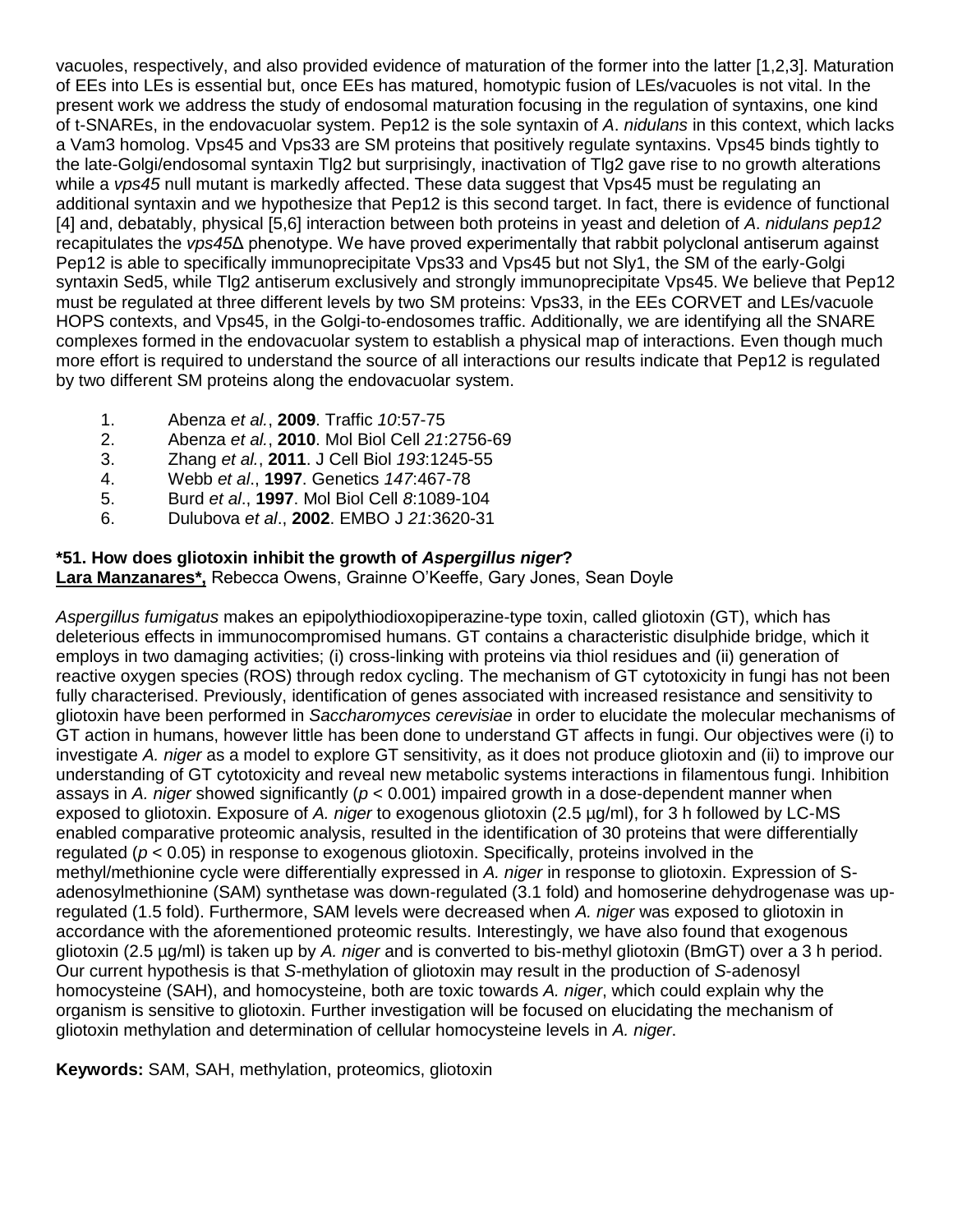vacuoles, respectively, and also provided evidence of maturation of the former into the latter [1,2,3]. Maturation of EEs into LEs is essential but, once EEs has matured, homotypic fusion of LEs/vacuoles is not vital. In the present work we address the study of endosomal maturation focusing in the regulation of syntaxins, one kind of t-SNAREs, in the endovacuolar system. Pep12 is the sole syntaxin of *A. nidulans* in this context, which lacks a Vam3 homolog. Vps45 and Vps33 are SM proteins that positively regulate syntaxins. Vps45 binds tightly to the late-Golgi/endosomal syntaxin Tlg2 but surprisingly, inactivation of Tlg2 gave rise to no growth alterations while a *vps45* null mutant is markedly affected. These data suggest that Vps45 must be regulating an additional syntaxin and we hypothesize that Pep12 is this second target. In fact, there is evidence of functional [4] and, debatably, physical [5,6] interaction between both proteins in yeast and deletion of *A. nidulans pep12* recapitulates the *vps45*Δ phenotype. We have proved experimentally that rabbit polyclonal antiserum against Pep12 is able to specifically immunoprecipitate Vps33 and Vps45 but not Sly1, the SM of the early-Golgi syntaxin Sed5, while Tlg2 antiserum exclusively and strongly immunoprecipitate Vps45. We believe that Pep12 must be regulated at three different levels by two SM proteins: Vps33, in the EEs CORVET and LEs/vacuole HOPS contexts, and Vps45, in the Golgi-to-endosomes traffic. Additionally, we are identifying all the SNARE complexes formed in the endovacuolar system to establish a physical map of interactions. Even though much more effort is required to understand the source of all interactions our results indicate that Pep12 is regulated by two different SM proteins along the endovacuolar system.

1. Abenza *et al.*, **2009**. Traffic *10*:57-75
2. Abenza *et al.*, **2010**. Mol Biol Cell *21*:2756-69
3. Zhang *et al.*, **2011**. J Cell Biol *193*:1245-55
4. Webb *et al*., **1997**. Genetics *147*:467-78
5. Burd *et al*., **1997**. Mol Biol Cell *8*:1089-104
6. Dulubova *et al*., **2002**. EMBO J *21*:3620-31

### *51. How does gliotoxin inhibit the growth of *Aspergillus niger*?

**Lara Manzanares*,** Rebecca Owens, Grainne O'Keeffe, Gary Jones, Sean Doyle

*Aspergillus fumigatus* makes an epipolythiodioxopiperazine-type toxin, called gliotoxin (GT), which has deleterious effects in immunocompromised humans. GT contains a characteristic disulphide bridge, which it employs in two damaging activities; (i) cross-linking with proteins via thiol residues and (ii) generation of reactive oxygen species (ROS) through redox cycling. The mechanism of GT cytotoxicity in fungi has not been fully characterised. Previously, identification of genes associated with increased resistance and sensitivity to gliotoxin have been performed in *Saccharomyces cerevisiae* in order to elucidate the molecular mechanisms of GT action in humans, however little has been done to understand GT affects in fungi. Our objectives were (i) to investigate *A. niger* as a model to explore GT sensitivity, as it does not produce gliotoxin and (ii) to improve our understanding of GT cytotoxicity and reveal new metabolic systems interactions in filamentous fungi. Inhibition assays in *A. niger* showed significantly ($p < 0.001$) impaired growth in a dose-dependent manner when exposed to gliotoxin. Exposure of *A. niger* to exogenous gliotoxin (2.5 µg/ml), for 3 h followed by LC-MS enabled comparative proteomic analysis, resulted in the identification of 30 proteins that were differentially regulated ($p < 0.05$) in response to exogenous gliotoxin. Specifically, proteins involved in the methyl/methionine cycle were differentially expressed in *A. niger* in response to gliotoxin. Expression of S-adenosylmethionine (SAM) synthetase was down-regulated (3.1 fold) and homoserine dehydrogenase was up-regulated (1.5 fold). Furthermore, SAM levels were decreased when *A. niger* was exposed to gliotoxin in accordance with the aforementioned proteomic results. Interestingly, we have also found that exogenous gliotoxin (2.5 µg/ml) is taken up by *A. niger* and is converted to bis-methyl gliotoxin (BmGT) over a 3 h period. Our current hypothesis is that *S*-methylation of gliotoxin may result in the production of *S*-adenosyl homocysteine (SAH), and homocysteine, both are toxic towards *A. niger*, which could explain why the organism is sensitive to gliotoxin. Further investigation will be focused on elucidating the mechanism of gliotoxin methylation and determination of cellular homocysteine levels in *A. niger*.

**Keywords:** SAM, SAH, methylation, proteomics, gliotoxin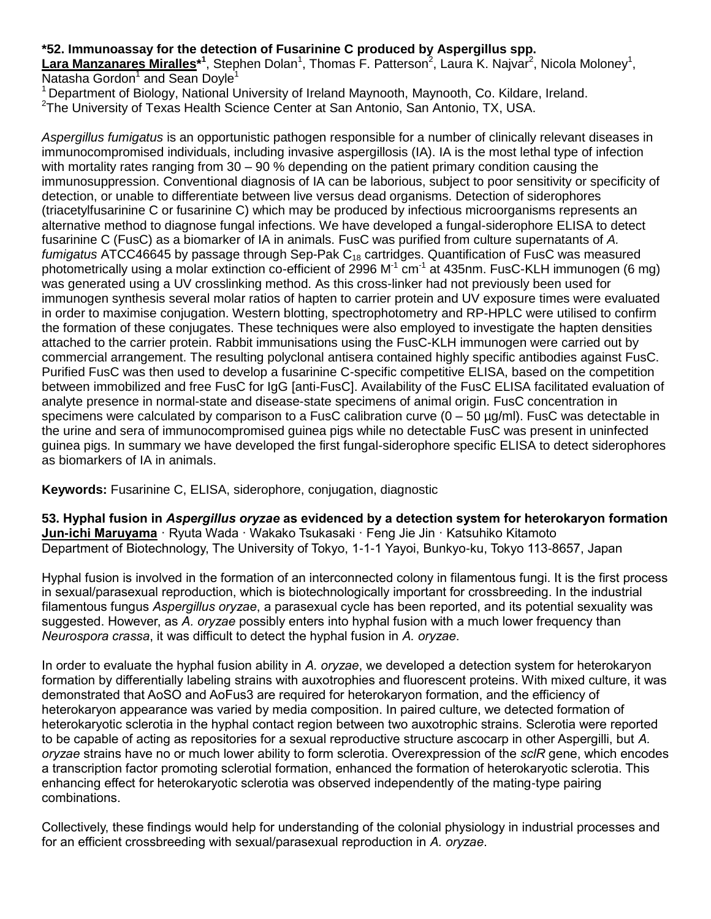### *52. Immunoassay for the detection of Fusarinine C produced by Aspergillus spp.

**Lara Manzanares Miralles***[1], Stephen Dolan[1], Thomas F. Patterson[2], Laura K. Najvar[2], Nicola Moloney[1], Natasha Gordon[1] and Sean Doyle[1]

[1] Department of Biology, National University of Ireland Maynooth, Maynooth, Co. Kildare, Ireland.
[2] The University of Texas Health Science Center at San Antonio, San Antonio, TX, USA.

*Aspergillus fumigatus* is an opportunistic pathogen responsible for a number of clinically relevant diseases in immunocompromised individuals, including invasive aspergillosis (IA). IA is the most lethal type of infection with mortality rates ranging from 30 – 90 % depending on the patient primary condition causing the immunosuppression. Conventional diagnosis of IA can be laborious, subject to poor sensitivity or specificity of detection, or unable to differentiate between live versus dead organisms. Detection of siderophores (triacetylfusarinine C or fusarinine C) which may be produced by infectious microorganisms represents an alternative method to diagnose fungal infections. We have developed a fungal-siderophore ELISA to detect fusarinine C (FusC) as a biomarker of IA in animals. FusC was purified from culture supernatants of *A. fumigatus* ATCC46645 by passage through Sep-Pak $C_{18}$ cartridges. Quantification of FusC was measured photometrically using a molar extinction co-efficient of 2996 $M^{-1}$ $cm^{-1}$ at 435nm. FusC-KLH immunogen (6 mg) was generated using a UV crosslinking method. As this cross-linker had not previously been used for immunogen synthesis several molar ratios of hapten to carrier protein and UV exposure times were evaluated in order to maximise conjugation. Western blotting, spectrophotometry and RP-HPLC were utilised to confirm the formation of these conjugates. These techniques were also employed to investigate the hapten densities attached to the carrier protein. Rabbit immunisations using the FusC-KLH immunogen were carried out by commercial arrangement. The resulting polyclonal antisera contained highly specific antibodies against FusC. Purified FusC was then used to develop a fusarinine C-specific competitive ELISA, based on the competition between immobilized and free FusC for IgG [anti-FusC]. Availability of the FusC ELISA facilitated evaluation of analyte presence in normal-state and disease-state specimens of animal origin. FusC concentration in specimens were calculated by comparison to a FusC calibration curve (0 – 50 µg/ml). FusC was detectable in the urine and sera of immunocompromised guinea pigs while no detectable FusC was present in uninfected guinea pigs. In summary we have developed the first fungal-siderophore specific ELISA to detect siderophores as biomarkers of IA in animals.

**Keywords:** Fusarinine C, ELISA, siderophore, conjugation, diagnostic

### 53. Hyphal fusion in *Aspergillus oryzae* as evidenced by a detection system for heterokaryon formation

**Jun-ichi Maruyama** · Ryuta Wada · Wakako Tsukasaki · Feng Jie Jin · Katsuhiko Kitamoto
Department of Biotechnology, The University of Tokyo, 1-1-1 Yayoi, Bunkyo-ku, Tokyo 113-8657, Japan

Hyphal fusion is involved in the formation of an interconnected colony in filamentous fungi. It is the first process in sexual/parasexual reproduction, which is biotechnologically important for crossbreeding. In the industrial filamentous fungus *Aspergillus oryzae*, a parasexual cycle has been reported, and its potential sexuality was suggested. However, as *A. oryzae* possibly enters into hyphal fusion with a much lower frequency than *Neurospora crassa*, it was difficult to detect the hyphal fusion in *A. oryzae*.

In order to evaluate the hyphal fusion ability in *A. oryzae*, we developed a detection system for heterokaryon formation by differentially labeling strains with auxotrophies and fluorescent proteins. With mixed culture, it was demonstrated that AoSO and AoFus3 are required for heterokaryon formation, and the efficiency of heterokaryon appearance was varied by media composition. In paired culture, we detected formation of heterokaryotic sclerotia in the hyphal contact region between two auxotrophic strains. Sclerotia were reported to be capable of acting as repositories for a sexual reproductive structure ascocarp in other Aspergilli, but *A. oryzae* strains have no or much lower ability to form sclerotia. Overexpression of the *sclR* gene, which encodes a transcription factor promoting sclerotial formation, enhanced the formation of heterokaryotic sclerotia. This enhancing effect for heterokaryotic sclerotia was observed independently of the mating-type pairing combinations.

Collectively, these findings would help for understanding of the colonial physiology in industrial processes and for an efficient crossbreeding with sexual/parasexual reproduction in *A. oryzae*.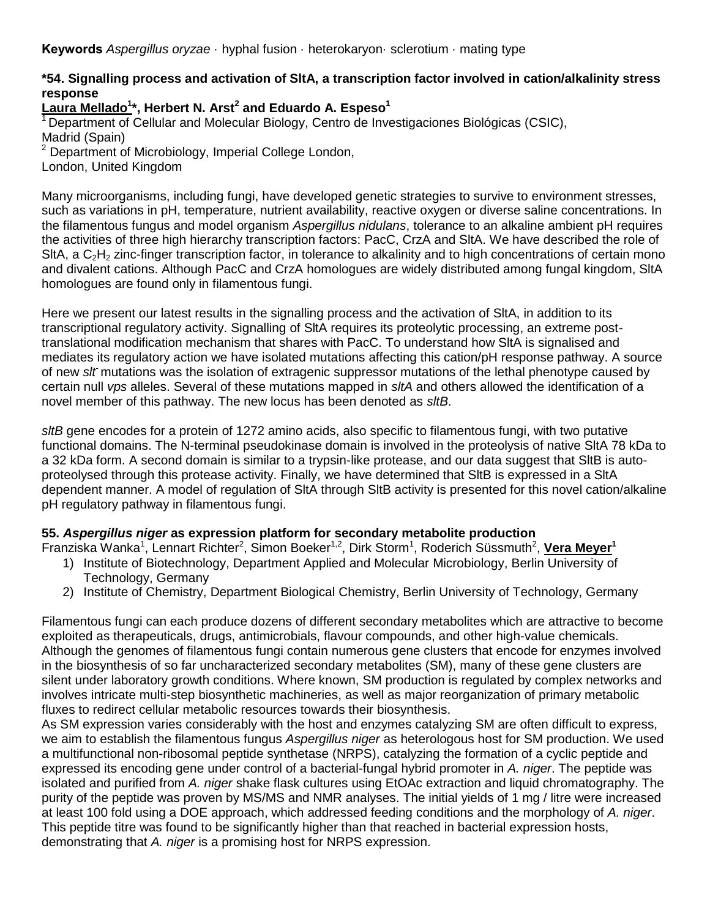**Keywords** *Aspergillus oryzae* · hyphal fusion · heterokaryon· sclerotium · mating type

### *54. Signalling process and activation of SltA, a transcription factor involved in cation/alkalinity stress response

**Laura Mellado[1]*, Herbert N. Arst[2] and Eduardo A. Espeso[1]**

[1] Department of Cellular and Molecular Biology, Centro de Investigacioes Biológicas (CSIC), Madrid (Spain)
[2] Department of Microbiology, Imperial College London, London, United Kingdom

Many microorganisms, including fungi, have developed genetic strategies to survive to environment stresses, such as variations in pH, temperature, nutrient availability, reactive oxygen or diverse saline concentrations. In the filamentous fungus and model organism *Aspergillus nidulans*, tolerance to an alkaline ambient pH requires the activities of three high hierarchy transcription factors: PacC, CrzA and SltA. We have described the role of SltA, a $C_2H_2$ zinc-finger transcription factor, in tolerance to alkalinity and to high concentrations of certain mono and divalent cations. Although PacC and CrzA homologues are widely distributed among fungal kingdom, SltA homologues are found only in filamentous fungi.

Here we present our latest results in the signalling process and the activation of SltA, in addition to its transcriptional regulatory activity. Signalling of SltA requires its proteolytic processing, an extreme post-translational modification mechanism that shares with PacC. To understand how SltA is signalised and mediates its regulatory action we have isolated mutations affecting this cation/pH response pathway. A source of new *slt*$^-$ mutations was the isolation of extragenic suppressor mutations of the lethal phenotype caused by certain null *vps* alleles. Several of these mutations mapped in *sltA* and others allowed the identification of a novel member of this pathway. The new locus has been denoted as *sltB*.

*sltB* gene encodes for a protein of 1272 amino acids, also specific to filamentous fungi, with two putative functional domains. The N-terminal pseudokinase domain is involved in the proteolysis of native SltA 78 kDa to a 32 kDa form. A second domain is similar to a trypsin-like protease, and our data suggest that SltB is auto-proteolysed through this protease activity. Finally, we have determined that SltB is expressed in a SltA dependent manner. A model of regulation of SltA through SltB activity is presented for this novel cation/alkaline pH regulatory pathway in filamentous fungi.

### 55. *Aspergillus niger* as expression platform for secondary metabolite production

Franziska Wanka[1], Lennart Richter[2], Simon Boeker[1,2], Dirk Storm[1], Roderich Süssmuth[2], **Vera Meyer[1]**

1) Institute of Biotechnology, Department Applied and Molecular Microbiology, Berlin University of Technology, Germany
2) Institute of Chemistry, Department Biological Chemistry, Berlin University of Technology, Germany

Filamentous fungi can each produce dozens of different secondary metabolites which are attractive to become exploited as therapeuticals, drugs, antimicrobials, flavour compounds, and other high-value chemicals. Although the genomes of filamentous fungi contain numerous gene clusters that encode for enzymes involved in the biosynthesis of so far uncharacterized secondary metabolites (SM), many of these gene clusters are silent under laboratory growth conditions. Where known, SM production is regulated by complex networks and involves intricate multi-step biosynthetic machineries, as well as major reorganization of primary metabolic fluxes to redirect cellular metabolic resources towards their biosynthesis.
As SM expression varies considerably with the host and enzymes catalyzing SM are often difficult to express, we aim to establish the filamentous fungus *Aspergillus niger* as heterologous host for SM production. We used a multifunctional non-ribosomal peptide synthetase (NRPS), catalyzing the formation of a cyclic peptide and expressed its encoding gene under control of a bacterial-fungal hybrid promoter in *A. niger*. The peptide was isolated and purified from *A. niger* shake flask cultures using EtOAc extraction and liquid chromatography. The purity of the peptide was proven by MS/MS and NMR analyses. The initial yields of 1 mg / litre were increased at least 100 fold using a DOE approach, which addressed feeding conditions and the morphology of *A. niger*. This peptide titre was found to be significantly higher than that reached in bacterial expression hosts, demonstrating that *A. niger* is a promising host for NRPS expression.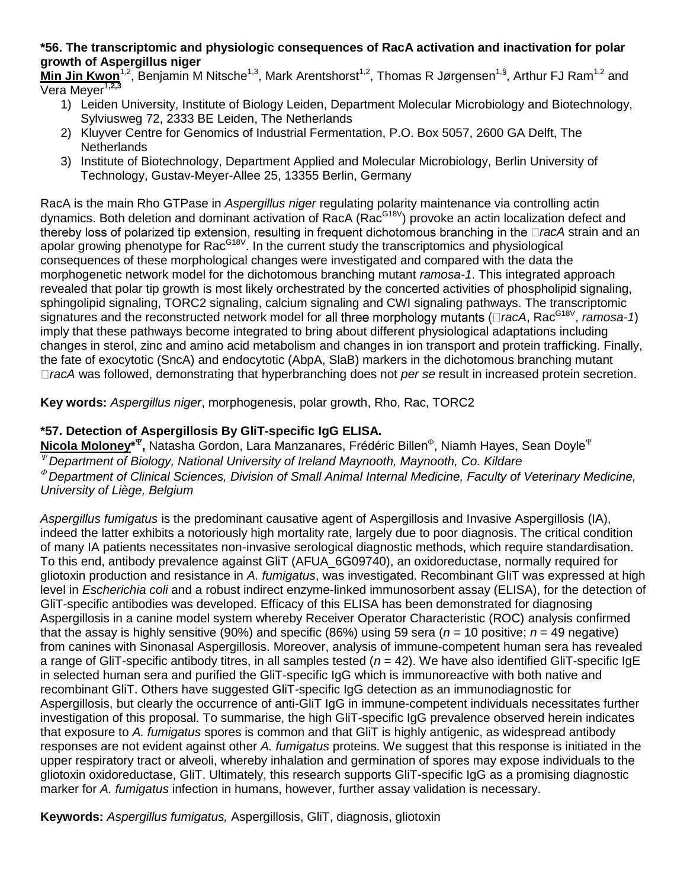### *56. The transcriptomic and physiologic consequences of RacA activation and inactivation for polar growth of Aspergillus niger

**Min Jin Kwon**[1,2], Benjamin M Nitsche[1,3], Mark Arentshorst[1,2], Thomas R Jørgensen[1,§], Arthur FJ Ram[1,2] and Vera Meyer[1,2,3]

1) Leiden University, Institute of Biology Leiden, Department Molecular Microbiology and Biotechnology, Sylviusweg 72, 2333 BE Leiden, The Netherlands
2) Kluyver Centre for Genomics of Industrial Fermentation, P.O. Box 5057, 2600 GA Delft, The Netherlands
3) Institute of Biotechnology, Department Applied and Molecular Microbiology, Berlin University of Technology, Gustav-Meyer-Allee 25, 13355 Berlin, Germany

RacA is the main Rho GTPase in *Aspergillus niger* regulating polarity maintenance via controlling actin dynamics. Both deletion and dominant activation of RacA ($Rac^{G18V}$) provoke an actin localization defect and thereby loss of polarized tip extension, resulting in frequent dichotomous branching in the Δ*racA* strain and an apolar growing phenotype for $Rac^{G18V}$. In the current study the transcriptomics and physiological consequences of these morphological changes were investigated and compared with the data the morphogenetic network model for the dichotomous branching mutant *ramosa-1*. This integrated approach revealed that polar tip growth is most likely orchestrated by the concerted activities of phospholipid signaling, sphingolipid signaling, TORC2 signaling, calcium signaling and CWI signaling pathways. The transcriptomic signatures and the reconstructed network model for all three morphology mutants (Δ*racA*, $Rac^{G18V}$, *ramosa-1*) imply that these pathways become integrated to bring about different physiological adaptations including changes in sterol, zinc and amino acid metabolism and changes in ion transport and protein trafficking. Finally, the fate of exocytotic (SncA) and endocytotic (AbpA, SlaB) markers in the dichotomous branching mutant Δ*racA* was followed, demonstrating that hyperbranching does not *per se* result in increased protein secretion.

**Key words:** *Aspergillus niger*, morphogenesis, polar growth, Rho, Rac, TORC2

### *57. Detection of Aspergillosis By GliT-specific IgG ELISA.

**Nicola Moloney***[Ψ], Natasha Gordon, Lara Manzanares, Frédéric Billen[Φ], Niamh Hayes, Sean Doyle[Ψ]

[Ψ] *Department of Biology, National University of Ireland Maynooth, Maynooth, Co. Kildare*
[Φ] *Department of Clinical Sciences, Division of Small Animal Internal Medicine, Faculty of Veterinary Medicine, University of Liège, Belgium*

*Aspergillus fumigatus* is the predominant causative agent of Aspergillosis and Invasive Aspergillosis (IA), indeed the latter exhibits a notoriously high mortality rate, largely due to poor diagnosis. The critical condition of many IA patients necessitates non-invasive serological diagnostic methods, which require standardisation. To this end, antibody prevalence against GliT (AFUA_6G09740), an oxidoreductase, normally required for gliotoxin production and resistance in *A. fumigatus*, was investigated. Recombinant GliT was expressed at high level in *Escherichia coli* and a robust indirect enzyme-linked immunosorbent assay (ELISA), for the detection of GliT-specific antibodies was developed. Efficacy of this ELISA has been demonstrated for diagnosing Aspergillosis in a canine model system whereby Receiver Operator Characteristic (ROC) analysis confirmed that the assay is highly sensitive (90%) and specific (86%) using 59 sera ($n$ = 10 positive; $n$ = 49 negative) from canines with Sinonasal Aspergillosis. Moreover, analysis of immune-competent human sera has revealed a range of GliT-specific antibody titres, in all samples tested ($n$ = 42). We have also identified GliT-specific IgE in selected human sera and purified the GliT-specific IgG which is immunoreactive with both native and recombinant GliT. Others have suggested GliT-specific IgG detection as an immunodiagnostic for Aspergillosis, but clearly the occurrence of anti-GliT IgG in immune-competent individuals necessitates further investigation of this proposal. To summarise, the high GliT-specific IgG prevalence observed herein indicates that exposure to *A. fumigatus* spores is common and that GliT is highly antigenic, as widespread antibody responses are not evident against other *A. fumigatus* proteins. We suggest that this response is initiated in the upper respiratory tract or alveoli, whereby inhalation and germination of spores may expose individuals to the gliotoxin oxidoreductase, GliT. Ultimately, this research supports GliT-specific IgG as a promising diagnostic marker for *A. fumigatus* infection in humans, however, further assay validation is necessary.

**Keywords:** *Aspergillus fumigatus,* Aspergillosis, GliT, diagnosis, gliotoxin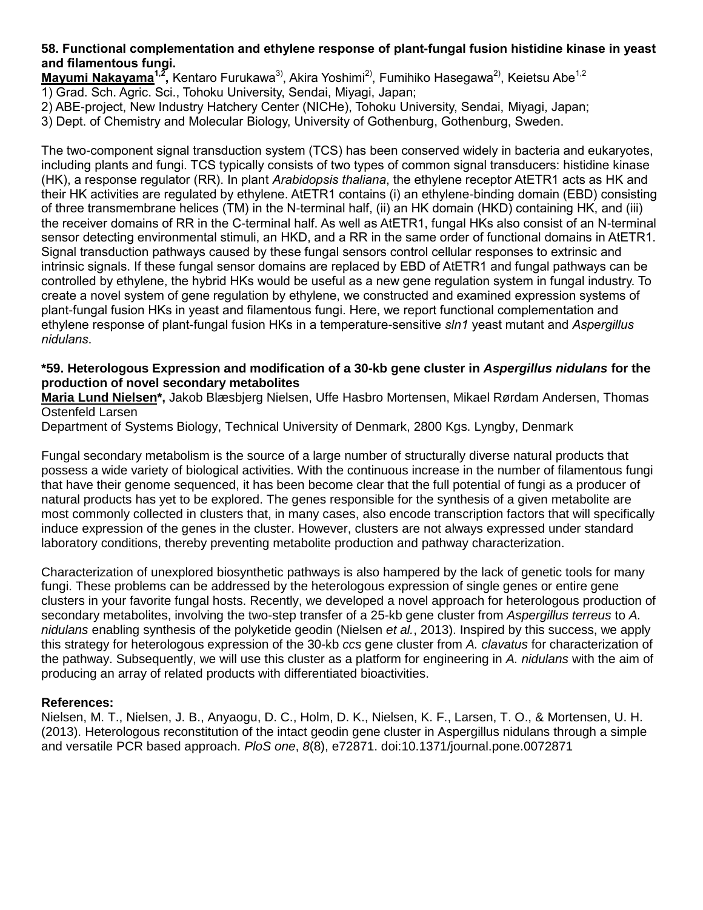### 58. Functional complementation and ethylene response of plant-fungal fusion histidine kinase in yeast and filamentous fungi.

**Mayumi Nakayama**[1,2]**,** Kentaro Furukawa[3)], Akira Yoshimi[2)], Fumihiko Hasegawa[2)], Keietsu Abe[1,2]

1) Grad. Sch. Agric. Sci., Tohoku University, Sendai, Miyagi, Japan;

2) ABE-project, New Industry Hatchery Center (NICHe), Tohoku University, Sendai, Miyagi, Japan;

3) Dept. of Chemistry and Molecular Biology, University of Gothenburg, Gothenburg, Sweden.

The two-component signal transduction system (TCS) has been conserved widely in bacteria and eukaryotes, including plants and fungi. TCS typically consists of two types of common signal transducers: histidine kinase (HK), a response regulator (RR). In plant *Arabidopsis thaliana*, the ethylene receptor AtETR1 acts as HK and their HK activities are regulated by ethylene. AtETR1 contains (i) an ethylene-binding domain (EBD) consisting of three transmembrane helices (TM) in the N-terminal half, (ii) an HK domain (HKD) containing HK, and (iii) the receiver domains of RR in the C-terminal half. As well as AtETR1, fungal HKs also consist of an N-terminal sensor detecting environmental stimuli, an HKD, and a RR in the same order of functional domains in AtETR1. Signal transduction pathways caused by these fungal sensors control cellular responses to extrinsic and intrinsic signals. If these fungal sensor domains are replaced by EBD of AtETR1 and fungal pathways can be controlled by ethylene, the hybrid HKs would be useful as a new gene regulation system in fungal industry. To create a novel system of gene regulation by ethylene, we constructed and examined expression systems of plant-fungal fusion HKs in yeast and filamentous fungi. Here, we report functional complementation and ethylene response of plant-fungal fusion HKs in a temperature-sensitive *sln1* yeast mutant and *Aspergillus nidulans*.

### *59. Heterologous Expression and modification of a 30-kb gene cluster in *Aspergillus nidulans* for the production of novel secondary metabolites

**Maria Lund Nielsen*,** Jakob Blæsbjerg Nielsen, Uffe Hasbro Mortensen, Mikael Rørdam Andersen, Thomas Ostenfeld Larsen

Department of Systems Biology, Technical University of Denmark, 2800 Kgs. Lyngby, Denmark

Fungal secondary metabolism is the source of a large number of structurally diverse natural products that possess a wide variety of biological activities. With the continuous increase in the number of filamentous fungi that have their genome sequenced, it has been become clear that the full potential of fungi as a producer of natural products has yet to be explored. The genes responsible for the synthesis of a given metabolite are most commonly collected in clusters that, in many cases, also encode transcription factors that will specifically induce expression of the genes in the cluster. However, clusters are not always expressed under standard laboratory conditions, thereby preventing metabolite production and pathway characterization.

Characterization of unexplored biosynthetic pathways is also hampered by the lack of genetic tools for many fungi. These problems can be addressed by the heterologous expression of single genes or entire gene clusters in your favorite fungal hosts. Recently, we developed a novel approach for heterologous production of secondary metabolites, involving the two-step transfer of a 25-kb gene cluster from *Aspergillus terreus* to *A. nidulans* enabling synthesis of the polyketide geodin (Nielsen *et al.*, 2013). Inspired by this success, we apply this strategy for heterologous expression of the 30-kb *ccs* gene cluster from *A. clavatus* for characterization of the pathway. Subsequently, we will use this cluster as a platform for engineering in *A. nidulans* with the aim of producing an array of related products with differentiated bioactivities.

**References:**

Nielsen, M. T., Nielsen, J. B., Anyaogu, D. C., Holm, D. K., Nielsen, K. F., Larsen, T. O., & Mortensen, U. H. (2013). Heterologous reconstitution of the intact geodin gene cluster in Aspergillus nidulans through a simple and versatile PCR based approach. *PloS one*, *8*(8), e72871. doi:10.1371/journal.pone.0072871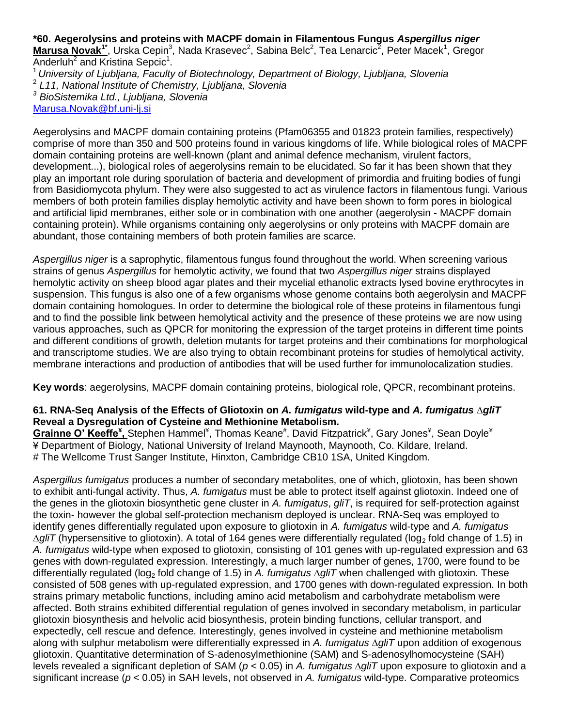**\*60. Aegerolysins and proteins with MACPF domain in Filamentous Fungus *Aspergillus niger***

**Marusa Novak**[1*], Urska Cepin[3], Nada Krasevec[2], Sabina Belc[2], Tea Lenarcic[2], Peter Macek[1], Gregor Anderluh[2] and Kristina Sepcic[1].

[1] *University of Ljubljana, Faculty of Biotechnology, Department of Biology, Ljubljana, Slovenia*

[2] *L11, National Institute of Chemistry, Ljubljana, Slovenia*

[3] *BioSistemika Ltd., Ljubljana, Slovenia*

Marusa.Novak@bf.uni-lj.si

Aegerolysins and MACPF domain containing proteins (Pfam06355 and 01823 protein families, respectively) comprise of more than 350 and 500 proteins found in various kingdoms of life. While biological roles of MACPF domain containing proteins are well-known (plant and animal defence mechanism, virulent factors, development...), biological roles of aegerolysins remain to be elucidated. So far it has been shown that they play an important role during sporulation of bacteria and development of primordia and fruiting bodies of fungi from Basidiomycota phylum. They were also suggested to act as virulence factors in filamentous fungi. Various members of both protein families display hemolytic activity and have been shown to form pores in biological and artificial lipid membranes, either sole or in combination with one another (aegerolysin - MACPF domain containing protein). While organisms containing only aegerolysins or only proteins with MACPF domain are abundant, those containing members of both protein families are scarce.

*Aspergillus niger* is a saprophytic, filamentous fungus found throughout the world. When screening various strains of genus *Aspergillus* for hemolytic activity, we found that two *Aspergillus niger* strains displayed hemolytic activity on sheep blood agar plates and their mycelial ethanolic extracts lysed bovine erythrocytes in suspension. This fungus is also one of a few organisms whose genome contains both aegerolysin and MACPF domain containing homologues. In order to determine the biological role of these proteins in filamentous fungi and to find the possible link between hemolytical activity and the presence of these proteins we are now using various approaches, such as QPCR for monitoring the expression of the target proteins in different time points and different conditions of growth, deletion mutants for target proteins and their combinations for morphological and transcriptome studies. We are also trying to obtain recombinant proteins for studies of hemolytical activity, membrane interactions and production of antibodies that will be used further for immunolocalization studies.

**Key words**: aegerolysins, MACPF domain containing proteins, biological role, QPCR, recombinant proteins.

**61. RNA-Seq Analysis of the Effects of Gliotoxin on *A. fumigatus* wild-type and *A. fumigatus* ∆*gliT* Reveal a Dysregulation of Cysteine and Methionine Metabolism.**

**Grainne O' Keeffe**[¥], Stephen Hammel[¥], Thomas Keane[#], David Fitzpatrick[¥], Gary Jones[¥], Sean Doyle[¥]

¥ Department of Biology, National University of Ireland Maynooth, Maynooth, Co. Kildare, Ireland.

\# The Wellcome Trust Sanger Institute, Hinxton, Cambridge CB10 1SA, United Kingdom.

*Aspergillus fumigatus* produces a number of secondary metabolites, one of which, gliotoxin, has been shown to exhibit anti-fungal activity. Thus, *A. fumigatus* must be able to protect itself against gliotoxin. Indeed one of the genes in the gliotoxin biosynthetic gene cluster in *A. fumigatus*, *gliT*, is required for self-protection against the toxin- however the global self-protection mechanism deployed is unclear. RNA-Seq was employed to identify genes differentially regulated upon exposure to gliotoxin in *A. fumigatus* wild-type and *A. fumigatus* ∆*gliT* (hypersensitive to gliotoxin). A total of 164 genes were differentially regulated ($\log_2$ fold change of 1.5) in *A. fumigatus* wild-type when exposed to gliotoxin, consisting of 101 genes with up-regulated expression and 63 genes with down-regulated expression. Interestingly, a much larger number of genes, 1700, were found to be differentially regulated ($\log_2$ fold change of 1.5) in *A. fumigatus* ∆*gliT* when challenged with gliotoxin. These consisted of 508 genes with up-regulated expression, and 1700 genes with down-regulated expression. In both strains primary metabolic functions, including amino acid metabolism and carbohydrate metabolism were affected. Both strains exhibited differential regulation of genes involved in secondary metabolism, in particular gliotoxin biosynthesis and helvolic acid biosynthesis, protein binding functions, cellular transport, and expectedly, cell rescue and defence. Interestingly, genes involved in cysteine and methionine metabolism along with sulphur metabolism were differentially expressed in *A. fumigatus* ∆*gliT* upon addition of exogenous gliotoxin. Quantitative determination of S-adenosylmethionine (SAM) and S-adenosylhomocysteine (SAH) levels revealed a significant depletion of SAM ($p < 0.05$) in *A. fumigatus* ∆*gliT* upon exposure to gliotoxin and a significant increase ($p < 0.05$) in SAH levels, not observed in *A. fumigatus* wild-type. Comparative proteomics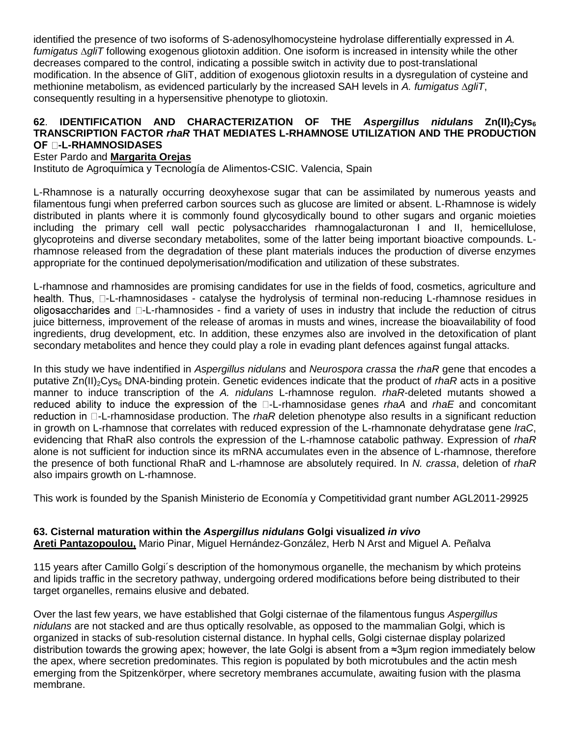identified the presence of two isoforms of S-adenosylhomocysteine hydrolase differentially expressed in *A. fumigatus* Δ*gliT* following exogenous gliotoxin addition. One isoform is increased in intensity while the other decreases compared to the control, indicating a possible switch in activity due to post-translational modification. In the absence of GliT, addition of exogenous gliotoxin results in a dysregulation of cysteine and methionine metabolism, as evidenced particularly by the increased SAH levels in *A. fumigatus* Δ*gliT*, consequently resulting in a hypersensitive phenotype to gliotoxin.

### 62. IDENTIFICATION AND CHARACTERIZATION OF THE *Aspergillus nidulans* $Zn(II)_2Cys_6$ TRANSCRIPTION FACTOR *rhaR* THAT MEDIATES L-RHAMNOSE UTILIZATION AND THE PRODUCTION OF α-L-RHAMNOSIDASES

Ester Pardo and **Margarita Orejas**

Instituto de Agroquímica y Tecnología de Alimentos-CSIC. Valencia, Spain

L-Rhamnose is a naturally occurring deoxyhexose sugar that can be assimilated by numerous yeasts and filamentous fungi when preferred carbon sources such as glucose are limited or absent. L-Rhamnose is widely distributed in plants where it is commonly found glycosydically bound to other sugars and organic moieties including the primary cell wall pectic polysaccharides rhamnogalacturonan I and II, hemicellulose, glycoproteins and diverse secondary metabolites, some of the latter being important bioactive compounds. L-rhamnose released from the degradation of these plant materials induces the production of diverse enzymes appropriate for the continued depolymerisation/modification and utilization of these substrates.

L-rhamnose and rhamnosides are promising candidates for use in the fields of food, cosmetics, agriculture and health. Thus, α-L-rhamnosidases - catalyse the hydrolysis of terminal non-reducing L-rhamnose residues in oligosaccharides and α-L-rhamnosides - find a variety of uses in industry that include the reduction of citrus juice bitterness, improvement of the release of aromas in musts and wines, increase the bioavailability of food ingredients, drug development, etc. In addition, these enzymes also are involved in the detoxification of plant secondary metabolites and hence they could play a role in evading plant defences against fungal attacks.

In this study we have indentified in *Aspergillus nidulans* and *Neurospora crassa* the *rhaR* gene that encodes a putative $Zn(II)_2Cys_6$ DNA-binding protein. Genetic evidences indicate that the product of *rhaR* acts in a positive manner to induce transcription of the *A. nidulans* L-rhamnose regulon. *rhaR*-deleted mutants showed a reduced ability to induce the expression of the α-L-rhamnosidase genes *rhaA* and *rhaE* and concomitant reduction in α-L-rhamnosidase production. The *rhaR* deletion phenotype also results in a significant reduction in growth on L-rhamnose that correlates with reduced expression of the L-rhamnonate dehydratase gene *lraC*, evidencing that RhaR also controls the expression of the L-rhamnose catabolic pathway. Expression of *rhaR* alone is not sufficient for induction since its mRNA accumulates even in the absence of L-rhamnose, therefore the presence of both functional RhaR and L-rhamnose are absolutely required. In *N. crassa*, deletion of *rhaR* also impairs growth on L-rhamnose.

This work is founded by the Spanish Ministerio de Economía y Competitividad grant number AGL2011-29925

### 63. Cisternal maturation within the *Aspergillus nidulans* Golgi visualized *in vivo*

**Areti Pantazopoulou,** Mario Pinar, Miguel Hernández-González, Herb N Arst and Miguel A. Peñalva

115 years after Camillo Golgi´s description of the homonymous organelle, the mechanism by which proteins and lipids traffic in the secretory pathway, undergoing ordered modifications before being distributed to their target organelles, remains elusive and debated.

Over the last few years, we have established that Golgi cisternae of the filamentous fungus *Aspergillus nidulans* are not stacked and are thus optically resolvable, as opposed to the mammalian Golgi, which is organized in stacks of sub-resolution cisternal distance. In hyphal cells, Golgi cisternae display polarized distribution towards the growing apex; however, the late Golgi is absent from a ≈3μm region immediately below the apex, where secretion predominates. This region is populated by both microtubules and the actin mesh emerging from the Spitzenkörper, where secretory membranes accumulate, awaiting fusion with the plasma membrane.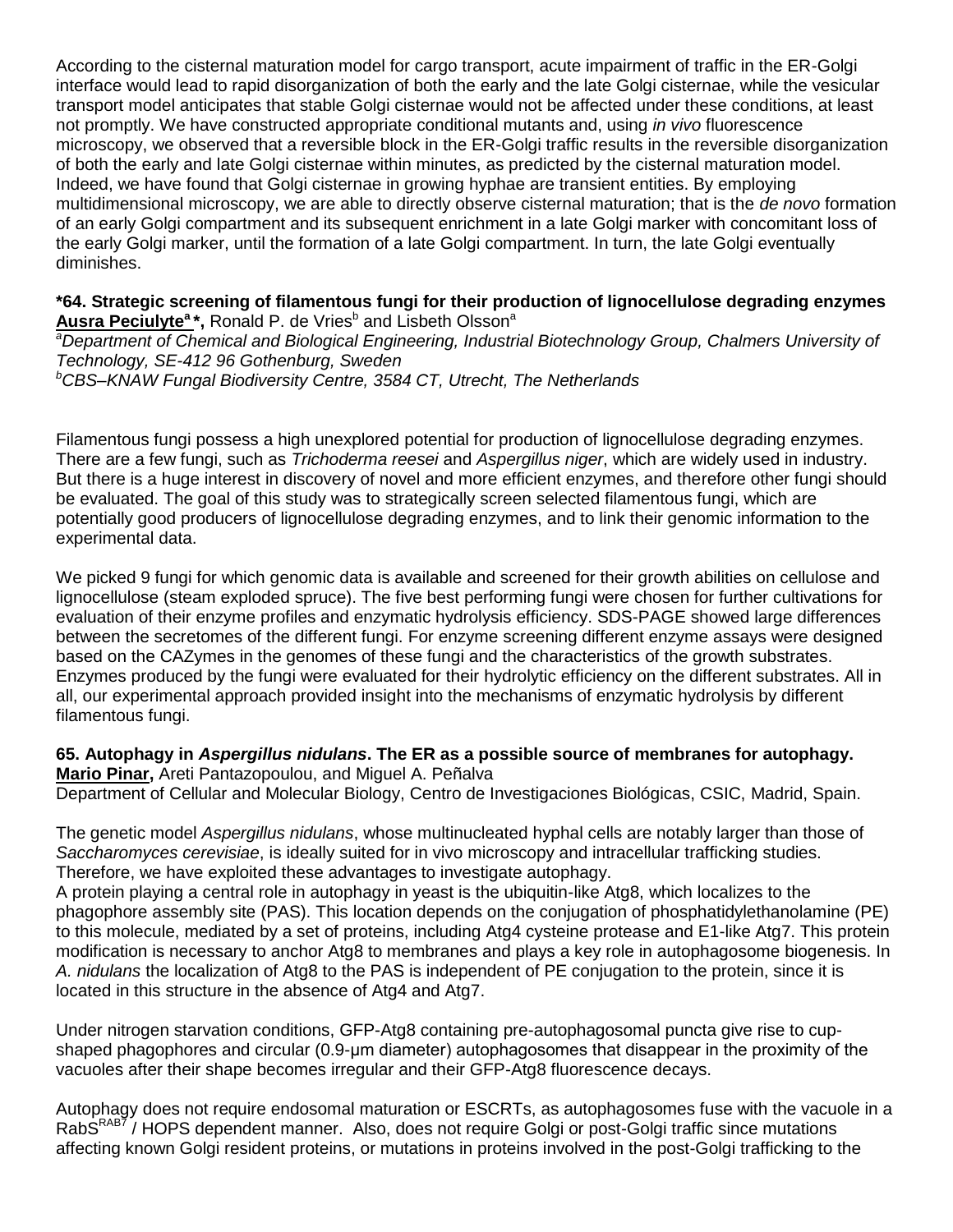According to the cisternal maturation model for cargo transport, acute impairment of traffic in the ER-Golgi interface would lead to rapid disorganization of both the early and the late Golgi cisternae, while the vesicular transport model anticipates that stable Golgi cisternae would not be affected under these conditions, at least not promptly. We have constructed appropriate conditional mutants and, using *in vivo* fluorescence microscopy, we observed that a reversible block in the ER-Golgi traffic results in the reversible disorganization of both the early and late Golgi cisternae within minutes, as predicted by the cisternal maturation model. Indeed, we have found that Golgi cisternae in growing hyphae are transient entities. By employing multidimensional microscopy, we are able to directly observe cisternal maturation; that is the *de novo* formation of an early Golgi compartment and its subsequent enrichment in a late Golgi marker with concomitant loss of the early Golgi marker, until the formation of a late Golgi compartment. In turn, the late Golgi eventually diminishes.

### *64. Strategic screening of filamentous fungi for their production of lignocellulose degrading enzymes

**Ausra Peciulyte[a]***, Ronald P. de Vries[b] and Lisbeth Olsson[a]

[a]*Department of Chemical and Biological Engineering, Industrial Biotechnology Group, Chalmers University of Technology, SE-412 96 Gothenburg, Sweden*

[b]*CBS–KNAW Fungal Biodiversity Centre, 3584 CT, Utrecht, The Netherlands*

Filamentous fungi possess a high unexplored potential for production of lignocellulose degrading enzymes. There are a few fungi, such as *Trichoderma reesei* and *Aspergillus niger*, which are widely used in industry. But there is a huge interest in discovery of novel and more efficient enzymes, and therefore other fungi should be evaluated. The goal of this study was to strategically screen selected filamentous fungi, which are potentially good producers of lignocellulose degrading enzymes, and to link their genomic information to the experimental data.

We picked 9 fungi for which genomic data is available and screened for their growth abilities on cellulose and lignocellulose (steam exploded spruce). The five best performing fungi were chosen for further cultivations for evaluation of their enzyme profiles and enzymatic hydrolysis efficiency. SDS-PAGE showed large differences between the secretomes of the different fungi. For enzyme screening different enzyme assays were designed based on the CAZymes in the genomes of these fungi and the characteristics of the growth substrates. Enzymes produced by the fungi were evaluated for their hydrolytic efficiency on the different substrates. All in all, our experimental approach provided insight into the mechanisms of enzymatic hydrolysis by different filamentous fungi.

### 65. Autophagy in *Aspergillus nidulans*. The ER as a possible source of membranes for autophagy.

**Mario Pinar,** Areti Pantazopoulou, and Miguel A. Peñalva

Department of Cellular and Molecular Biology, Centro de Investigaciones Biológicas, CSIC, Madrid, Spain.

The genetic model *Aspergillus nidulans*, whose multinucleated hyphal cells are notably larger than those of *Saccharomyces cerevisiae*, is ideally suited for in vivo microscopy and intracellular trafficking studies. Therefore, we have exploited these advantages to investigate autophagy.

A protein playing a central role in autophagy in yeast is the ubiquitin-like Atg8, which localizes to the phagophore assembly site (PAS). This location depends on the conjugation of phosphatidylethanolamine (PE) to this molecule, mediated by a set of proteins, including Atg4 cysteine protease and E1-like Atg7. This protein modification is necessary to anchor Atg8 to membranes and plays a key role in autophagosome biogenesis. In *A. nidulans* the localization of Atg8 to the PAS is independent of PE conjugation to the protein, since it is located in this structure in the absence of Atg4 and Atg7.

Under nitrogen starvation conditions, GFP-Atg8 containing pre-autophagosomal puncta give rise to cup-shaped phagophores and circular (0.9-μm diameter) autophagosomes that disappear in the proximity of the vacuoles after their shape becomes irregular and their GFP-Atg8 fluorescence decays.

Autophagy does not require endosomal maturation or ESCRTs, as autophagosomes fuse with the vacuole in a RabS$^{RAB7}$ / HOPS dependent manner. Also, does not require Golgi or post-Golgi traffic since mutations affecting known Golgi resident proteins, or mutations in proteins involved in the post-Golgi trafficking to the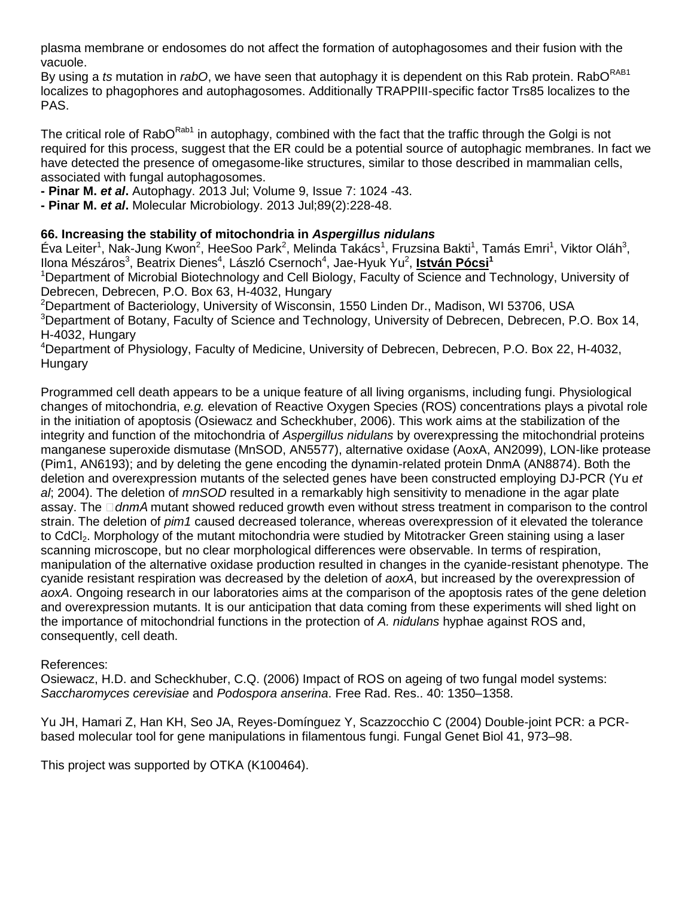plasma membrane or endosomes do not affect the formation of autophagosomes and their fusion with the vacuole.
By using a *ts* mutation in *rabO*, we have seen that autophagy it is dependent on this Rab protein. $RabO^{RAB1}$ localizes to phagophores and autophagosomes. Additionally TRAPPIII-specific factor Trs85 localizes to the PAS.

The critical role of $RabO^{Rab1}$ in autophagy, combined with the fact that the traffic through the Golgi is not required for this process, suggest that the ER could be a potential source of autophagic membranes. In fact we have detected the presence of omegasome-like structures, similar to those described in mammalian cells, associated with fungal autophagosomes.

- **Pinar M. *et al*.** Autophagy. 2013 Jul; Volume 9, Issue 7: 1024 -43.
- **Pinar M. *et al*.** Molecular Microbiology. 2013 Jul;89(2):228-48.

### 66. Increasing the stability of mitochondria in *Aspergillus nidulans*

Éva Leiter[1], Nak-Jung Kwon[2], HeeSoo Park[2], Melinda Takács[1], Fruzsina Bakti[1], Tamás Emri[1], Viktor Oláh[3], Ilona Mészáros[3], Beatrix Dienes[4], László Csernoch[4], Jae-Hyuk Yu[2], **István Pócsi[1]**

[1]Department of Microbial Biotechnology and Cell Biology, Faculty of Science and Technology, University of Debrecen, Debrecen, P.O. Box 63, H-4032, Hungary
[2]Department of Bacteriology, University of Wisconsin, 1550 Linden Dr., Madison, WI 53706, USA
[3]Department of Botany, Faculty of Science and Technology, University of Debrecen, Debrecen, P.O. Box 14, H-4032, Hungary
[4]Department of Physiology, Faculty of Medicine, University of Debrecen, Debrecen, P.O. Box 22, H-4032, Hungary

Programmed cell death appears to be a unique feature of all living organisms, including fungi. Physiological changes of mitochondria, *e.g.* elevation of Reactive Oxygen Species (ROS) concentrations plays a pivotal role in the initiation of apoptosis (Osiewacz and Scheckhuber, 2006). This work aims at the stabilization of the integrity and function of the mitochondria of *Aspergillus nidulans* by overexpressing the mitochondrial proteins manganese superoxide dismutase (MnSOD, AN5577), alternative oxidase (AoxA, AN2099), LON-like protease (Pim1, AN6193); and by deleting the gene encoding the dynamin-related protein DnmA (AN8874). Both the deletion and overexpression mutants of the selected genes have been constructed employing DJ-PCR (Yu *et al*; 2004). The deletion of *mnSOD* resulted in a remarkably high sensitivity to menadione in the agar plate assay. The Δ*dnmA* mutant showed reduced growth even without stress treatment in comparison to the control strain. The deletion of *pim1* caused decreased tolerance, whereas overexpression of it elevated the tolerance to $CdCl_2$. Morphology of the mutant mitochondria were studied by Mitotracker Green staining using a laser scanning microscope, but no clear morphological differences were observable. In terms of respiration, manipulation of the alternative oxidase production resulted in changes in the cyanide-resistant phenotype. The cyanide resistant respiration was decreased by the deletion of *aoxA*, but increased by the overexpression of *aoxA*. Ongoing research in our laboratories aims at the comparison of the apoptosis rates of the gene deletion and overexpression mutants. It is our anticipation that data coming from these experiments will shed light on the importance of mitochondrial functions in the protection of *A. nidulans* hyphae against ROS and, consequently, cell death.

References:
Osiewacz, H.D. and Scheckhuber, C.Q. (2006) Impact of ROS on ageing of two fungal model systems: *Saccharomyces cerevisiae* and *Podospora anserina*. Free Rad. Res.. 40: 1350–1358.

Yu JH, Hamari Z, Han KH, Seo JA, Reyes-Domínguez Y, Scazzocchio C (2004) Double-joint PCR: a PCR-based molecular tool for gene manipulations in filamentous fungi. Fungal Genet Biol 41, 973–98.

This project was supported by OTKA (K100464).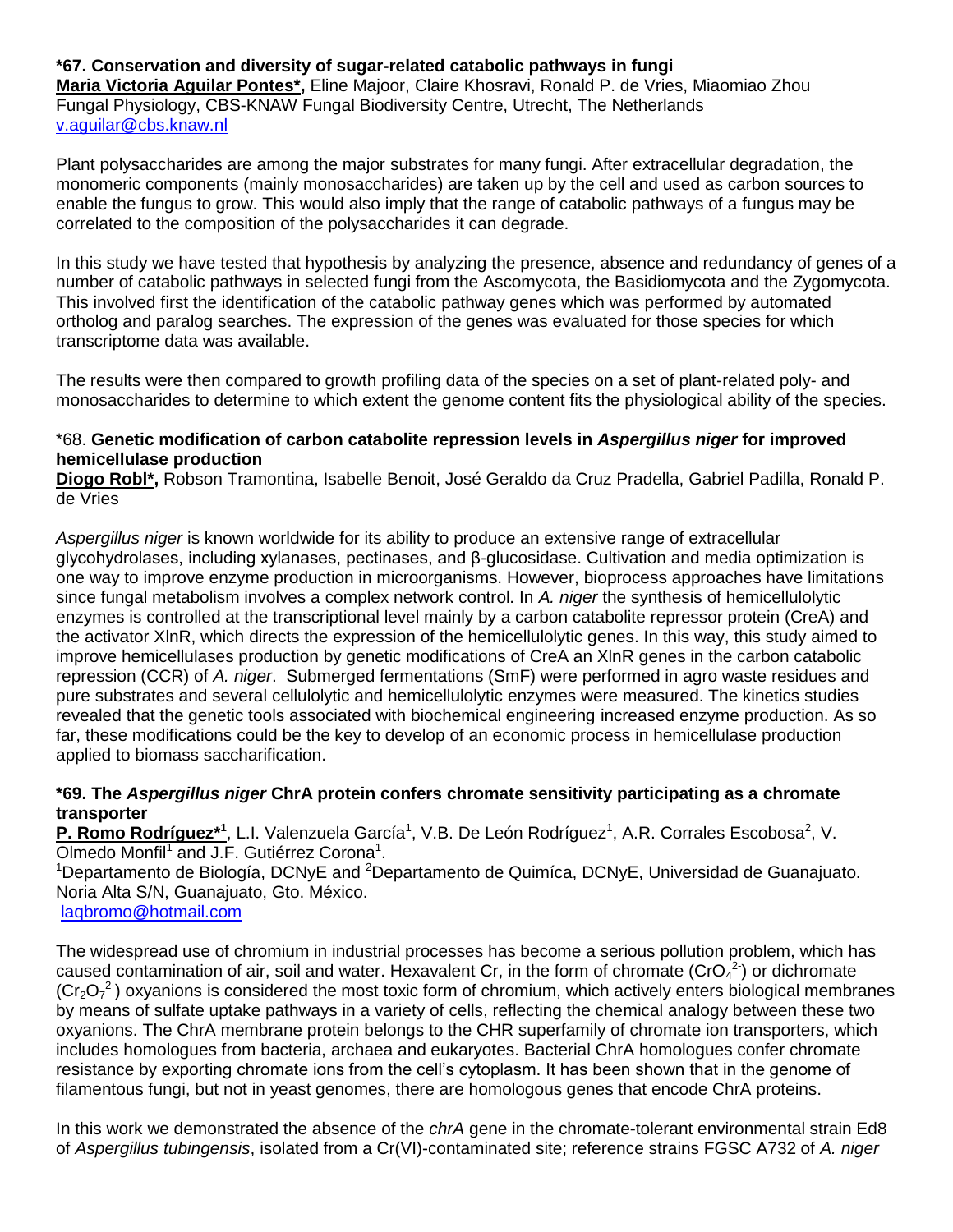### *67. Conservation and diversity of sugar-related catabolic pathways in fungi

**Maria Victoria Aguilar Pontes***, Eline Majoor, Claire Khosravi, Ronald P. de Vries, Miaomiao Zhou
Fungal Physiology, CBS-KNAW Fungal Biodiversity Centre, Utrecht, The Netherlands
v.aguilar@cbs.knaw.nl

Plant polysaccharides are among the major substrates for many fungi. After extracellular degradation, the monomeric components (mainly monosaccharides) are taken up by the cell and used as carbon sources to enable the fungus to grow. This would also imply that the range of catabolic pathways of a fungus may be correlated to the composition of the polysaccharides it can degrade.

In this study we have tested that hypothesis by analyzing the presence, absence and redundancy of genes of a number of catabolic pathways in selected fungi from the Ascomycota, the Basidiomycota and the Zygomycota. This involved first the identification of the catabolic pathway genes which was performed by automated ortholog and paralog searches. The expression of the genes was evaluated for those species for which transcriptome data was available.

The results were then compared to growth profiling data of the species on a set of plant-related poly- and monosaccharides to determine to which extent the genome content fits the physiological ability of the species.

### *68. Genetic modification of carbon catabolite repression levels in *Aspergillus niger* for improved hemicellulase production

**Diogo Robl***, Robson Tramontina, Isabelle Benoit, José Geraldo da Cruz Pradella, Gabriel Padilla, Ronald P. de Vries

*Aspergillus niger* is known worldwide for its ability to produce an extensive range of extracellular glycohydrolases, including xylanases, pectinases, and β-glucosidase. Cultivation and media optimization is one way to improve enzyme production in microorganisms. However, bioprocess approaches have limitations since fungal metabolism involves a complex network control. In *A. niger* the synthesis of hemicellulolytic enzymes is controlled at the transcriptional level mainly by a carbon catabolite repressor protein (CreA) and the activator XlnR, which directs the expression of the hemicellulolytic genes. In this way, this study aimed to improve hemicellulases production by genetic modifications of CreA an XlnR genes in the carbon catabolic repression (CCR) of *A. niger*. Submerged fermentations (SmF) were performed in agro waste residues and pure substrates and several cellulolytic and hemicellulolytic enzymes were measured. The kinetics studies revealed that the genetic tools associated with biochemical engineering increased enzyme production. As so far, these modifications could be the key to develop of an economic process in hemicellulase production applied to biomass saccharification.

### *69. The *Aspergillus niger* ChrA protein confers chromate sensitivity participating as a chromate transporter

**P. Romo Rodríguez***[1], L.I. Valenzuela García[1], V.B. De León Rodríguez[1], A.R. Corrales Escobosa[2], V. Olmedo Monfil[1] and J.F. Gutiérrez Corona[1].
[1]Departamento de Biología, DCNyE and [2]Departamento de Quimíca, DCNyE, Universidad de Guanajuato. Noria Alta S/N, Guanajuato, Gto. México.
laqbromo@hotmail.com

The widespread use of chromium in industrial processes has become a serious pollution problem, which has caused contamination of air, soil and water. Hexavalent Cr, in the form of chromate ($CrO_4^{2-}$) or dichromate ($Cr_2O_7^{2-}$) oxyanions is considered the most toxic form of chromium, which actively enters biological membranes by means of sulfate uptake pathways in a variety of cells, reflecting the chemical analogy between these two oxyanions. The ChrA membrane protein belongs to the CHR superfamily of chromate ion transporters, which includes homologues from bacteria, archaea and eukaryotes. Bacterial ChrA homologues confer chromate resistance by exporting chromate ions from the cell's cytoplasm. It has been shown that in the genome of filamentous fungi, but not in yeast genomes, there are homologous genes that encode ChrA proteins.

In this work we demonstrated the absence of the *chrA* gene in the chromate-tolerant environmental strain Ed8 of *Aspergillus tubingensis*, isolated from a Cr(VI)-contaminated site; reference strains FGSC A732 of *A. niger*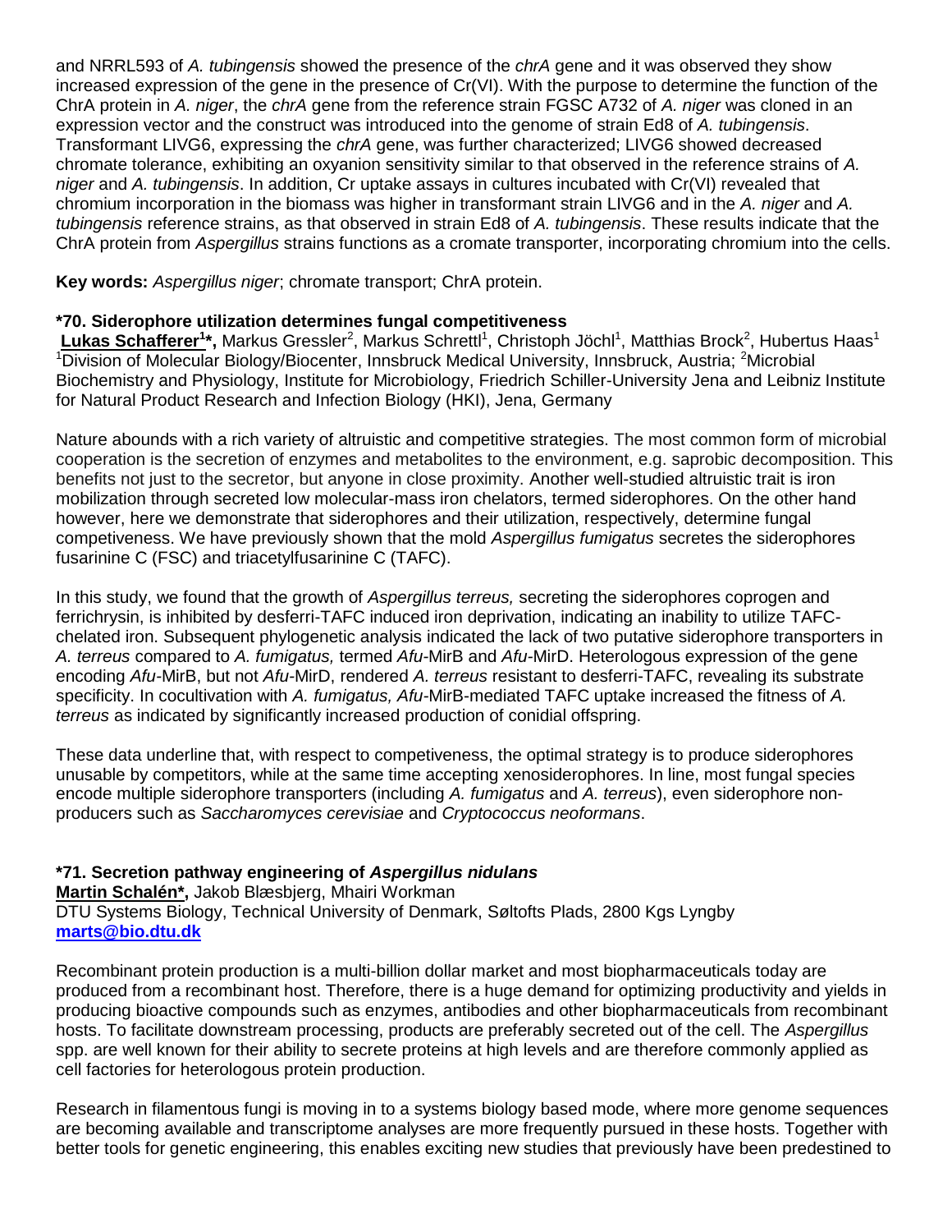and NRRL593 of *A. tubingensis* showed the presence of the *chrA* gene and it was observed they show increased expression of the gene in the presence of Cr(VI). With the purpose to determine the function of the ChrA protein in *A. niger*, the *chrA* gene from the reference strain FGSC A732 of *A. niger* was cloned in an expression vector and the construct was introduced into the genome of strain Ed8 of *A. tubingensis*. Transformant LIVG6, expressing the *chrA* gene, was further characterized; LIVG6 showed decreased chromate tolerance, exhibiting an oxyanion sensitivity similar to that observed in the reference strains of *A. niger* and *A. tubingensis*. In addition, Cr uptake assays in cultures incubated with Cr(VI) revealed that chromium incorporation in the biomass was higher in transformant strain LIVG6 and in the *A. niger* and *A. tubingensis* reference strains, as that observed in strain Ed8 of *A. tubingensis*. These results indicate that the ChrA protein from *Aspergillus* strains functions as a cromate transporter, incorporating chromium into the cells.

**Key words:** *Aspergillus niger*; chromate transport; ChrA protein.

### *70. Siderophore utilization determines fungal competitiveness

**Lukas Schafferer[1]*,** Markus Gressler[2], Markus Schrettl[1], Christoph Jöchl[1], Matthias Brock[2], Hubertus Haas[1]
[1]Division of Molecular Biology/Biocenter, Innsbruck Medical University, Innsbruck, Austria; [2]Microbial Biochemistry and Physiology, Institute for Microbiology, Friedrich Schiller-University Jena and Leibniz Institute for Natural Product Research and Infection Biology (HKI), Jena, Germany

Nature abounds with a rich variety of altruistic and competitive strategies. The most common form of microbial cooperation is the secretion of enzymes and metabolites to the environment, e.g. saprobic decomposition. This benefits not just to the secretor, but anyone in close proximity. Another well-studied altruistic trait is iron mobilization through secreted low molecular-mass iron chelators, termed siderophores. On the other hand however, here we demonstrate that siderophores and their utilization, respectively, determine fungal competiveness. We have previously shown that the mold *Aspergillus fumigatus* secretes the siderophores fusarinine C (FSC) and triacetylfusarinine C (TAFC).

In this study, we found that the growth of *Aspergillus terreus,* secreting the siderophores coprogen and ferrichrysin, is inhibited by desferri-TAFC induced iron deprivation, indicating an inability to utilize TAFC-chelated iron. Subsequent phylogenetic analysis indicated the lack of two putative siderophore transporters in *A. terreus* compared to *A. fumigatus,* termed *Afu*-MirB and *Afu*-MirD. Heterologous expression of the gene encoding *Afu*-MirB, but not *Afu*-MirD, rendered *A. terreus* resistant to desferri-TAFC, revealing its substrate specificity. In cocultivation with *A. fumigatus, Afu*-MirB-mediated TAFC uptake increased the fitness of *A. terreus* as indicated by significantly increased production of conidial offspring.

These data underline that, with respect to competiveness, the optimal strategy is to produce siderophores unusable by competitors, while at the same time accepting xenosiderophores. In line, most fungal species encode multiple siderophore transporters (including *A. fumigatus* and *A. terreus*), even siderophore non-producers such as *Saccharomyces cerevisiae* and *Cryptococcus neoformans*.

### *71. Secretion pathway engineering of *Aspergillus nidulans*

**Martin Schalén*,** Jakob Blæsbjerg, Mhairi Workman
DTU Systems Biology, Technical University of Denmark, Søltofts Plads, 2800 Kgs Lyngby
**marts@bio.dtu.dk**

Recombinant protein production is a multi-billion dollar market and most biopharmaceuticals today are produced from a recombinant host. Therefore, there is a huge demand for optimizing productivity and yields in producing bioactive compounds such as enzymes, antibodies and other biopharmaceuticals from recombinant hosts. To facilitate downstream processing, products are preferably secreted out of the cell. The *Aspergillus* spp. are well known for their ability to secrete proteins at high levels and are therefore commonly applied as cell factories for heterologous protein production.

Research in filamentous fungi is moving in to a systems biology based mode, where more genome sequences are becoming available and transcriptome analyses are more frequently pursued in these hosts. Together with better tools for genetic engineering, this enables exciting new studies that previously have been predestined to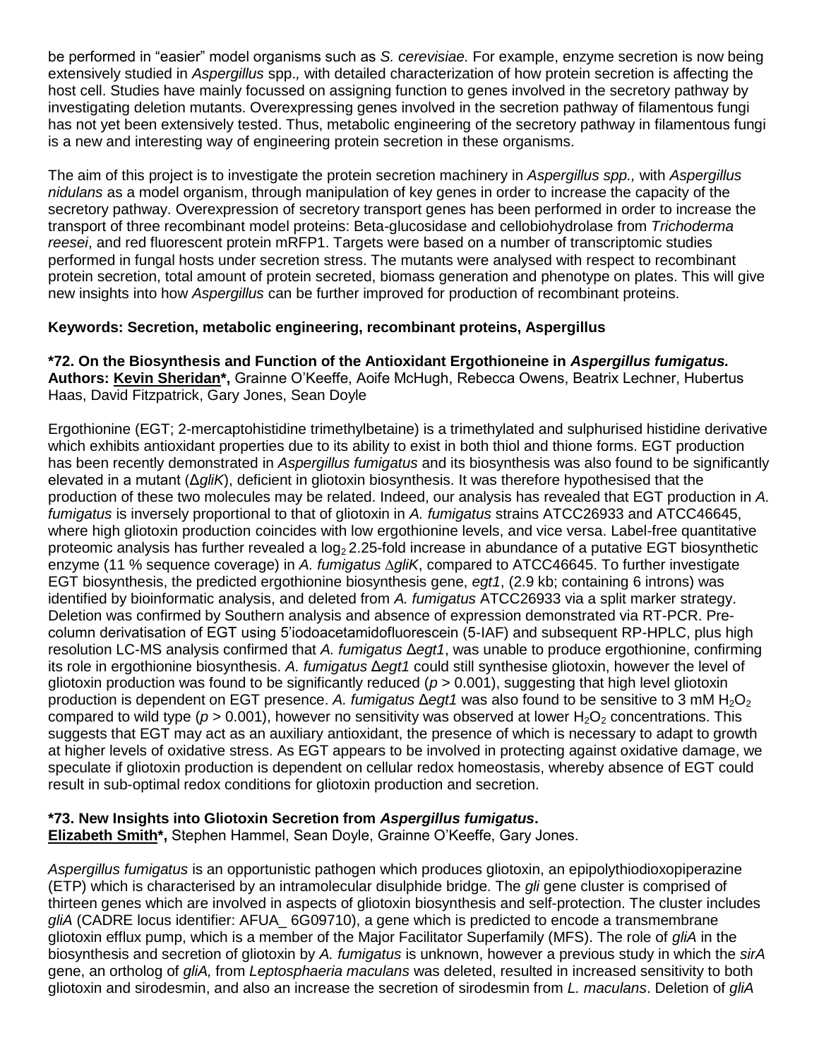be performed in "easier" model organisms such as *S. cerevisiae.* For example, enzyme secretion is now being extensively studied in *Aspergillus* spp.*,* with detailed characterization of how protein secretion is affecting the host cell. Studies have mainly focussed on assigning function to genes involved in the secretory pathway by investigating deletion mutants. Overexpressing genes involved in the secretion pathway of filamentous fungi has not yet been extensively tested. Thus, metabolic engineering of the secretory pathway in filamentous fungi is a new and interesting way of engineering protein secretion in these organisms.

The aim of this project is to investigate the protein secretion machinery in *Aspergillus spp.,* with *Aspergillus nidulans* as a model organism, through manipulation of key genes in order to increase the capacity of the secretory pathway. Overexpression of secretory transport genes has been performed in order to increase the transport of three recombinant model proteins: Beta-glucosidase and cellobiohydrolase from *Trichoderma reesei*, and red fluorescent protein mRFP1. Targets were based on a number of transcriptomic studies performed in fungal hosts under secretion stress. The mutants were analysed with respect to recombinant protein secretion, total amount of protein secreted, biomass generation and phenotype on plates. This will give new insights into how *Aspergillus* can be further improved for production of recombinant proteins.

**Keywords: Secretion, metabolic engineering, recombinant proteins, Aspergillus**

**\*72. On the Biosynthesis and Function of the Antioxidant Ergothioneine in *Aspergillus fumigatus.***
**Authors: Kevin Sheridan\*,** Grainne O'Keeffe, Aoife McHugh, Rebecca Owens, Beatrix Lechner, Hubertus Haas, David Fitzpatrick, Gary Jones, Sean Doyle

Ergothionine (EGT; 2-mercaptohistidine trimethylbetaine) is a trimethylated and sulphurised histidine derivative which exhibits antioxidant properties due to its ability to exist in both thiol and thione forms. EGT production has been recently demonstrated in *Aspergillus fumigatus* and its biosynthesis was also found to be significantly elevated in a mutant (Δ*gliK*), deficient in gliotoxin biosynthesis. It was therefore hypothesised that the production of these two molecules may be related. Indeed, our analysis has revealed that EGT production in *A. fumigatus* is inversely proportional to that of gliotoxin in *A. fumigatus* strains ATCC26933 and ATCC46645, where high gliotoxin production coincides with low ergothionine levels, and vice versa. Label-free quantitative proteomic analysis has further revealed a $\log_2$ 2.25-fold increase in abundance of a putative EGT biosynthetic enzyme (11 % sequence coverage) in *A. fumigatus* Δ*gliK*, compared to ATCC46645. To further investigate EGT biosynthesis, the predicted ergothionine biosynthesis gene, *egt1*, (2.9 kb; containing 6 introns) was identified by bioinformatic analysis, and deleted from *A. fumigatus* ATCC26933 via a split marker strategy. Deletion was confirmed by Southern analysis and absence of expression demonstrated via RT-PCR. Pre-column derivatisation of EGT using 5'iodoacetamidofluorescein (5-IAF) and subsequent RP-HPLC, plus high resolution LC-MS analysis confirmed that *A. fumigatus* Δ*egt1*, was unable to produce ergothionine, confirming its role in ergothionine biosynthesis. *A. fumigatus* Δ*egt1* could still synthesise gliotoxin, however the level of gliotoxin production was found to be significantly reduced ($p > 0.001$), suggesting that high level gliotoxin production is dependent on EGT presence. *A. fumigatus* Δ*egt1* was also found to be sensitive to 3 mM $H_2O_2$ compared to wild type ($p > 0.001$), however no sensitivity was observed at lower $H_2O_2$ concentrations. This suggests that EGT may act as an auxiliary antioxidant, the presence of which is necessary to adapt to growth at higher levels of oxidative stress. As EGT appears to be involved in protecting against oxidative damage, we speculate if gliotoxin production is dependent on cellular redox homeostasis, whereby absence of EGT could result in sub-optimal redox conditions for gliotoxin production and secretion.

**\*73. New Insights into Gliotoxin Secretion from *Aspergillus fumigatus*.**
**Elizabeth Smith\*,** Stephen Hammel, Sean Doyle, Grainne O'Keeffe, Gary Jones.

*Aspergillus fumigatus* is an opportunistic pathogen which produces gliotoxin, an epipolythiodioxopiperazine (ETP) which is characterised by an intramolecular disulphide bridge. The *gli* gene cluster is comprised of thirteen genes which are involved in aspects of gliotoxin biosynthesis and self-protection. The cluster includes *gliA* (CADRE locus identifier: AFUA_ 6G09710), a gene which is predicted to encode a transmembrane gliotoxin efflux pump, which is a member of the Major Facilitator Superfamily (MFS). The role of *gliA* in the biosynthesis and secretion of gliotoxin by *A. fumigatus* is unknown, however a previous study in which the *sirA* gene, an ortholog of *gliA,* from *Leptosphaeria maculans* was deleted, resulted in increased sensitivity to both gliotoxin and sirodesmin, and also an increase the secretion of sirodesmin from *L. maculans*. Deletion of *gliA*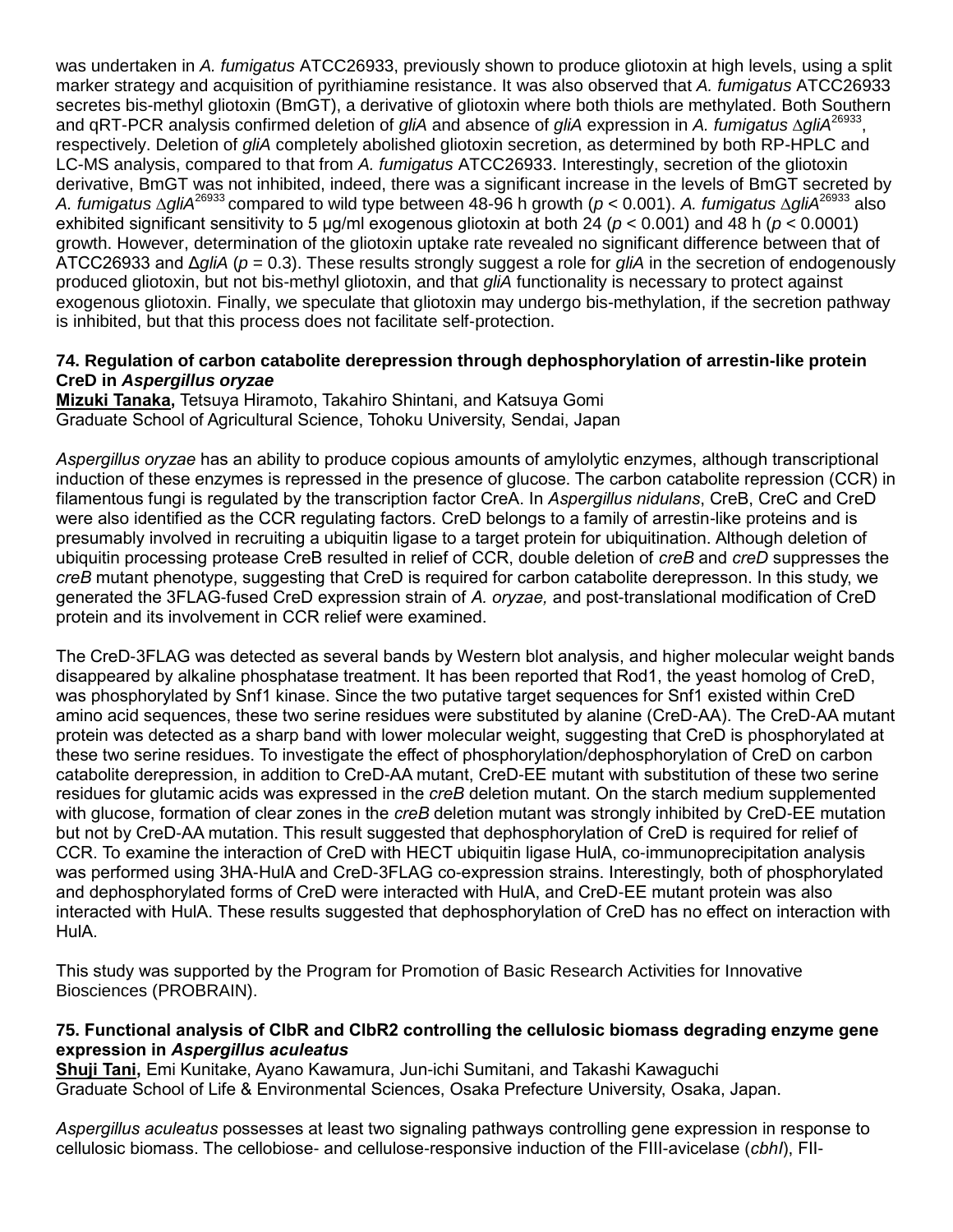was undertaken in *A. fumigatus* ATCC26933, previously shown to produce gliotoxin at high levels, using a split marker strategy and acquisition of pyrithiamine resistance. It was also observed that *A. fumigatus* ATCC26933 secretes bis-methyl gliotoxin (BmGT), a derivative of gliotoxin where both thiols are methylated. Both Southern and qRT-PCR analysis confirmed deletion of *gliA* and absence of *gliA* expression in *A. fumigatus* $\Delta$*gliA*$^{26933}$, respectively. Deletion of *gliA* completely abolished gliotoxin secretion, as determined by both RP-HPLC and LC-MS analysis, compared to that from *A. fumigatus* ATCC26933. Interestingly, secretion of the gliotoxin derivative, BmGT was not inhibited, indeed, there was a significant increase in the levels of BmGT secreted by *A. fumigatus* $\Delta$*gliA*$^{26933}$ compared to wild type between 48-96 h growth ($p < 0.001$). *A. fumigatus* $\Delta$*gliA*$^{26933}$ also exhibited significant sensitivity to 5 μg/ml exogenous gliotoxin at both 24 ($p < 0.001$) and 48 h ($p < 0.0001$) growth. However, determination of the gliotoxin uptake rate revealed no significant difference between that of ATCC26933 and Δ*gliA* ($p = 0.3$). These results strongly suggest a role for *gliA* in the secretion of endogenously produced gliotoxin, but not bis-methyl gliotoxin, and that *gliA* functionality is necessary to protect against exogenous gliotoxin. Finally, we speculate that gliotoxin may undergo bis-methylation, if the secretion pathway is inhibited, but that this process does not facilitate self-protection.

### 74. Regulation of carbon catabolite derepression through dephosphorylation of arrestin-like protein CreD in *Aspergillus oryzae*

**Mizuki Tanaka,** Tetsuya Hiramoto, Takahiro Shintani, and Katsuya Gomi
Graduate School of Agricultural Science, Tohoku University, Sendai, Japan

*Aspergillus oryzae* has an ability to produce copious amounts of amylolytic enzymes, although transcriptional induction of these enzymes is repressed in the presence of glucose. The carbon catabolite repression (CCR) in filamentous fungi is regulated by the transcription factor CreA. In *Aspergillus nidulans*, CreB, CreC and CreD were also identified as the CCR regulating factors. CreD belongs to a family of arrestin-like proteins and is presumably involved in recruiting a ubiquitin ligase to a target protein for ubiquitination. Although deletion of ubiquitin processing protease CreB resulted in relief of CCR, double deletion of *creB* and *creD* suppresses the *creB* mutant phenotype, suggesting that CreD is required for carbon catabolite derepresson. In this study, we generated the 3FLAG-fused CreD expression strain of *A. oryzae,* and post-translational modification of CreD protein and its involvement in CCR relief were examined.

The CreD-3FLAG was detected as several bands by Western blot analysis, and higher molecular weight bands disappeared by alkaline phosphatase treatment. It has been reported that Rod1, the yeast homolog of CreD, was phosphorylated by Snf1 kinase. Since the two putative target sequences for Snf1 existed within CreD amino acid sequences, these two serine residues were substituted by alanine (CreD-AA). The CreD-AA mutant protein was detected as a sharp band with lower molecular weight, suggesting that CreD is phosphorylated at these two serine residues. To investigate the effect of phosphorylation/dephosphorylation of CreD on carbon catabolite derepression, in addition to CreD-AA mutant, CreD-EE mutant with substitution of these two serine residues for glutamic acids was expressed in the *creB* deletion mutant. On the starch medium supplemented with glucose, formation of clear zones in the *creB* deletion mutant was strongly inhibited by CreD-EE mutation but not by CreD-AA mutation. This result suggested that dephosphorylation of CreD is required for relief of CCR. To examine the interaction of CreD with HECT ubiquitin ligase HulA, co-immunoprecipitation analysis was performed using 3HA-HulA and CreD-3FLAG co-expression strains. Interestingly, both of phosphorylated and dephosphorylated forms of CreD were interacted with HulA, and CreD-EE mutant protein was also interacted with HulA. These results suggested that dephosphorylation of CreD has no effect on interaction with HulA.

This study was supported by the Program for Promotion of Basic Research Activities for Innovative Biosciences (PROBRAIN).

### 75. Functional analysis of ClbR and ClbR2 controlling the cellulosic biomass degrading enzyme gene expression in *Aspergillus aculeatus*

**Shuji Tani,** Emi Kunitake, Ayano Kawamura, Jun-ichi Sumitani, and Takashi Kawaguchi
Graduate School of Life & Environmental Sciences, Osaka Prefecture University, Osaka, Japan.

*Aspergillus aculeatus* possesses at least two signaling pathways controlling gene expression in response to cellulosic biomass. The cellobiose- and cellulose-responsive induction of the FIII-avicelase (*cbhI*), FII-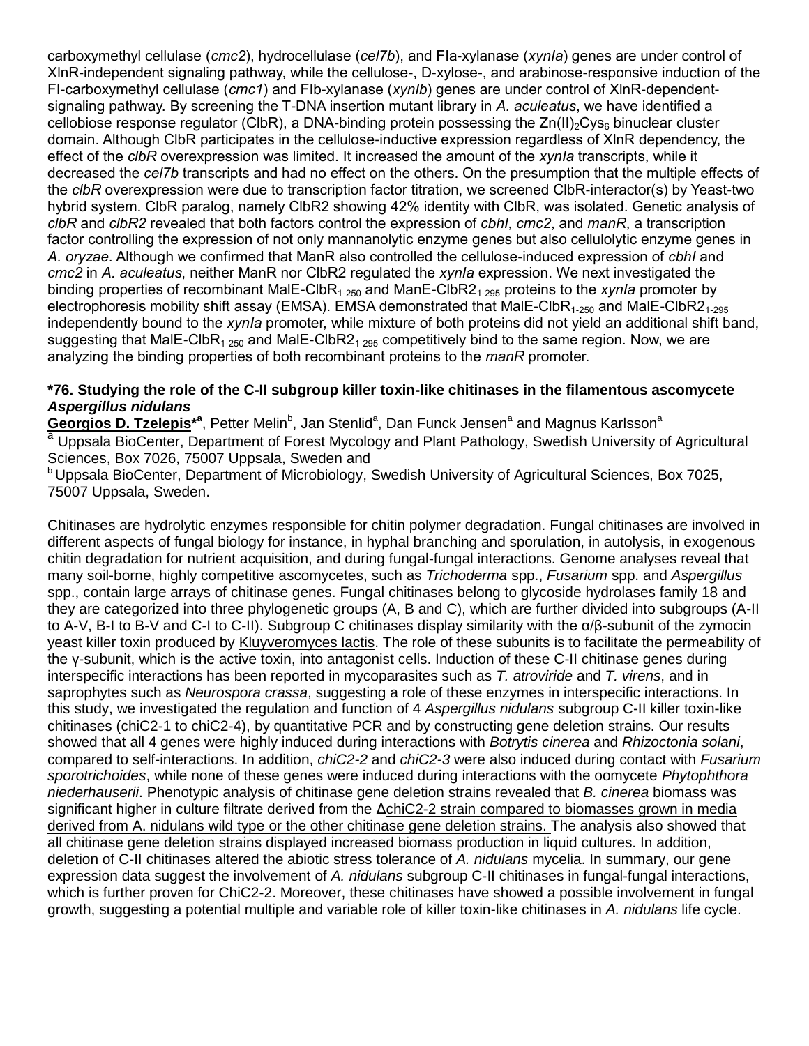carboxymethyl cellulase (*cmc2*), hydrocellulase (*cel7b*), and FIa-xylanase (*xynIa*) genes are under control of XlnR-independent signaling pathway, while the cellulose-, D-xylose-, and arabinose-responsive induction of the FI-carboxymethyl cellulase (*cmc1*) and FIb-xylanase (*xynIb*) genes are under control of XlnR-dependent-signaling pathway. By screening the T-DNA insertion mutant library in *A. aculeatus*, we have identified a cellobiose response regulator (ClbR), a DNA-binding protein possessing the $Zn(II)_2Cys_6$ binuclear cluster domain. Although ClbR participates in the cellulose-inductive expression regardless of XlnR dependency, the effect of the *clbR* overexpression was limited. It increased the amount of the *xynIa* transcripts, while it decreased the *cel7b* transcripts and had no effect on the others. On the presumption that the multiple effects of the *clbR* overexpression were due to transcription factor titration, we screened ClbR-interactor(s) by Yeast-two hybrid system. ClbR paralog, namely ClbR2 showing 42% identity with ClbR, was isolated. Genetic analysis of *clbR* and *clbR2* revealed that both factors control the expression of *cbhI*, *cmc2*, and *manR*, a transcription factor controlling the expression of not only mannanolytic enzyme genes but also cellulolytic enzyme genes in *A. oryzae*. Although we confirmed that ManR also controlled the cellulose-induced expression of *cbhI* and *cmc2* in *A. aculeatus*, neither ManR nor ClbR2 regulated the *xynIa* expression. We next investigated the binding properties of recombinant MalE-$ClbR_{1\text{-}250}$ and ManE-$ClbR2_{1\text{-}295}$ proteins to the *xynIa* promoter by electrophoresis mobility shift assay (EMSA). EMSA demonstrated that MalE-$ClbR_{1\text{-}250}$ and MalE-$ClbR2_{1\text{-}295}$ independently bound to the *xynIa* promoter, while mixture of both proteins did not yield an additional shift band, suggesting that MalE-$ClbR_{1\text{-}250}$ and MalE-$ClbR2_{1\text{-}295}$ competitively bind to the same region. Now, we are analyzing the binding properties of both recombinant proteins to the *manR* promoter.

### *76. Studying the role of the C-II subgroup killer toxin-like chitinases in the filamentous ascomycete *Aspergillus nidulans*

**Georgios D. Tzelepis*[a]**, Petter Melin[b], Jan Stenlid[a], Dan Funck Jensen[a] and Magnus Karlsson[a]

[a] Uppsala BioCenter, Department of Forest Mycology and Plant Pathology, Swedish University of Agricultural Sciences, Box 7026, 75007 Uppsala, Sweden and

[b] Uppsala BioCenter, Department of Microbiology, Swedish University of Agricultural Sciences, Box 7025, 75007 Uppsala, Sweden.

Chitinases are hydrolytic enzymes responsible for chitin polymer degradation. Fungal chitinases are involved in different aspects of fungal biology for instance, in hyphal branching and sporulation, in autolysis, in exogenous chitin degradation for nutrient acquisition, and during fungal-fungal interactions. Genome analyses reveal that many soil-borne, highly competitive ascomycetes, such as *Trichoderma* spp., *Fusarium* spp. and *Aspergillus* spp., contain large arrays of chitinase genes. Fungal chitinases belong to glycoside hydrolases family 18 and they are categorized into three phylogenetic groups (A, B and C), which are further divided into subgroups (A-II to A-V, B-I to B-V and C-I to C-II). Subgroup C chitinases display similarity with the α/β-subunit of the zymocin yeast killer toxin produced by Kluyveromyces lactis. The role of these subunits is to facilitate the permeability of the γ-subunit, which is the active toxin, into antagonist cells. Induction of these C-II chitinase genes during interspecific interactions has been reported in mycoparasites such as *T. atroviride* and *T. virens*, and in saprophytes such as *Neurospora crassa*, suggesting a role of these enzymes in interspecific interactions. In this study, we investigated the regulation and function of 4 *Aspergillus nidulans* subgroup C-II killer toxin-like chitinases (chiC2-1 to chiC2-4), by quantitative PCR and by constructing gene deletion strains. Our results showed that all 4 genes were highly induced during interactions with *Botrytis cinerea* and *Rhizoctonia solani*, compared to self-interactions. In addition, *chiC2-2* and *chiC2-3* were also induced during contact with *Fusarium sporotrichoides*, while none of these genes were induced during interactions with the oomycete *Phytophthora niederhauserii*. Phenotypic analysis of chitinase gene deletion strains revealed that *B. cinerea* biomass was significant higher in culture filtrate derived from the ΔchiC2-2 strain compared to biomasses grown in media derived from A. nidulans wild type or the other chitinase gene deletion strains. The analysis also showed that all chitinase gene deletion strains displayed increased biomass production in liquid cultures. In addition, deletion of C-II chitinases altered the abiotic stress tolerance of *A. nidulans* mycelia. In summary, our gene expression data suggest the involvement of *A. nidulans* subgroup C-II chitinases in fungal-fungal interactions, which is further proven for ChiC2-2. Moreover, these chitinases have showed a possible involvement in fungal growth, suggesting a potential multiple and variable role of killer toxin-like chitinases in *A. nidulans* life cycle.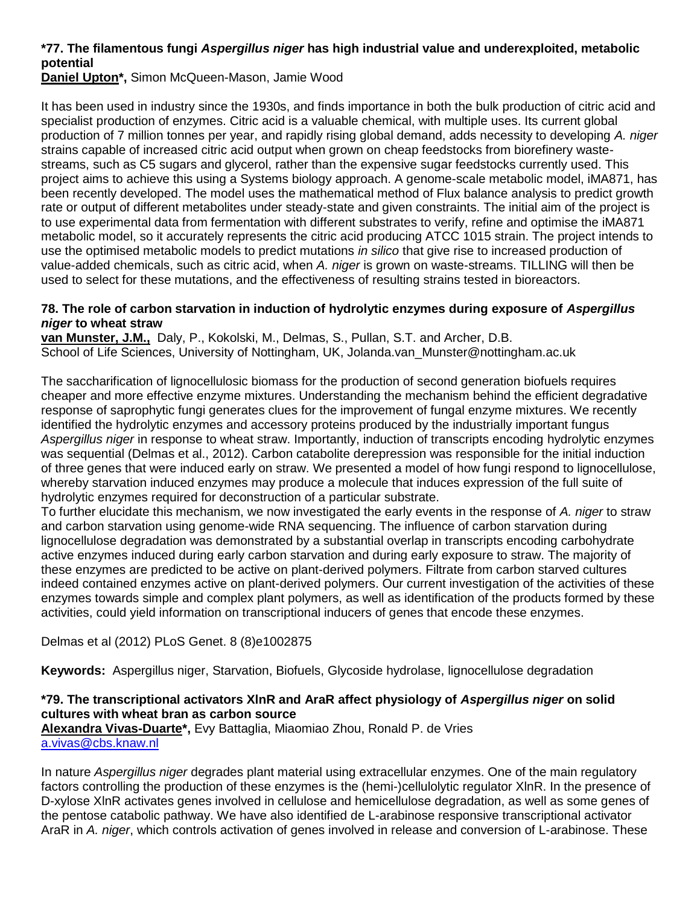### *77. The filamentous fungi *Aspergillus niger* has high industrial value and underexploited, metabolic potential

**Daniel Upton*,** Simon McQueen-Mason, Jamie Wood

It has been used in industry since the 1930s, and finds importance in both the bulk production of citric acid and specialist production of enzymes. Citric acid is a valuable chemical, with multiple uses. Its current global production of 7 million tonnes per year, and rapidly rising global demand, adds necessity to developing *A. niger* strains capable of increased citric acid output when grown on cheap feedstocks from biorefinery waste-streams, such as C5 sugars and glycerol, rather than the expensive sugar feedstocks currently used. This project aims to achieve this using a Systems biology approach. A genome-scale metabolic model, iMA871, has been recently developed. The model uses the mathematical method of Flux balance analysis to predict growth rate or output of different metabolites under steady-state and given constraints. The initial aim of the project is to use experimental data from fermentation with different substrates to verify, refine and optimise the iMA871 metabolic model, so it accurately represents the citric acid producing ATCC 1015 strain. The project intends to use the optimised metabolic models to predict mutations *in silico* that give rise to increased production of value-added chemicals, such as citric acid, when *A. niger* is grown on waste-streams. TILLING will then be used to select for these mutations, and the effectiveness of resulting strains tested in bioreactors.

### 78. The role of carbon starvation in induction of hydrolytic enzymes during exposure of *Aspergillus niger* to wheat straw

**van Munster, J.M.,** Daly, P., Kokolski, M., Delmas, S., Pullan, S.T. and Archer, D.B.
School of Life Sciences, University of Nottingham, UK, Jolanda.van_Munster@nottingham.ac.uk

The saccharification of lignocellulosic biomass for the production of second generation biofuels requires cheaper and more effective enzyme mixtures. Understanding the mechanism behind the efficient degradative response of saprophytic fungi generates clues for the improvement of fungal enzyme mixtures. We recently identified the hydrolytic enzymes and accessory proteins produced by the industrially important fungus *Aspergillus niger* in response to wheat straw. Importantly, induction of transcripts encoding hydrolytic enzymes was sequential (Delmas et al., 2012). Carbon catabolite derepression was responsible for the initial induction of three genes that were induced early on straw. We presented a model of how fungi respond to lignocellulose, whereby starvation induced enzymes may produce a molecule that induces expression of the full suite of hydrolytic enzymes required for deconstruction of a particular substrate.

To further elucidate this mechanism, we now investigated the early events in the response of *A. niger* to straw and carbon starvation using genome-wide RNA sequencing. The influence of carbon starvation during lignocellulose degradation was demonstrated by a substantial overlap in transcripts encoding carbohydrate active enzymes induced during early carbon starvation and during early exposure to straw. The majority of these enzymes are predicted to be active on plant-derived polymers. Filtrate from carbon starved cultures indeed contained enzymes active on plant-derived polymers. Our current investigation of the activities of these enzymes towards simple and complex plant polymers, as well as identification of the products formed by these activities, could yield information on transcriptional inducers of genes that encode these enzymes.

Delmas et al (2012) PLoS Genet. 8 (8)e1002875

**Keywords:** Aspergillus niger, Starvation, Biofuels, Glycoside hydrolase, lignocellulose degradation

### *79. The transcriptional activators XlnR and AraR affect physiology of *Aspergillus niger* on solid cultures with wheat bran as carbon source

**Alexandra Vivas-Duarte*,** Evy Battaglia, Miaomiao Zhou, Ronald P. de Vries
a.vivas@cbs.knaw.nl

In nature *Aspergillus niger* degrades plant material using extracellular enzymes. One of the main regulatory factors controlling the production of these enzymes is the (hemi-)cellulolytic regulator XlnR. In the presence of D-xylose XlnR activates genes involved in cellulose and hemicellulose degradation, as well as some genes of the pentose catabolic pathway. We have also identified de L-arabinose responsive transcriptional activator AraR in *A. niger*, which controls activation of genes involved in release and conversion of L-arabinose. These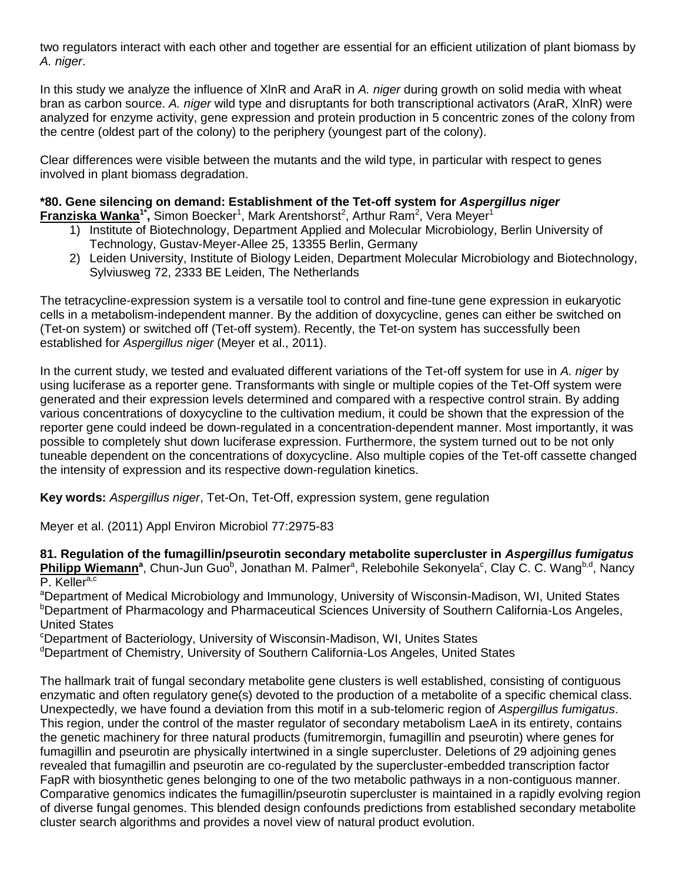two regulators interact with each other and together are essential for an efficient utilization of plant biomass by *A. niger*.

In this study we analyze the influence of XlnR and AraR in *A. niger* during growth on solid media with wheat bran as carbon source. *A. niger* wild type and disruptants for both transcriptional activators (AraR, XlnR) were analyzed for enzyme activity, gene expression and protein production in 5 concentric zones of the colony from the centre (oldest part of the colony) to the periphery (youngest part of the colony).

Clear differences were visible between the mutants and the wild type, in particular with respect to genes involved in plant biomass degradation.

### *80. Gene silencing on demand: Establishment of the Tet-off system for *Aspergillus niger*

**Franziska Wanka**[1*], Simon Boecker[1], Mark Arentshorst[2], Arthur Ram[2], Vera Meyer[1]

1) Institute of Biotechnology, Department Applied and Molecular Microbiology, Berlin University of Technology, Gustav-Meyer-Allee 25, 13355 Berlin, Germany
2) Leiden University, Institute of Biology Leiden, Department Molecular Microbiology and Biotechnology, Sylviusweg 72, 2333 BE Leiden, The Netherlands

The tetracycline-expression system is a versatile tool to control and fine-tune gene expression in eukaryotic cells in a metabolism-independent manner. By the addition of doxycycline, genes can either be switched on (Tet-on system) or switched off (Tet-off system). Recently, the Tet-on system has successfully been established for *Aspergillus niger* (Meyer et al., 2011).

In the current study, we tested and evaluated different variations of the Tet-off system for use in *A. niger* by using luciferase as a reporter gene. Transformants with single or multiple copies of the Tet-Off system were generated and their expression levels determined and compared with a respective control strain. By adding various concentrations of doxycycline to the cultivation medium, it could be shown that the expression of the reporter gene could indeed be down-regulated in a concentration-dependent manner. Most importantly, it was possible to completely shut down luciferase expression. Furthermore, the system turned out to be not only tuneable dependent on the concentrations of doxycycline. Also multiple copies of the Tet-off cassette changed the intensity of expression and its respective down-regulation kinetics.

**Key words:** *Aspergillus niger*, Tet-On, Tet-Off, expression system, gene regulation

Meyer et al. (2011) Appl Environ Microbiol 77:2975-83

### 81. Regulation of the fumagillin/pseurotin secondary metabolite supercluster in *Aspergillus fumigatus*

**Philipp Wiemann**[a], Chun-Jun Guo[b], Jonathan M. Palmer[a], Relebohile Sekonyela[c], Clay C. C. Wang[b,d], Nancy P. Keller[a,c]

[a]Department of Medical Microbiology and Immunology, University of Wisconsin-Madison, WI, United States
[b]Department of Pharmacology and Pharmaceutical Sciences University of Southern California-Los Angeles, United States
[c]Department of Bacteriology, University of Wisconsin-Madison, WI, Unites States
[d]Department of Chemistry, University of Southern California-Los Angeles, United States

The hallmark trait of fungal secondary metabolite gene clusters is well established, consisting of contiguous enzymatic and often regulatory gene(s) devoted to the production of a metabolite of a specific chemical class. Unexpectedly, we have found a deviation from this motif in a sub-telomeric region of *Aspergillus fumigatus*. This region, under the control of the master regulator of secondary metabolism LaeA in its entirety, contains the genetic machinery for three natural products (fumitremorgin, fumagillin and pseurotin) where genes for fumagillin and pseurotin are physically intertwined in a single supercluster. Deletions of 29 adjoining genes revealed that fumagillin and pseurotin are co-regulated by the supercluster-embedded transcription factor FapR with biosynthetic genes belonging to one of the two metabolic pathways in a non-contiguous manner. Comparative genomics indicates the fumagillin/pseurotin supercluster is maintained in a rapidly evolving region of diverse fungal genomes. This blended design confounds predictions from established secondary metabolite cluster search algorithms and provides a novel view of natural product evolution.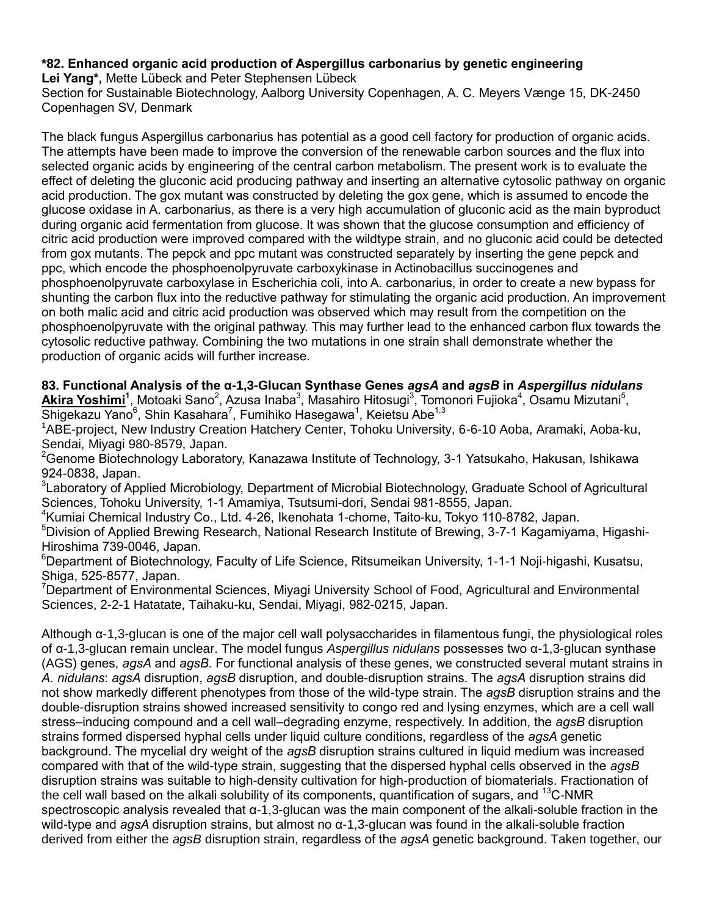**\*82. Enhanced organic acid production of Aspergillus carbonarius by genetic engineering**
**Lei Yang\*,** Mette Lübeck and Peter Stephensen Lübeck
Section for Sustainable Biotechnology, Aalborg University Copenhagen, A. C. Meyers Vænge 15, DK-2450 Copenhagen SV, Denmark

The black fungus Aspergillus carbonarius has potential as a good cell factory for production of organic acids. The attempts have been made to improve the conversion of the renewable carbon sources and the flux into selected organic acids by engineering of the central carbon metabolism. The present work is to evaluate the effect of deleting the gluconic acid producing pathway and inserting an alternative cytosolic pathway on organic acid production. The gox mutant was constructed by deleting the gox gene, which is assumed to encode the glucose oxidase in A. carbonarius, as there is a very high accumulation of gluconic acid as the main byproduct during organic acid fermentation from glucose. It was shown that the glucose consumption and efficiency of citric acid production were improved compared with the wildtype strain, and no gluconic acid could be detected from gox mutants. The pepck and ppc mutant was constructed separately by inserting the gene pepck and ppc, which encode the phosphoenolpyruvate carboxykinase in Actinobacillus succinogenes and phosphoenolpyruvate carboxylase in Escherichia coli, into A. carbonarius, in order to create a new bypass for shunting the carbon flux into the reductive pathway for stimulating the organic acid production. An improvement on both malic acid and citric acid production was observed which may result from the competition on the phosphoenolpyruvate with the original pathway. This may further lead to the enhanced carbon flux towards the cytosolic reductive pathway. Combining the two mutations in one strain shall demonstrate whether the production of organic acids will further increase.

**83. Functional Analysis of the α-1,3-Glucan Synthase Genes *agsA* and *agsB* in *Aspergillus nidulans***
**Akira Yoshimi[1]**, Motoaki Sano[2], Azusa Inaba[3], Masahiro Hitosugi[3], Tomonori Fujioka[4], Osamu Mizutani[5], Shigekazu Yano[6], Shin Kasahara[7], Fumihiko Hasegawa[1], Keietsu Abe[1,3]
[1]ABE-project, New Industry Creation Hatchery Center, Tohoku University, 6-6-10 Aoba, Aramaki, Aoba-ku, Sendai, Miyagi 980-8579, Japan.
[2]Genome Biotechnology Laboratory, Kanazawa Institute of Technology, 3-1 Yatsukaho, Hakusan, Ishikawa 924-0838, Japan.
[3]Laboratory of Applied Microbiology, Department of Microbial Biotechnology, Graduate School of Agricultural Sciences, Tohoku University, 1-1 Amamiya, Tsutsumi-dori, Sendai 981-8555, Japan.
[4]Kumiai Chemical Industry Co., Ltd. 4-26, Ikenohata 1-chome, Taito-ku, Tokyo 110-8782, Japan.
[5]Division of Applied Brewing Research, National Research Institute of Brewing, 3-7-1 Kagamiyama, Higashi-Hiroshima 739-0046, Japan.
[6]Department of Biotechnology, Faculty of Life Science, Ritsumeikan University, 1-1-1 Noji-higashi, Kusatsu, Shiga, 525-8577, Japan.
[7]Department of Environmental Sciences, Miyagi University School of Food, Agricultural and Environmental Sciences, 2-2-1 Hatatate, Taihaku-ku, Sendai, Miyagi, 982-0215, Japan.

Although α-1,3-glucan is one of the major cell wall polysaccharides in filamentous fungi, the physiological roles of α-1,3-glucan remain unclear. The model fungus *Aspergillus nidulans* possesses two α-1,3-glucan synthase (AGS) genes, *agsA* and *agsB*. For functional analysis of these genes, we constructed several mutant strains in *A. nidulans*: *agsA* disruption, *agsB* disruption, and double-disruption strains. The *agsA* disruption strains did not show markedly different phenotypes from those of the wild-type strain. The *agsB* disruption strains and the double-disruption strains showed increased sensitivity to congo red and lysing enzymes, which are a cell wall stress–inducing compound and a cell wall–degrading enzyme, respectively. In addition, the *agsB* disruption strains formed dispersed hyphal cells under liquid culture conditions, regardless of the *agsA* genetic background. The mycelial dry weight of the *agsB* disruption strains cultured in liquid medium was increased compared with that of the wild-type strain, suggesting that the dispersed hyphal cells observed in the *agsB* disruption strains was suitable to high-density cultivation for high-production of biomaterials. Fractionation of the cell wall based on the alkali solubility of its components, quantification of sugars, and $^{13}$C-NMR spectroscopic analysis revealed that α-1,3-glucan was the main component of the alkali-soluble fraction in the wild-type and *agsA* disruption strains, but almost no α-1,3-glucan was found in the alkali-soluble fraction derived from either the *agsB* disruption strain, regardless of the *agsA* genetic background. Taken together, our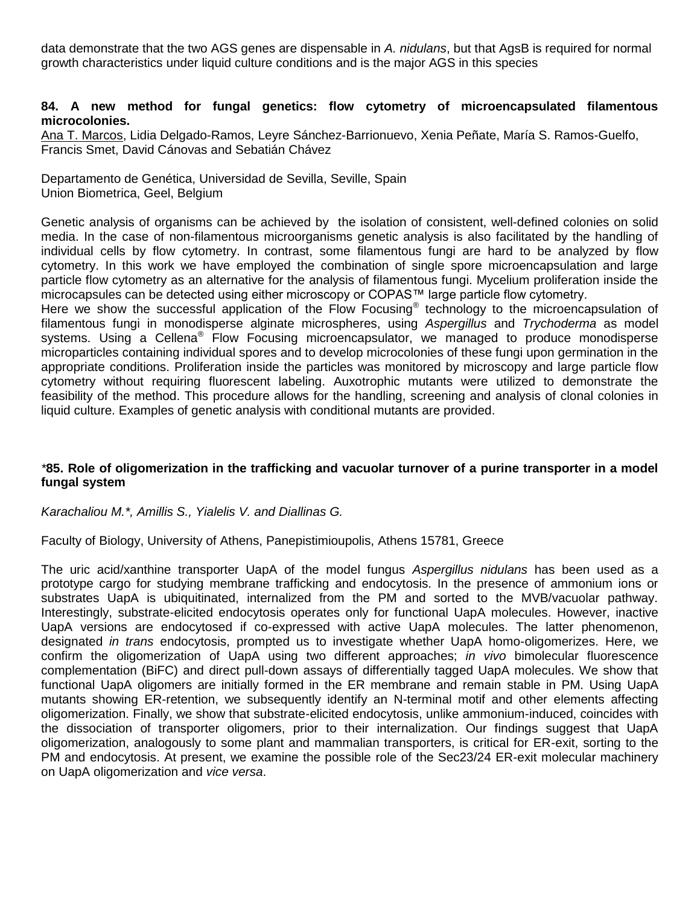data demonstrate that the two AGS genes are dispensable in *A. nidulans*, but that AgsB is required for normal growth characteristics under liquid culture conditions and is the major AGS in this species

### 84. A new method for fungal genetics: flow cytometry of microencapsulated filamentous microcolonies.

Ana T. Marcos, Lidia Delgado-Ramos, Leyre Sánchez-Barrionuevo, Xenia Peñate, María S. Ramos-Guelfo, Francis Smet, David Cánovas and Sebatián Chávez

Departamento de Genética, Universidad de Sevilla, Seville, Spain
Union Biometrica, Geel, Belgium

Genetic analysis of organisms can be achieved by the isolation of consistent, well-defined colonies on solid media. In the case of non-filamentous microorganisms genetic analysis is also facilitated by the handling of individual cells by flow cytometry. In contrast, some filamentous fungi are hard to be analyzed by flow cytometry. In this work we have employed the combination of single spore microencapsulation and large particle flow cytometry as an alternative for the analysis of filamentous fungi. Mycelium proliferation inside the microcapsules can be detected using either microscopy or COPAS™ large particle flow cytometry.
Here we show the successful application of the Flow Focusing® technology to the microencapsulation of filamentous fungi in monodisperse alginate microspheres, using *Aspergillus* and *Trychoderma* as model systems. Using a Cellena® Flow Focusing microencapsulator, we managed to produce monodisperse microparticles containing individual spores and to develop microcolonies of these fungi upon germination in the appropriate conditions. Proliferation inside the particles was monitored by microscopy and large particle flow cytometry without requiring fluorescent labeling. Auxotrophic mutants were utilized to demonstrate the feasibility of the method. This procedure allows for the handling, screening and analysis of clonal colonies in liquid culture. Examples of genetic analysis with conditional mutants are provided.

### *85. Role of oligomerization in the trafficking and vacuolar turnover of a purine transporter in a model fungal system

*Karachaliou M.*, Amillis S., Yialelis V. and Diallinas G.*

Faculty of Biology, University of Athens, Panepistimioupolis, Athens 15781, Greece

The uric acid/xanthine transporter UapA of the model fungus *Aspergillus nidulans* has been used as a prototype cargo for studying membrane trafficking and endocytosis. In the presence of ammonium ions or substrates UapA is ubiquitinated, internalized from the PM and sorted to the MVB/vacuolar pathway. Interestingly, substrate-elicited endocytosis operates only for functional UapA molecules. However, inactive UapA versions are endocytosed if co-expressed with active UapA molecules. The latter phenomenon, designated *in trans* endocytosis, prompted us to investigate whether UapA homo-oligomerizes. Here, we confirm the oligomerization of UapA using two different approaches; *in vivo* bimolecular fluorescence complementation (BiFC) and direct pull-down assays of differentially tagged UapA molecules. We show that functional UapA oligomers are initially formed in the ER membrane and remain stable in PM. Using UapA mutants showing ER-retention, we subsequently identify an N-terminal motif and other elements affecting oligomerization. Finally, we show that substrate-elicited endocytosis, unlike ammonium-induced, coincides with the dissociation of transporter oligomers, prior to their internalization. Our findings suggest that UapA oligomerization, analogously to some plant and mammalian transporters, is critical for ER-exit, sorting to the PM and endocytosis. At present, we examine the possible role of the Sec23/24 ER-exit molecular machinery on UapA oligomerization and *vice versa*.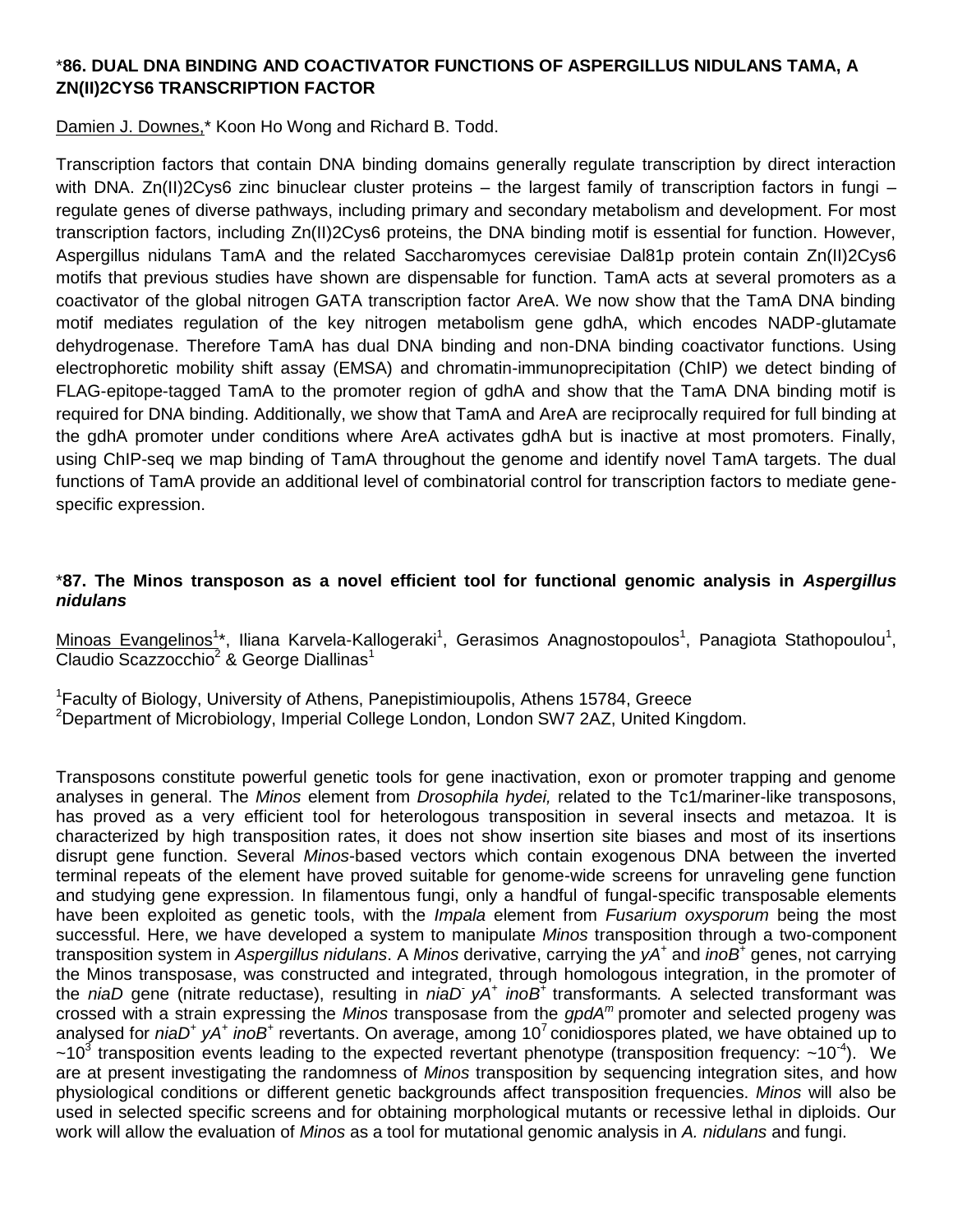### *86. DUAL DNA BINDING AND COACTIVATOR FUNCTIONS OF ASPERGILLUS NIDULANS TAMA, A ZN(II)2CYS6 TRANSCRIPTION FACTOR

Damien J. Downes,* Koon Ho Wong and Richard B. Todd.

Transcription factors that contain DNA binding domains generally regulate transcription by direct interaction with DNA. Zn(II)2Cys6 zinc binuclear cluster proteins – the largest family of transcription factors in fungi – regulate genes of diverse pathways, including primary and secondary metabolism and development. For most transcription factors, including Zn(II)2Cys6 proteins, the DNA binding motif is essential for function. However, Aspergillus nidulans TamA and the related Saccharomyces cerevisiae Dal81p protein contain Zn(II)2Cys6 motifs that previous studies have shown are dispensable for function. TamA acts at several promoters as a coactivator of the global nitrogen GATA transcription factor AreA. We now show that the TamA DNA binding motif mediates regulation of the key nitrogen metabolism gene gdhA, which encodes NADP-glutamate dehydrogenase. Therefore TamA has dual DNA binding and non-DNA binding coactivator functions. Using electrophoretic mobility shift assay (EMSA) and chromatin-immunoprecipitation (ChIP) we detect binding of FLAG-epitope-tagged TamA to the promoter region of gdhA and show that the TamA DNA binding motif is required for DNA binding. Additionally, we show that TamA and AreA are reciprocally required for full binding at the gdhA promoter under conditions where AreA activates gdhA but is inactive at most promoters. Finally, using ChIP-seq we map binding of TamA throughout the genome and identify novel TamA targets. The dual functions of TamA provide an additional level of combinatorial control for transcription factors to mediate gene-specific expression.

### *87. The Minos transposon as a novel efficient tool for functional genomic analysis in *Aspergillus nidulans*

Minoas Evangelinos[1]*, Iliana Karvela-Kallogeraki[1], Gerasimos Anagnostopoulos[1], Panagiota Stathopoulou[1], Claudio Scazzocchio[2] & George Diallinas[1]

[1]Faculty of Biology, University of Athens, Panepistimioupolis, Athens 15784, Greece
[2]Department of Microbiology, Imperial College London, London SW7 2AZ, United Kingdom.

Transposons constitute powerful genetic tools for gene inactivation, exon or promoter trapping and genome analyses in general. The *Minos* element from *Drosophila hydei,* related to the Tc1/mariner-like transposons, has proved as a very efficient tool for heterologous transposition in several insects and metazoa. It is characterized by high transposition rates, it does not show insertion site biases and most of its insertions disrupt gene function. Several *Minos*-based vectors which contain exogenous DNA between the inverted terminal repeats of the element have proved suitable for genome-wide screens for unraveling gene function and studying gene expression. In filamentous fungi, only a handful of fungal-specific transposable elements have been exploited as genetic tools, with the *Impala* element from *Fusarium oxysporum* being the most successful. Here, we have developed a system to manipulate *Minos* transposition through a two-component transposition system in *Aspergillus nidulans*. A *Minos* derivative, carrying the $yA^+$ and $inoB^+$ genes, not carrying the Minos transposase, was constructed and integrated, through homologous integration, in the promoter of the *niaD* gene (nitrate reductase), resulting in $niaD^-$ $yA^+$ $inoB^+$ transformants. A selected transformant was crossed with a strain expressing the *Minos* transposase from the $gpdA^m$ promoter and selected progeny was analysed for $niaD^+$ $yA^+$ $inoB^+$ revertants. On average, among $10^7$ conidiospores plated, we have obtained up to $\sim 10^3$ transposition events leading to the expected revertant phenotype (transposition frequency: $\sim 10^{-4}$). We are at present investigating the randomness of *Minos* transposition by sequencing integration sites, and how physiological conditions or different genetic backgrounds affect transposition frequencies. *Minos* will also be used in selected specific screens and for obtaining morphological mutants or recessive lethal in diploids. Our work will allow the evaluation of *Minos* as a tool for mutational genomic analysis in *A. nidulans* and fungi.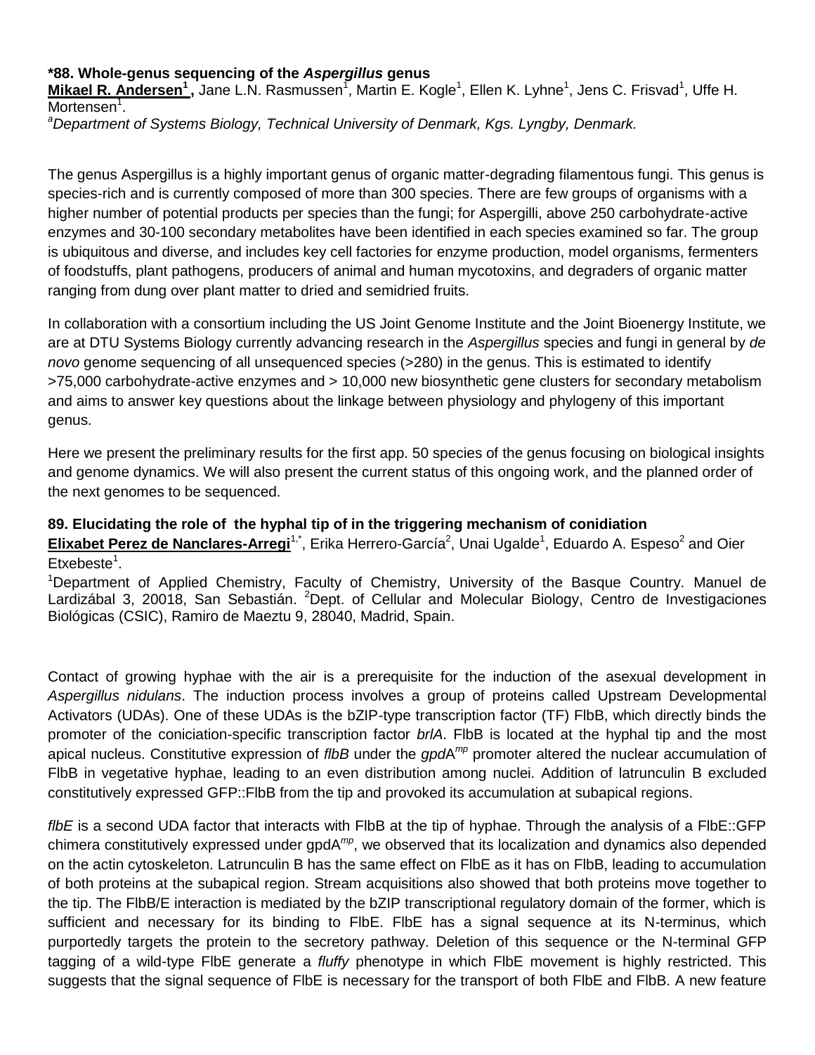### *88. Whole-genus sequencing of the *Aspergillus* genus

**Mikael R. Andersen[1]**, Jane L.N. Rasmussen[1], Martin E. Kogle[1], Ellen K. Lyhne[1], Jens C. Frisvad[1], Uffe H. Mortensen[1].

[a]*Department of Systems Biology, Technical University of Denmark, Kgs. Lyngby, Denmark.*

The genus Aspergillus is a highly important genus of organic matter-degrading filamentous fungi. This genus is species-rich and is currently composed of more than 300 species. There are few groups of organisms with a higher number of potential products per species than the fungi; for Aspergilli, above 250 carbohydrate-active enzymes and 30-100 secondary metabolites have been identified in each species examined so far. The group is ubiquitous and diverse, and includes key cell factories for enzyme production, model organisms, fermenters of foodstuffs, plant pathogens, producers of animal and human mycotoxins, and degraders of organic matter ranging from dung over plant matter to dried and semidried fruits.

In collaboration with a consortium including the US Joint Genome Institute and the Joint Bioenergy Institute, we are at DTU Systems Biology currently advancing research in the *Aspergillus* species and fungi in general by *de novo* genome sequencing of all unsequenced species (>280) in the genus. This is estimated to identify >75,000 carbohydrate-active enzymes and > 10,000 new biosynthetic gene clusters for secondary metabolism and aims to answer key questions about the linkage between physiology and phylogeny of this important genus.

Here we present the preliminary results for the first app. 50 species of the genus focusing on biological insights and genome dynamics. We will also present the current status of this ongoing work, and the planned order of the next genomes to be sequenced.

### 89. Elucidating the role of the hyphal tip of in the triggering mechanism of conidiation

**Elixabet Perez de Nanclares-Arregi[1,*]**, Erika Herrero-García[2], Unai Ugalde[1], Eduardo A. Espeso[2] and Oier Etxebeste[1].

[1]Department of Applied Chemistry, Faculty of Chemistry, University of the Basque Country. Manuel de Lardizábal 3, 20018, San Sebastián. [2]Dept. of Cellular and Molecular Biology, Centro de Investigaciones Biológicas (CSIC), Ramiro de Maeztu 9, 28040, Madrid, Spain.

Contact of growing hyphae with the air is a prerequisite for the induction of the asexual development in *Aspergillus nidulans*. The induction process involves a group of proteins called Upstream Developmental Activators (UDAs). One of these UDAs is the bZIP-type transcription factor (TF) FlbB, which directly binds the promoter of the coniciation-specific transcription factor *brlA*. FlbB is located at the hyphal tip and the most apical nucleus. Constitutive expression of *flbB* under the *gpd*A$^{mp}$ promoter altered the nuclear accumulation of FlbB in vegetative hyphae, leading to an even distribution among nuclei. Addition of latrunculin B excluded constitutively expressed GFP::FlbB from the tip and provoked its accumulation at subapical regions.

*flbE* is a second UDA factor that interacts with FlbB at the tip of hyphae. Through the analysis of a FlbE::GFP chimera constitutively expressed under gpdA$^{mp}$, we observed that its localization and dynamics also depended on the actin cytoskeleton. Latrunculin B has the same effect on FlbE as it has on FlbB, leading to accumulation of both proteins at the subapical region. Stream acquisitions also showed that both proteins move together to the tip. The FlbB/E interaction is mediated by the bZIP transcriptional regulatory domain of the former, which is sufficient and necessary for its binding to FlbE. FlbE has a signal sequence at its N-terminus, which purportedly targets the protein to the secretory pathway. Deletion of this sequence or the N-terminal GFP tagging of a wild-type FlbE generate a *fluffy* phenotype in which FlbE movement is highly restricted. This suggests that the signal sequence of FlbE is necessary for the transport of both FlbE and FlbB. A new feature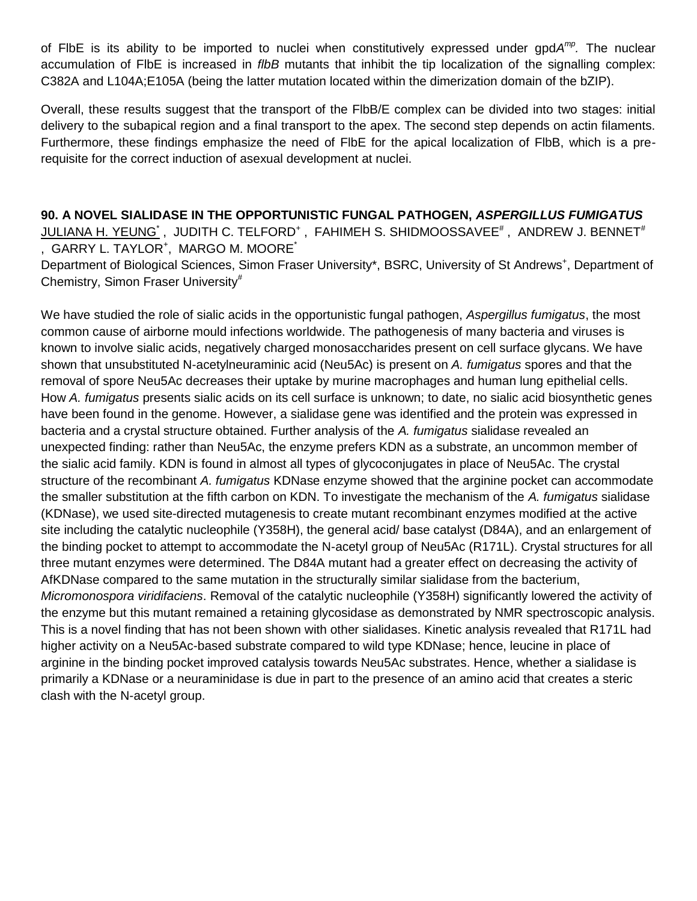of FlbE is its ability to be imported to nuclei when constitutively expressed under gpd$A^{mp}$. The nuclear accumulation of FlbE is increased in *flbB* mutants that inhibit the tip localization of the signalling complex: C382A and L104A;E105A (being the latter mutation located within the dimerization domain of the bZIP).

Overall, these results suggest that the transport of the FlbB/E complex can be divided into two stages: initial delivery to the subapical region and a final transport to the apex. The second step depends on actin filaments. Furthermore, these findings emphasize the need of FlbE for the apical localization of FlbB, which is a pre-requisite for the correct induction of asexual development at nuclei.

### 90. A NOVEL SIALIDASE IN THE OPPORTUNISTIC FUNGAL PATHOGEN, *ASPERGILLUS FUMIGATUS*

JULIANA H. YEUNG[*], JUDITH C. TELFORD[+], FAHIMEH S. SHIDMOOSSAVEE[#], ANDREW J. BENNET[#], GARRY L. TAYLOR[+], MARGO M. MOORE[*]

Department of Biological Sciences, Simon Fraser University*, BSRC, University of St Andrews[+], Department of Chemistry, Simon Fraser University[#]

We have studied the role of sialic acids in the opportunistic fungal pathogen, *Aspergillus fumigatus*, the most common cause of airborne mould infections worldwide. The pathogenesis of many bacteria and viruses is known to involve sialic acids, negatively charged monosaccharides present on cell surface glycans. We have shown that unsubstituted N-acetylneuraminic acid (Neu5Ac) is present on *A. fumigatus* spores and that the removal of spore Neu5Ac decreases their uptake by murine macrophages and human lung epithelial cells. How *A. fumigatus* presents sialic acids on its cell surface is unknown; to date, no sialic acid biosynthetic genes have been found in the genome. However, a sialidase gene was identified and the protein was expressed in bacteria and a crystal structure obtained. Further analysis of the *A. fumigatus* sialidase revealed an unexpected finding: rather than Neu5Ac, the enzyme prefers KDN as a substrate, an uncommon member of the sialic acid family. KDN is found in almost all types of glycoconjugates in place of Neu5Ac. The crystal structure of the recombinant *A. fumigatus* KDNase enzyme showed that the arginine pocket can accommodate the smaller substitution at the fifth carbon on KDN. To investigate the mechanism of the *A. fumigatus* sialidase (KDNase), we used site-directed mutagenesis to create mutant recombinant enzymes modified at the active site including the catalytic nucleophile (Y358H), the general acid/ base catalyst (D84A), and an enlargement of the binding pocket to attempt to accommodate the N-acetyl group of Neu5Ac (R171L). Crystal structures for all three mutant enzymes were determined. The D84A mutant had a greater effect on decreasing the activity of AfKDNase compared to the same mutation in the structurally similar sialidase from the bacterium, *Micromonospora viridifaciens*. Removal of the catalytic nucleophile (Y358H) significantly lowered the activity of the enzyme but this mutant remained a retaining glycosidase as demonstrated by NMR spectroscopic analysis. This is a novel finding that has not been shown with other sialidases. Kinetic analysis revealed that R171L had higher activity on a Neu5Ac-based substrate compared to wild type KDNase; hence, leucine in place of arginine in the binding pocket improved catalysis towards Neu5Ac substrates. Hence, whether a sialidase is primarily a KDNase or a neuraminidase is due in part to the presence of an amino acid that creates a steric clash with the N-acetyl group.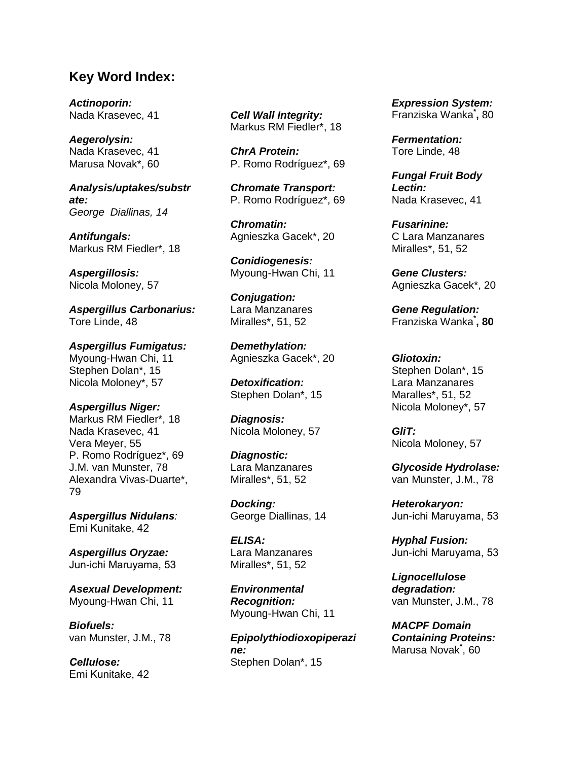## Key Word Index:

***Actinoporin:***
Nada Krasevec, 41

***Aegerolysin:***
Nada Krasevec, 41
Marusa Novak*, 60

***Analysis/uptakes/substrate:***
*George Diallinas, 14*

***Antifungals:***
Markus RM Fiedler*, 18

***Aspergillosis:***
Nicola Moloney, 57

***Aspergillus Carbonarius:***
Tore Linde, 48

***Aspergillus Fumigatus:***
Myoung-Hwan Chi, 11
Stephen Dolan*, 15
Nicola Moloney*, 57

***Aspergillus Niger:***
Markus RM Fiedler*, 18
Nada Krasevec, 41
Vera Meyer, 55
P. Romo Rodríguez*, 69
J.M. van Munster, 78
Alexandra Vivas-Duarte*, 79

***Aspergillus Nidulans:***
Emi Kunitake, 42

***Aspergillus Oryzae:***
Jun-ichi Maruyama, 53

***Asexual Development:***
Myoung-Hwan Chi, 11

***Biofuels:***
van Munster, J.M., 78

***Cellulose:***
Emi Kunitake, 42

***Cell Wall Integrity:***
Markus RM Fiedler*, 18

***ChrA Protein:***
P. Romo Rodríguez*, 69

***Chromate Transport:***
P. Romo Rodríguez*, 69

***Chromatin:***
Agnieszka Gacek*, 20

***Conidiogenesis:***
Myoung-Hwan Chi, 11

***Conjugation:***
Lara Manzanares Miralles*, 51, 52

***Demethylation:***
Agnieszka Gacek*, 20

***Detoxification:***
Stephen Dolan*, 15

***Diagnosis:***
Nicola Moloney, 57

***Diagnostic:***
Lara Manzanares Miralles*, 51, 52

***Docking:***
George Diallinas, 14

***ELISA:***
Lara Manzanares Miralles*, 51, 52

***Environmental Recognition:***
Myoung-Hwan Chi, 11

***Epipolythiodioxopiperazine:***
Stephen Dolan*, 15

***Expression System:***
Franziska Wanka*, 80

***Fermentation:***
Tore Linde, 48

***Fungal Fruit Body Lectin:***
Nada Krasevec, 41

***Fusarinine:***
C Lara Manzanares Miralles*, 51, 52

***Gene Clusters:***
Agnieszka Gacek*, 20

***Gene Regulation:***
Franziska Wanka***, 80**

***Gliotoxin:***
Stephen Dolan*, 15
Lara Manzanares Maralles*, 51, 52
Nicola Moloney*, 57

***GliT:***
Nicola Moloney, 57

***Glycoside Hydrolase:***
van Munster, J.M., 78

***Heterokaryon:***
Jun-ichi Maruyama, 53

***Hyphal Fusion:***
Jun-ichi Maruyama, 53

***Lignocellulose degradation:***
van Munster, J.M., 78

***MACPF Domain Containing Proteins:***
Marusa Novak*, 60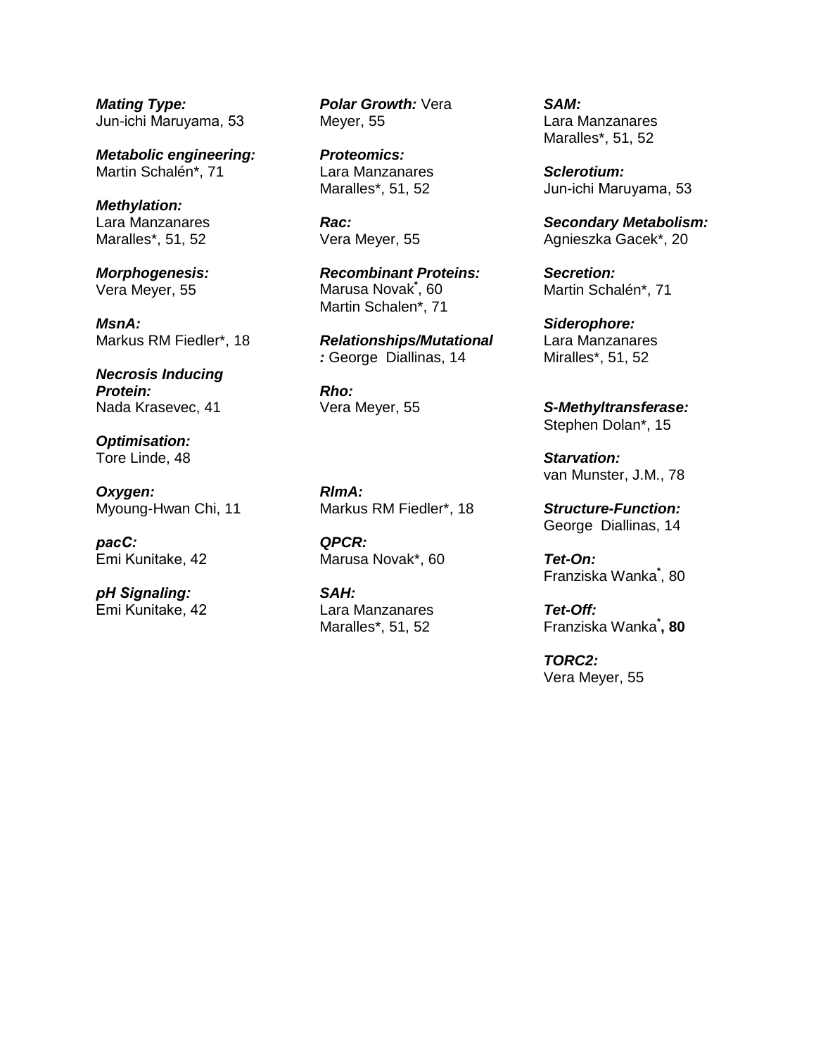***Mating Type:***
Jun-ichi Maruyama, 53

***Metabolic engineering:***
Martin Schalén*, 71

***Methylation:***
Lara Manzanares Maralles*, 51, 52

***Morphogenesis:***
Vera Meyer, 55

***MsnA:***
Markus RM Fiedler*, 18

***Necrosis Inducing Protein:***
Nada Krasevec, 41

***Optimisation:***
Tore Linde, 48

***Oxygen:***
Myoung-Hwan Chi, 11

***pacC:***
Emi Kunitake, 42

***pH Signaling:***
Emi Kunitake, 42

***Polar Growth:*** Vera Meyer, 55

***Proteomics:***
Lara Manzanares Maralles*, 51, 52

***Rac:***
Vera Meyer, 55

***Recombinant Proteins:***
Marusa Novak*, 60
Martin Schalen*, 71

***Relationships/Mutational:*** George Diallinas, 14

***Rho:***
Vera Meyer, 55

***RlmA:***
Markus RM Fiedler*, 18

***QPCR:***
Marusa Novak*, 60

***SAH:***
Lara Manzanares Maralles*, 51, 52

***SAM:***
Lara Manzanares Maralles*, 51, 52

***Sclerotium:***
Jun-ichi Maruyama, 53

***Secondary Metabolism:***
Agnieszka Gacek*, 20

***Secretion:***
Martin Schalén*, 71

***Siderophore:***
Lara Manzanares Miralles*, 51, 52

***S-Methyltransferase:***
Stephen Dolan*, 15

***Starvation:***
van Munster, J.M., 78

***Structure-Function:***
George Diallinas, 14

***Tet-On:***
Franziska Wanka*, 80

***Tet-Off:***
Franziska Wanka***, 80**

***TORC2:***
Vera Meyer, 55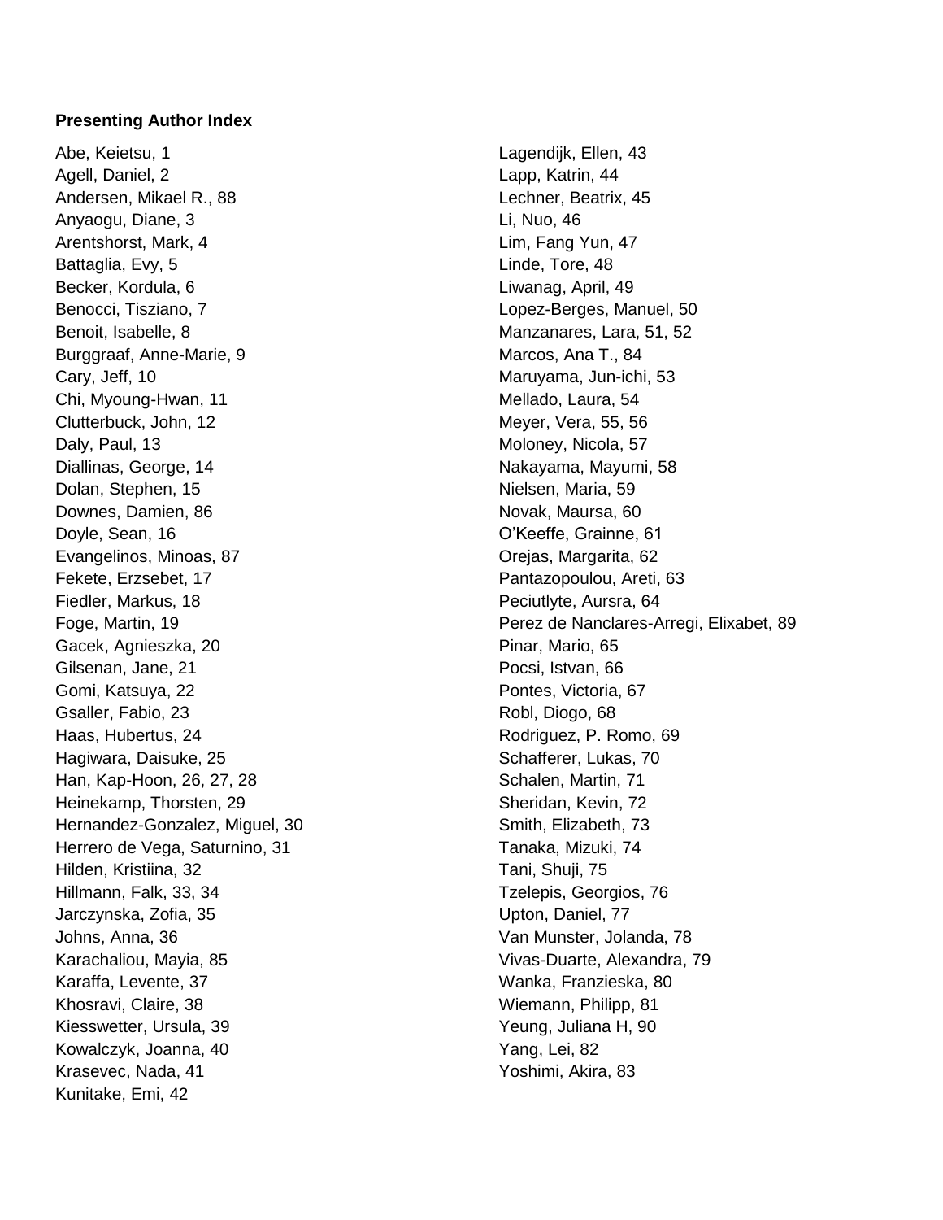**Presenting Author Index**

Abe, Keietsu, 1
Agell, Daniel, 2
Andersen, Mikael R., 88
Anyaogu, Diane, 3
Arentshorst, Mark, 4
Battaglia, Evy, 5
Becker, Kordula, 6
Benocci, Tisziano, 7
Benoit, Isabelle, 8
Burggraaf, Anne-Marie, 9
Cary, Jeff, 10
Chi, Myoung-Hwan, 11
Clutterbuck, John, 12
Daly, Paul, 13
Diallinas, George, 14
Dolan, Stephen, 15
Downes, Damien, 86
Doyle, Sean, 16
Evangelinos, Minoas, 87
Fekete, Erzsebet, 17
Fiedler, Markus, 18
Foge, Martin, 19
Gacek, Agnieszka, 20
Gilsenan, Jane, 21
Gomi, Katsuya, 22
Gsaller, Fabio, 23
Haas, Hubertus, 24
Hagiwara, Daisuke, 25
Han, Kap-Hoon, 26, 27, 28
Heinekamp, Thorsten, 29
Hernandez-Gonzalez, Miguel, 30
Herrero de Vega, Saturnino, 31
Hilden, Kristiina, 32
Hillmann, Falk, 33, 34
Jarczynska, Zofia, 35
Johns, Anna, 36
Karachaliou, Mayia, 85
Karaffa, Levente, 37
Khosravi, Claire, 38
Kiesswetter, Ursula, 39
Kowalczyk, Joanna, 40
Krasevec, Nada, 41
Kunitake, Emi, 42
Lagendijk, Ellen, 43
Lapp, Katrin, 44
Lechner, Beatrix, 45
Li, Nuo, 46
Lim, Fang Yun, 47
Linde, Tore, 48
Liwanag, April, 49
Lopez-Berges, Manuel, 50
Manzanares, Lara, 51, 52
Marcos, Ana T., 84
Maruyama, Jun-ichi, 53
Mellado, Laura, 54
Meyer, Vera, 55, 56
Moloney, Nicola, 57
Nakayama, Mayumi, 58
Nielsen, Maria, 59
Novak, Maursa, 60
O'Keeffe, Grainne, 61
Orejas, Margarita, 62
Pantazopoulou, Areti, 63
Peciutlyte, Aursra, 64
Perez de Nanclares-Arregi, Elixabet, 89
Pinar, Mario, 65
Pocsi, Istvan, 66
Pontes, Victoria, 67
Robl, Diogo, 68
Rodriguez, P. Romo, 69
Schafferer, Lukas, 70
Schalen, Martin, 71
Sheridan, Kevin, 72
Smith, Elizabeth, 73
Tanaka, Mizuki, 74
Tani, Shuji, 75
Tzelepis, Georgios, 76
Upton, Daniel, 77
Van Munster, Jolanda, 78
Vivas-Duarte, Alexandra, 79
Wanka, Franzieska, 80
Wiemann, Philipp, 81
Yeung, Juliana H, 90
Yang, Lei, 82
Yoshimi, Akira, 83